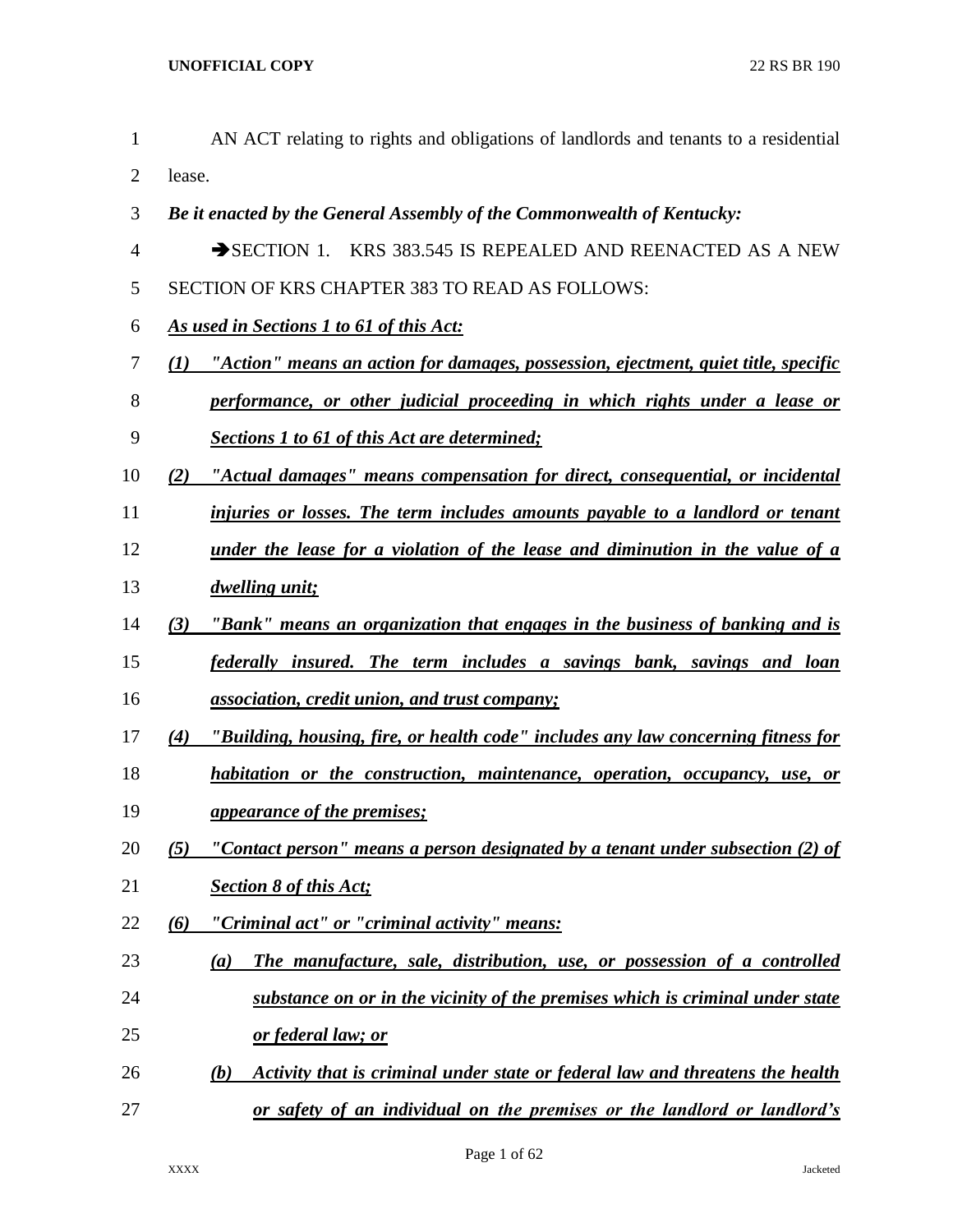AN ACT relating to rights and obligations of landlords and tenants to a residential lease.

***Be it enacted by the General Assembly of the Commonwealth of Kentucky:***

➔SECTION 1. KRS 383.545 IS REPEALED AND REENACTED AS A NEW SECTION OF KRS CHAPTER 383 TO READ AS FOLLOWS:

***As used in Sections 1 to 61 of this Act:***

***(1) "Action" means an action for damages, possession, ejectment, quiet title, specific performance, or other judicial proceeding in which rights under a lease or Sections 1 to 61 of this Act are determined;***

***(2) "Actual damages" means compensation for direct, consequential, or incidental injuries or losses. The term includes amounts payable to a landlord or tenant under the lease for a violation of the lease and diminution in the value of a dwelling unit;***

***(3) "Bank" means an organization that engages in the business of banking and is federally insured. The term includes a savings bank, savings and loan association, credit union, and trust company;***

***(4) "Building, housing, fire, or health code" includes any law concerning fitness for habitation or the construction, maintenance, operation, occupancy, use, or appearance of the premises;***

***(5) "Contact person" means a person designated by a tenant under subsection (2) of Section 8 of this Act;***

***(6) "Criminal act" or "criminal activity" means:***

***(a) The manufacture, sale, distribution, use, or possession of a controlled substance on or in the vicinity of the premises which is criminal under state or federal law; or***

***(b) Activity that is criminal under state or federal law and threatens the health or safety of an individual on the premises or the landlord or landlord's***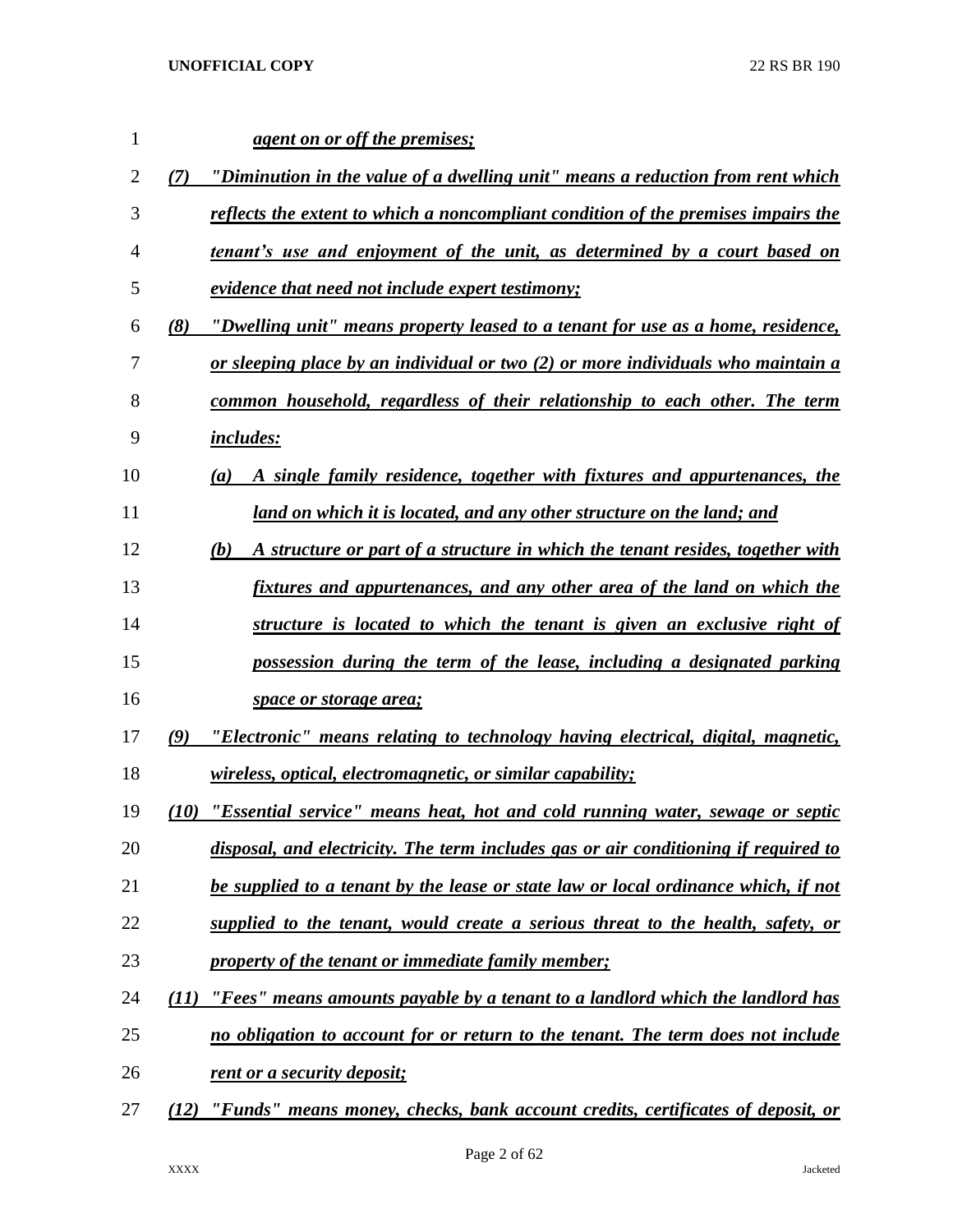*agent on or off the premises;*

*(7) "Diminution in the value of a dwelling unit" means a reduction from rent which reflects the extent to which a noncompliant condition of the premises impairs the tenant's use and enjoyment of the unit, as determined by a court based on evidence that need not include expert testimony;*

*(8) "Dwelling unit" means property leased to a tenant for use as a home, residence, or sleeping place by an individual or two (2) or more individuals who maintain a common household, regardless of their relationship to each other. The term includes:*

*(a) A single family residence, together with fixtures and appurtenances, the land on which it is located, and any other structure on the land; and*

*(b) A structure or part of a structure in which the tenant resides, together with fixtures and appurtenances, and any other area of the land on which the structure is located to which the tenant is given an exclusive right of possession during the term of the lease, including a designated parking space or storage area;*

*(9) "Electronic" means relating to technology having electrical, digital, magnetic, wireless, optical, electromagnetic, or similar capability;*

*(10) "Essential service" means heat, hot and cold running water, sewage or septic disposal, and electricity. The term includes gas or air conditioning if required to be supplied to a tenant by the lease or state law or local ordinance which, if not supplied to the tenant, would create a serious threat to the health, safety, or property of the tenant or immediate family member;*

*(11) "Fees" means amounts payable by a tenant to a landlord which the landlord has no obligation to account for or return to the tenant. The term does not include rent or a security deposit;*

*(12) "Funds" means money, checks, bank account credits, certificates of deposit, or*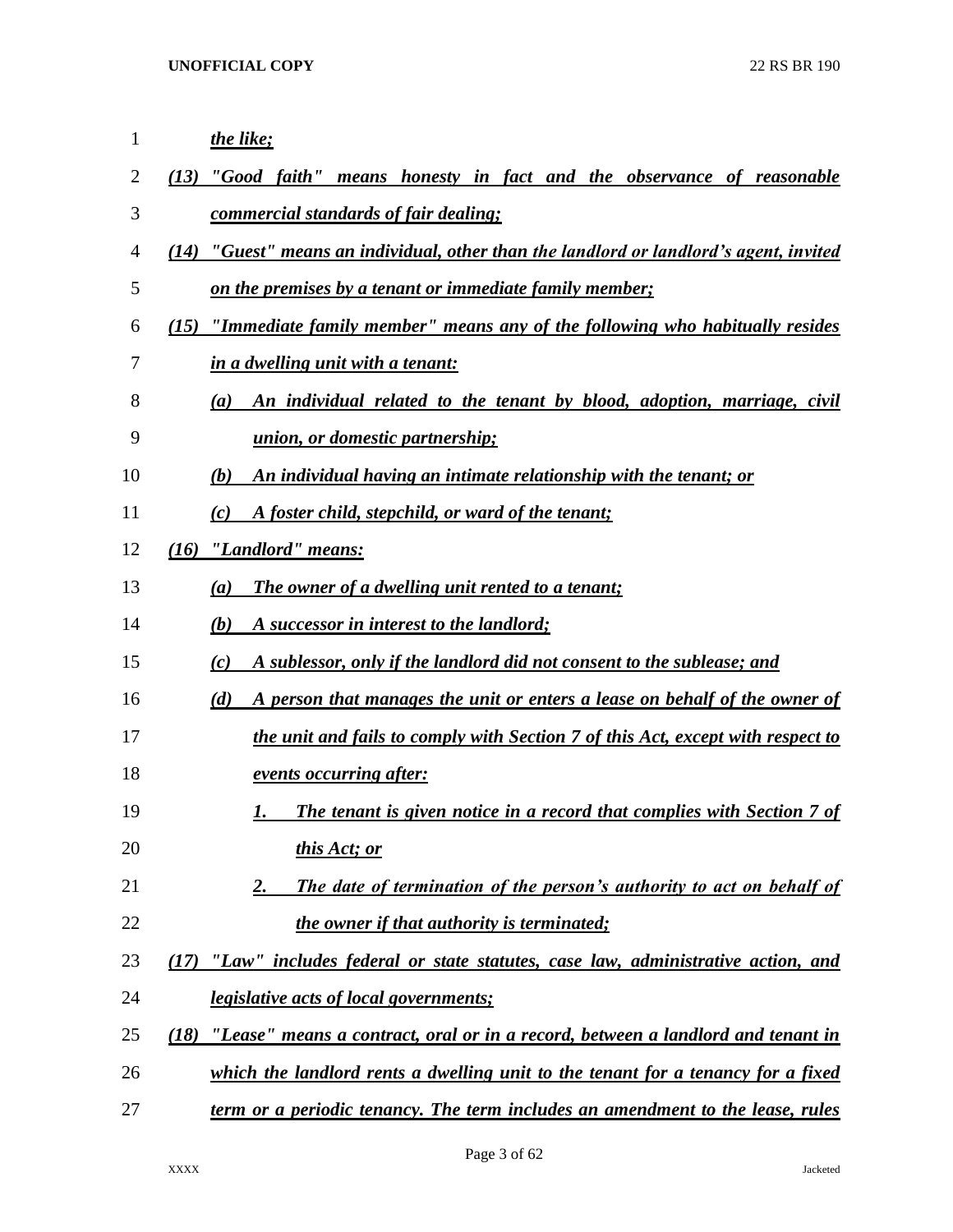*the like;*

*(13) "Good faith" means honesty in fact and the observance of reasonable commercial standards of fair dealing;*

*(14) "Guest" means an individual, other than the landlord or landlord's agent, invited on the premises by a tenant or immediate family member;*

*(15) "Immediate family member" means any of the following who habitually resides in a dwelling unit with a tenant:*

*(a) An individual related to the tenant by blood, adoption, marriage, civil union, or domestic partnership;*

*(b) An individual having an intimate relationship with the tenant; or*

*(c) A foster child, stepchild, or ward of the tenant;*

*(16) "Landlord" means:*

*(a) The owner of a dwelling unit rented to a tenant;*

*(b) A successor in interest to the landlord;*

*(c) A sublessor, only if the landlord did not consent to the sublease; and*

*(d) A person that manages the unit or enters a lease on behalf of the owner of the unit and fails to comply with Section 7 of this Act, except with respect to events occurring after:*

*1. The tenant is given notice in a record that complies with Section 7 of this Act; or*

*2. The date of termination of the person's authority to act on behalf of the owner if that authority is terminated;*

*(17) "Law" includes federal or state statutes, case law, administrative action, and legislative acts of local governments;*

*(18) "Lease" means a contract, oral or in a record, between a landlord and tenant in which the landlord rents a dwelling unit to the tenant for a tenancy for a fixed term or a periodic tenancy. The term includes an amendment to the lease, rules*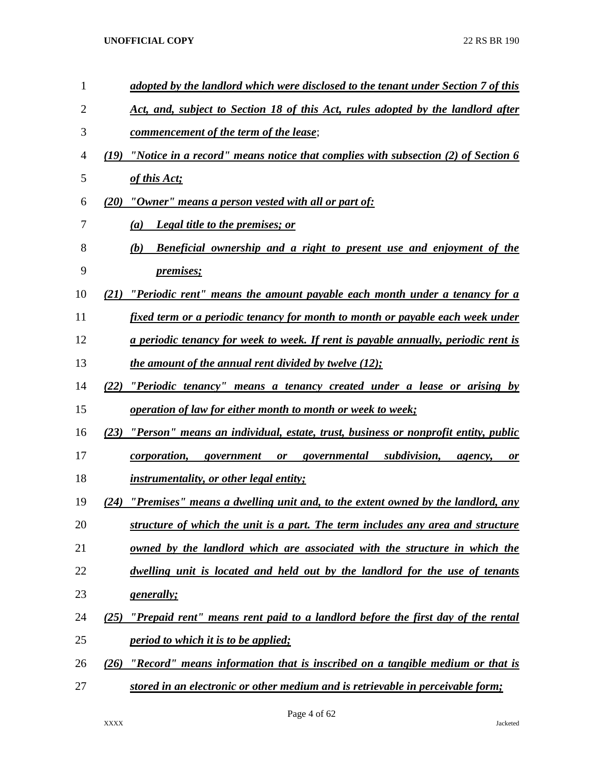*adopted by the landlord which were disclosed to the tenant under Section 7 of this Act, and, subject to Section 18 of this Act, rules adopted by the landlord after commencement of the term of the lease*;

*(19) "Notice in a record" means notice that complies with subsection (2) of Section 6 of this Act;*

*(20) "Owner" means a person vested with all or part of:*

*(a) Legal title to the premises; or*

*(b) Beneficial ownership and a right to present use and enjoyment of the premises;*

*(21) "Periodic rent" means the amount payable each month under a tenancy for a fixed term or a periodic tenancy for month to month or payable each week under a periodic tenancy for week to week. If rent is payable annually, periodic rent is the amount of the annual rent divided by twelve (12);*

*(22) "Periodic tenancy" means a tenancy created under a lease or arising by operation of law for either month to month or week to week;*

*(23) "Person" means an individual, estate, trust, business or nonprofit entity, public corporation, government or governmental subdivision, agency, or instrumentality, or other legal entity;*

*(24) "Premises" means a dwelling unit and, to the extent owned by the landlord, any structure of which the unit is a part. The term includes any area and structure owned by the landlord which are associated with the structure in which the dwelling unit is located and held out by the landlord for the use of tenants generally;*

*(25) "Prepaid rent" means rent paid to a landlord before the first day of the rental period to which it is to be applied;*

*(26) "Record" means information that is inscribed on a tangible medium or that is stored in an electronic or other medium and is retrievable in perceivable form;*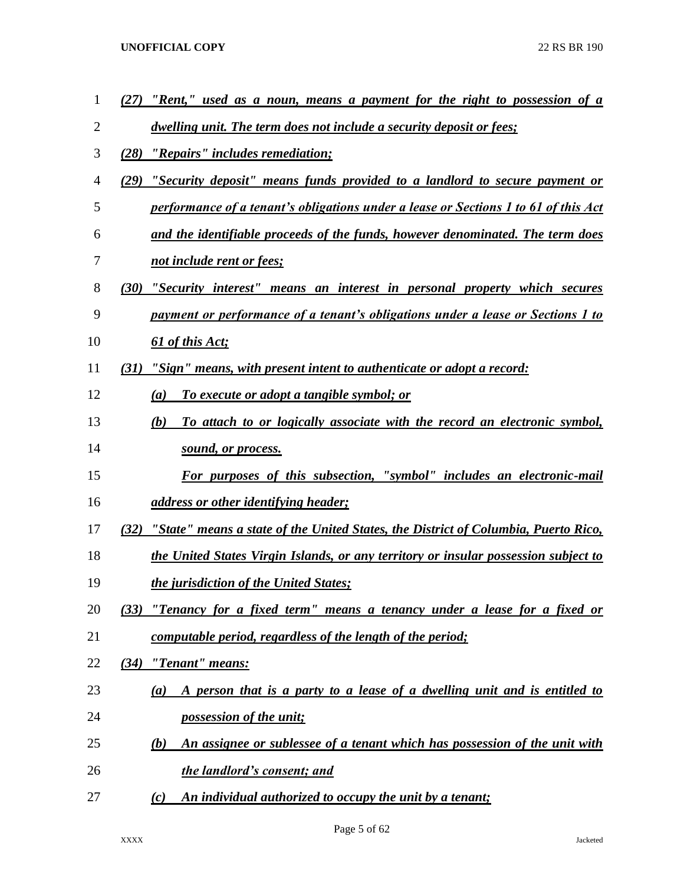*(27) "Rent," used as a noun, means a payment for the right to possession of a dwelling unit. The term does not include a security deposit or fees;*

*(28) "Repairs" includes remediation;*

*(29) "Security deposit" means funds provided to a landlord to secure payment or performance of a tenant's obligations under a lease or Sections 1 to 61 of this Act and the identifiable proceeds of the funds, however denominated. The term does not include rent or fees;*

*(30) "Security interest" means an interest in personal property which secures payment or performance of a tenant's obligations under a lease or Sections 1 to 61 of this Act;*

*(31) "Sign" means, with present intent to authenticate or adopt a record:*

*(a) To execute or adopt a tangible symbol; or*

*(b) To attach to or logically associate with the record an electronic symbol, sound, or process.*

*For purposes of this subsection, "symbol" includes an electronic-mail address or other identifying header;*

*(32) "State" means a state of the United States, the District of Columbia, Puerto Rico, the United States Virgin Islands, or any territory or insular possession subject to the jurisdiction of the United States;*

*(33) "Tenancy for a fixed term" means a tenancy under a lease for a fixed or computable period, regardless of the length of the period;*

*(34) "Tenant" means:*

*(a) A person that is a party to a lease of a dwelling unit and is entitled to possession of the unit;*

*(b) An assignee or sublessee of a tenant which has possession of the unit with the landlord's consent; and*

*(c) An individual authorized to occupy the unit by a tenant;*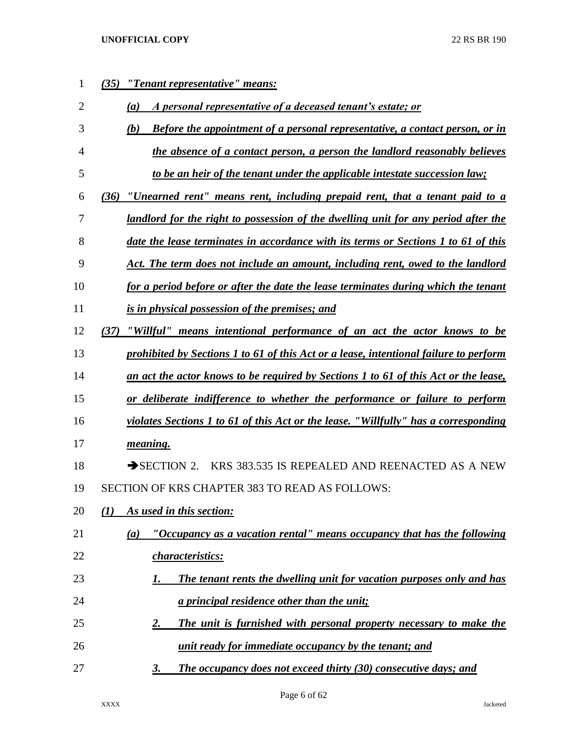*(35) "Tenant representative" means:*

*(a) A personal representative of a deceased tenant's estate; or*

*(b) Before the appointment of a personal representative, a contact person, or in the absence of a contact person, a person the landlord reasonably believes to be an heir of the tenant under the applicable intestate succession law;*

*(36) "Unearned rent" means rent, including prepaid rent, that a tenant paid to a landlord for the right to possession of the dwelling unit for any period after the date the lease terminates in accordance with its terms or Sections 1 to 61 of this Act. The term does not include an amount, including rent, owed to the landlord for a period before or after the date the lease terminates during which the tenant is in physical possession of the premises; and*

*(37) "Willful" means intentional performance of an act the actor knows to be prohibited by Sections 1 to 61 of this Act or a lease, intentional failure to perform an act the actor knows to be required by Sections 1 to 61 of this Act or the lease, or deliberate indifference to whether the performance or failure to perform violates Sections 1 to 61 of this Act or the lease. "Willfully" has a corresponding meaning.*

➔SECTION 2. KRS 383.535 IS REPEALED AND REENACTED AS A NEW SECTION OF KRS CHAPTER 383 TO READ AS FOLLOWS:

*(1) As used in this section:*

*(a) "Occupancy as a vacation rental" means occupancy that has the following characteristics:*

*1. The tenant rents the dwelling unit for vacation purposes only and has a principal residence other than the unit;*

*2. The unit is furnished with personal property necessary to make the unit ready for immediate occupancy by the tenant; and*

*3. The occupancy does not exceed thirty (30) consecutive days; and*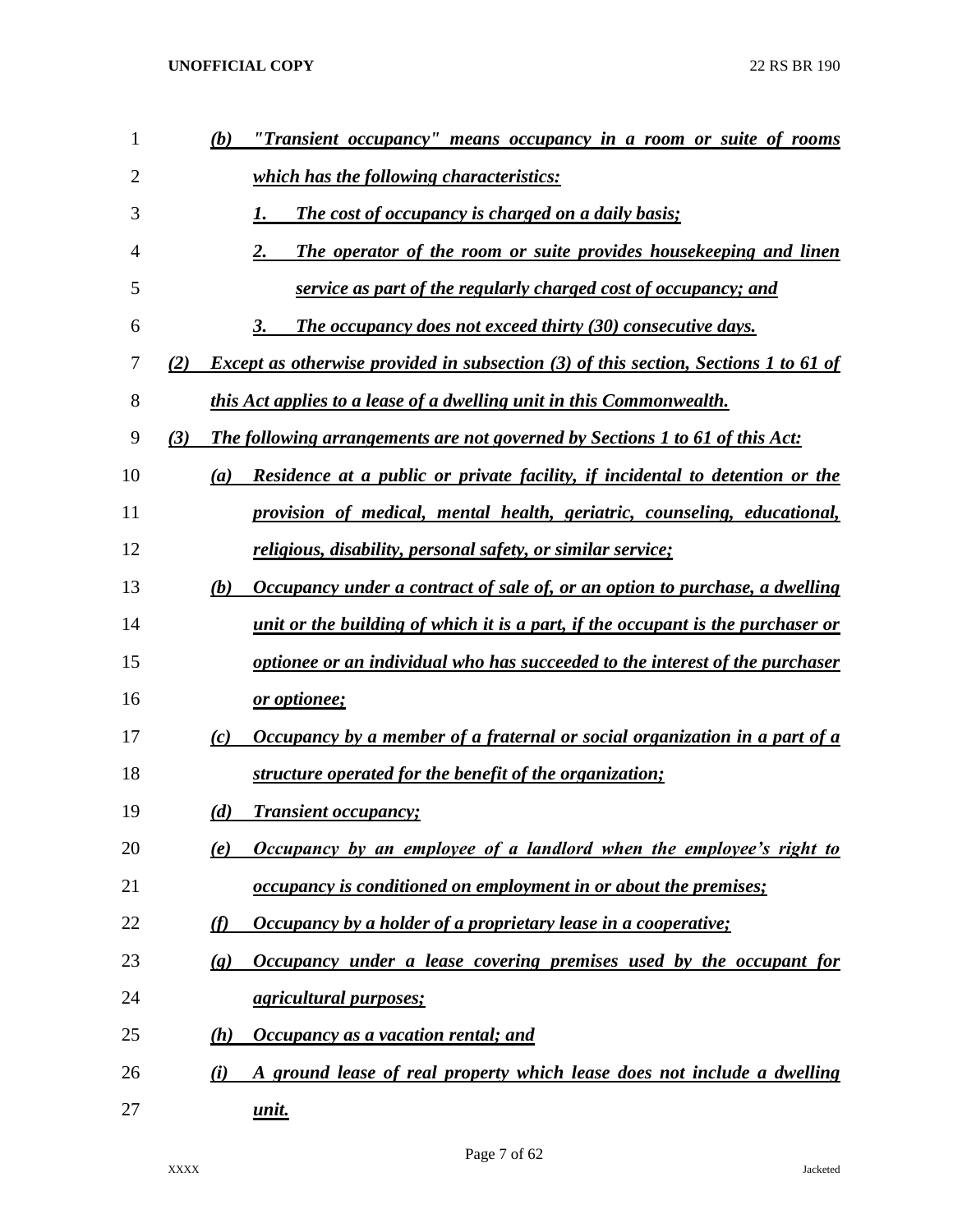(b) *"Transient occupancy" means occupancy in a room or suite of rooms which has the following characteristics:*

1. *The cost of occupancy is charged on a daily basis;*
2. *The operator of the room or suite provides housekeeping and linen service as part of the regularly charged cost of occupancy; and*
3. *The occupancy does not exceed thirty (30) consecutive days.*

(2) *Except as otherwise provided in subsection (3) of this section, Sections 1 to 61 of this Act applies to a lease of a dwelling unit in this Commonwealth.*

(3) *The following arrangements are not governed by Sections 1 to 61 of this Act:*

(a) *Residence at a public or private facility, if incidental to detention or the provision of medical, mental health, geriatric, counseling, educational, religious, disability, personal safety, or similar service;*

(b) *Occupancy under a contract of sale of, or an option to purchase, a dwelling unit or the building of which it is a part, if the occupant is the purchaser or optionee or an individual who has succeeded to the interest of the purchaser or optionee;*

(c) *Occupancy by a member of a fraternal or social organization in a part of a structure operated for the benefit of the organization;*

(d) *Transient occupancy;*

(e) *Occupancy by an employee of a landlord when the employee's right to occupancy is conditioned on employment in or about the premises;*

(f) *Occupancy by a holder of a proprietary lease in a cooperative;*

(g) *Occupancy under a lease covering premises used by the occupant for agricultural purposes;*

(h) *Occupancy as a vacation rental; and*

(i) *A ground lease of real property which lease does not include a dwelling unit.*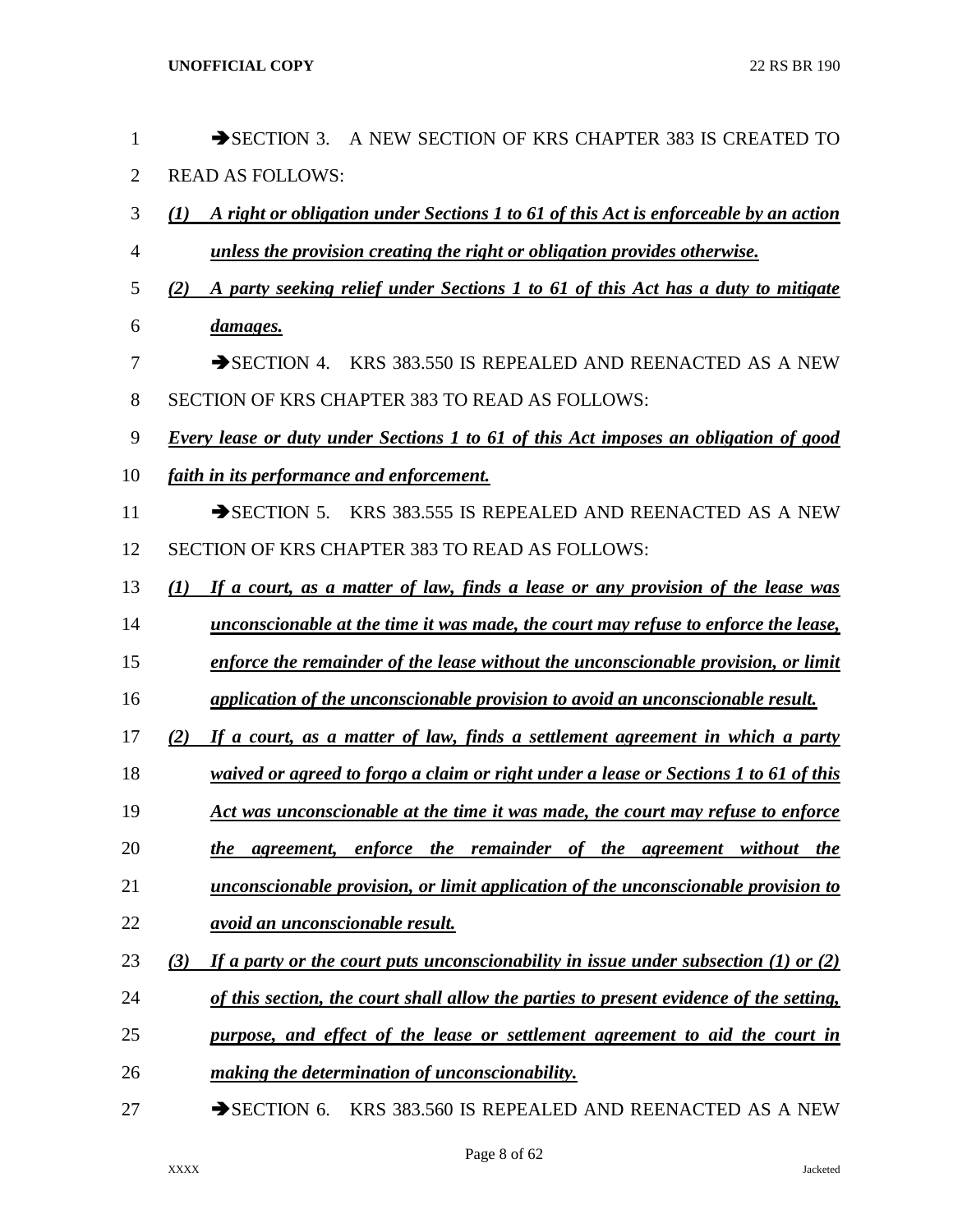➔SECTION 3. A NEW SECTION OF KRS CHAPTER 383 IS CREATED TO READ AS FOLLOWS:

***(1) A right or obligation under Sections 1 to 61 of this Act is enforceable by an action unless the provision creating the right or obligation provides otherwise.***

***(2) A party seeking relief under Sections 1 to 61 of this Act has a duty to mitigate damages.***

➔SECTION 4. KRS 383.550 IS REPEALED AND REENACTED AS A NEW SECTION OF KRS CHAPTER 383 TO READ AS FOLLOWS:

***Every lease or duty under Sections 1 to 61 of this Act imposes an obligation of good faith in its performance and enforcement.***

➔SECTION 5. KRS 383.555 IS REPEALED AND REENACTED AS A NEW SECTION OF KRS CHAPTER 383 TO READ AS FOLLOWS:

***(1) If a court, as a matter of law, finds a lease or any provision of the lease was unconscionable at the time it was made, the court may refuse to enforce the lease, enforce the remainder of the lease without the unconscionable provision, or limit application of the unconscionable provision to avoid an unconscionable result.***

***(2) If a court, as a matter of law, finds a settlement agreement in which a party waived or agreed to forgo a claim or right under a lease or Sections 1 to 61 of this Act was unconscionable at the time it was made, the court may refuse to enforce the agreement, enforce the remainder of the agreement without the unconscionable provision, or limit application of the unconscionable provision to avoid an unconscionable result.***

***(3) If a party or the court puts unconscionability in issue under subsection (1) or (2) of this section, the court shall allow the parties to present evidence of the setting, purpose, and effect of the lease or settlement agreement to aid the court in making the determination of unconscionability.***

➔SECTION 6. KRS 383.560 IS REPEALED AND REENACTED AS A NEW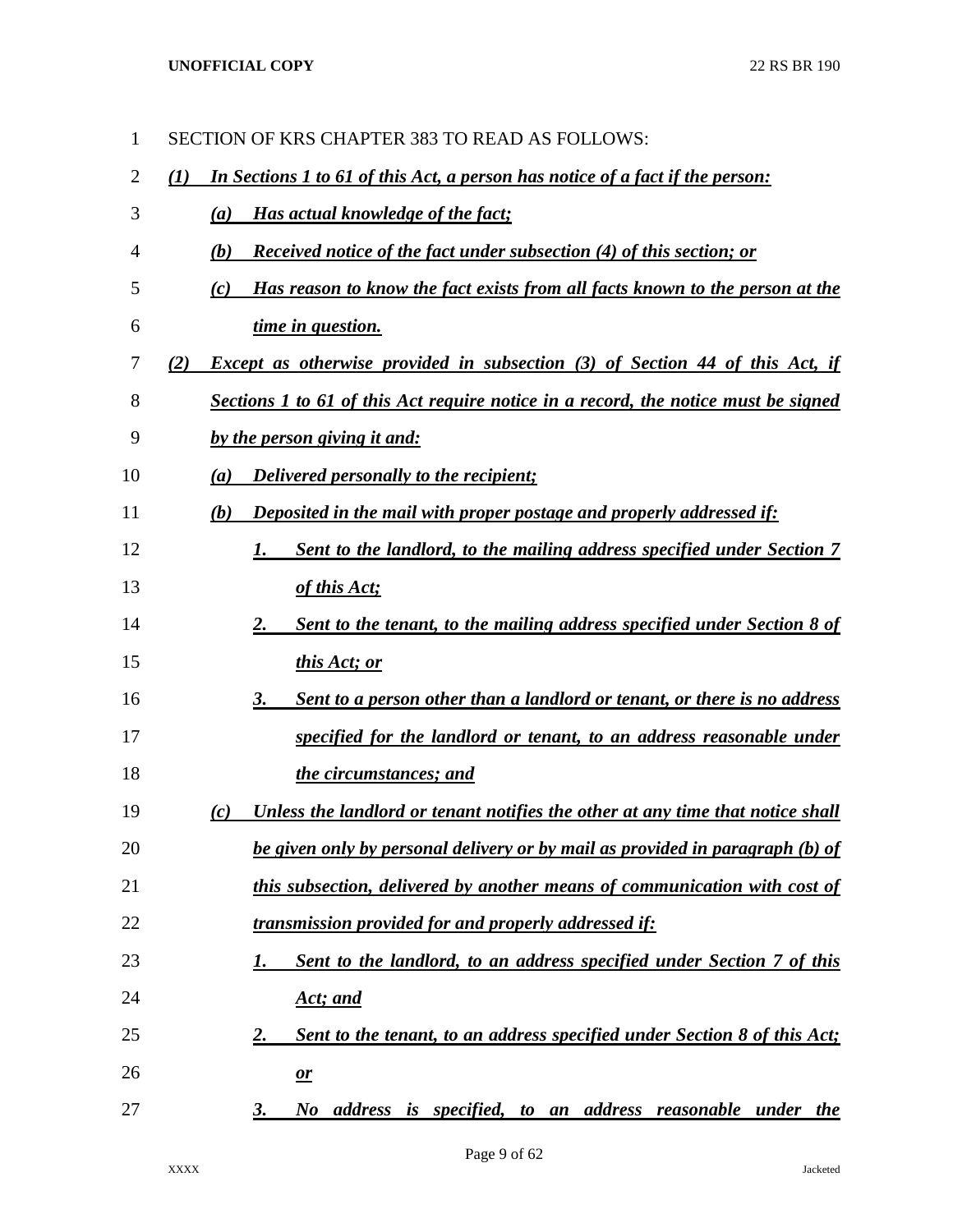SECTION OF KRS CHAPTER 383 TO READ AS FOLLOWS:

***(1) In Sections 1 to 61 of this Act, a person has notice of a fact if the person:***

***(a) Has actual knowledge of the fact;***

***(b) Received notice of the fact under subsection (4) of this section; or***

***(c) Has reason to know the fact exists from all facts known to the person at the time in question.***

***(2) Except as otherwise provided in subsection (3) of Section 44 of this Act, if Sections 1 to 61 of this Act require notice in a record, the notice must be signed by the person giving it and:***

***(a) Delivered personally to the recipient;***

***(b) Deposited in the mail with proper postage and properly addressed if:***

***1. Sent to the landlord, to the mailing address specified under Section 7 of this Act;***

***2. Sent to the tenant, to the mailing address specified under Section 8 of this Act; or***

***3. Sent to a person other than a landlord or tenant, or there is no address specified for the landlord or tenant, to an address reasonable under the circumstances; and***

***(c) Unless the landlord or tenant notifies the other at any time that notice shall be given only by personal delivery or by mail as provided in paragraph (b) of this subsection, delivered by another means of communication with cost of transmission provided for and properly addressed if:***

***1. Sent to the landlord, to an address specified under Section 7 of this Act; and***

***2. Sent to the tenant, to an address specified under Section 8 of this Act; or***

***3. No address is specified, to an address reasonable under the***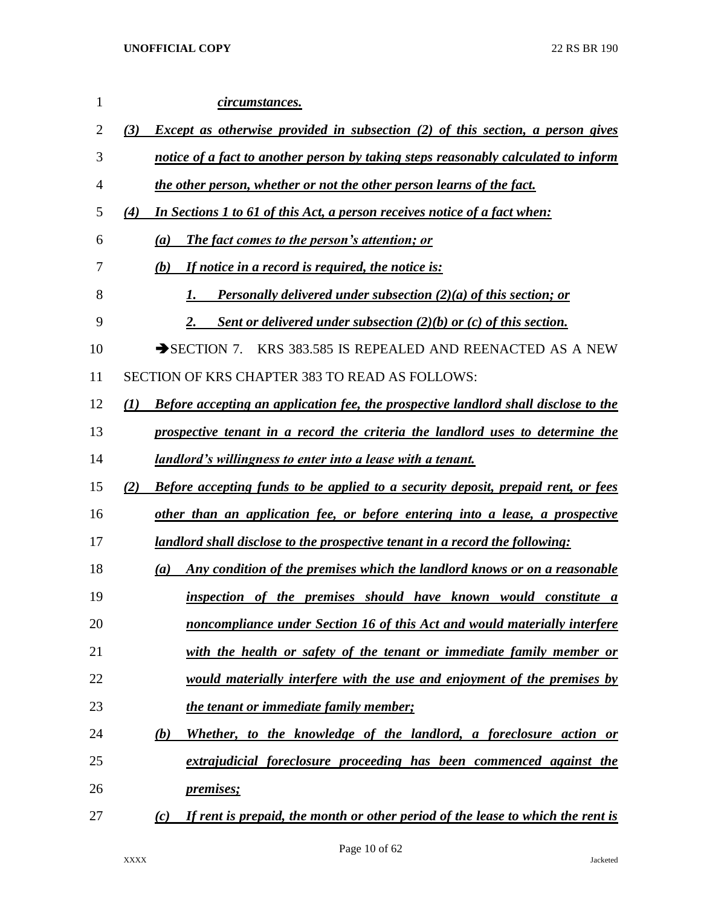***circumstances.***

***(3) Except as otherwise provided in subsection (2) of this section, a person gives notice of a fact to another person by taking steps reasonably calculated to inform the other person, whether or not the other person learns of the fact.***

***(4) In Sections 1 to 61 of this Act, a person receives notice of a fact when:***

***(a) The fact comes to the person's attention; or***

***(b) If notice in a record is required, the notice is:***

***1. Personally delivered under subsection (2)(a) of this section; or***

***2. Sent or delivered under subsection (2)(b) or (c) of this section.***

➔SECTION 7. KRS 383.585 IS REPEALED AND REENACTED AS A NEW SECTION OF KRS CHAPTER 383 TO READ AS FOLLOWS:

***(1) Before accepting an application fee, the prospective landlord shall disclose to the prospective tenant in a record the criteria the landlord uses to determine the landlord's willingness to enter into a lease with a tenant.***

***(2) Before accepting funds to be applied to a security deposit, prepaid rent, or fees other than an application fee, or before entering into a lease, a prospective landlord shall disclose to the prospective tenant in a record the following:***

***(a) Any condition of the premises which the landlord knows or on a reasonable inspection of the premises should have known would constitute a noncompliance under Section 16 of this Act and would materially interfere with the health or safety of the tenant or immediate family member or would materially interfere with the use and enjoyment of the premises by the tenant or immediate family member;***

***(b) Whether, to the knowledge of the landlord, a foreclosure action or extrajudicial foreclosure proceeding has been commenced against the premises;***

***(c) If rent is prepaid, the month or other period of the lease to which the rent is***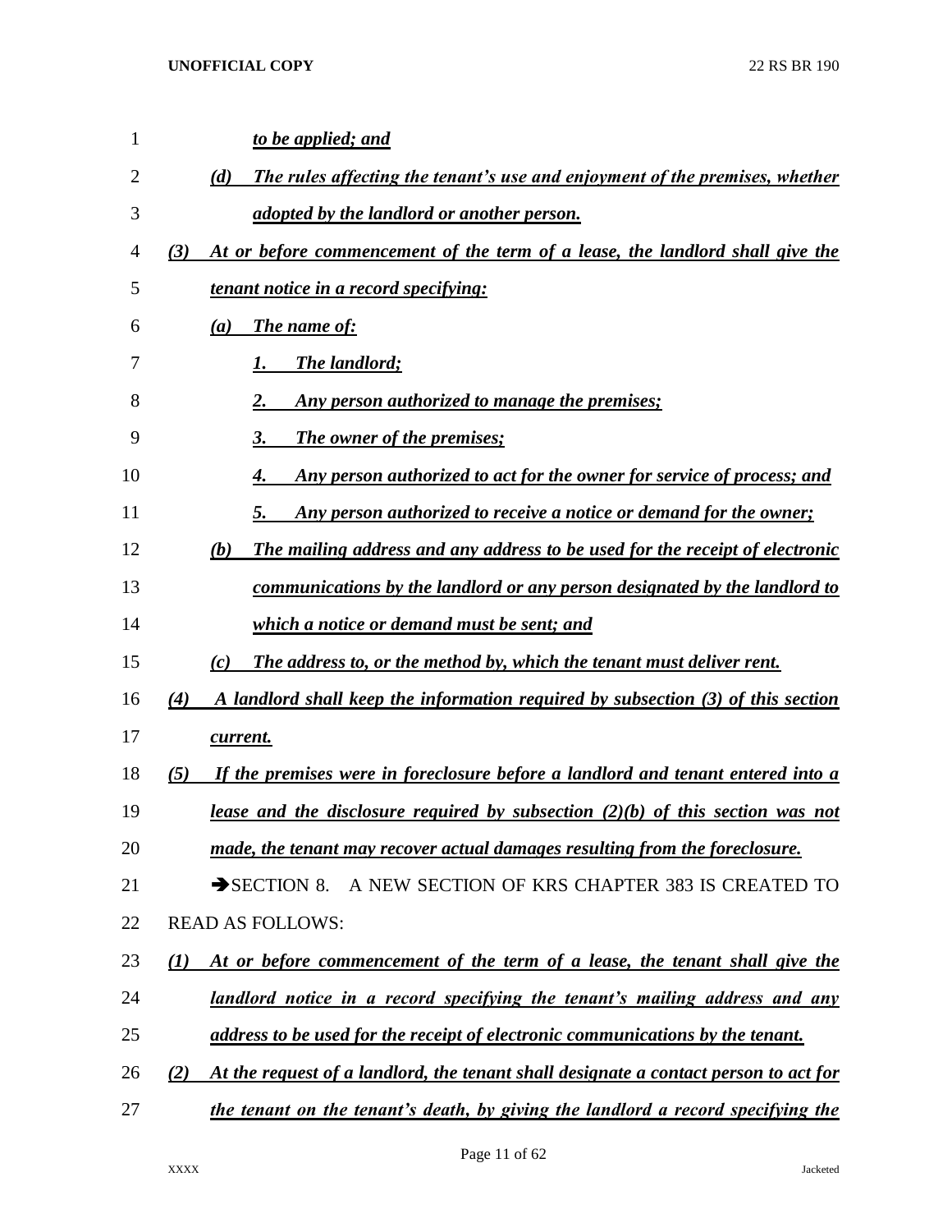*to be applied; and*

*(d) The rules affecting the tenant's use and enjoyment of the premises, whether adopted by the landlord or another person.*

*(3) At or before commencement of the term of a lease, the landlord shall give the tenant notice in a record specifying:*

*(a) The name of:*

*1. The landlord;*

*2. Any person authorized to manage the premises;*

*3. The owner of the premises;*

*4. Any person authorized to act for the owner for service of process; and*

*5. Any person authorized to receive a notice or demand for the owner;*

*(b) The mailing address and any address to be used for the receipt of electronic communications by the landlord or any person designated by the landlord to which a notice or demand must be sent; and*

*(c) The address to, or the method by, which the tenant must deliver rent.*

*(4) A landlord shall keep the information required by subsection (3) of this section current.*

*(5) If the premises were in foreclosure before a landlord and tenant entered into a lease and the disclosure required by subsection (2)(b) of this section was not made, the tenant may recover actual damages resulting from the foreclosure.*

➔SECTION 8. A NEW SECTION OF KRS CHAPTER 383 IS CREATED TO READ AS FOLLOWS:

*(1) At or before commencement of the term of a lease, the tenant shall give the landlord notice in a record specifying the tenant's mailing address and any address to be used for the receipt of electronic communications by the tenant.*

*(2) At the request of a landlord, the tenant shall designate a contact person to act for the tenant on the tenant's death, by giving the landlord a record specifying the*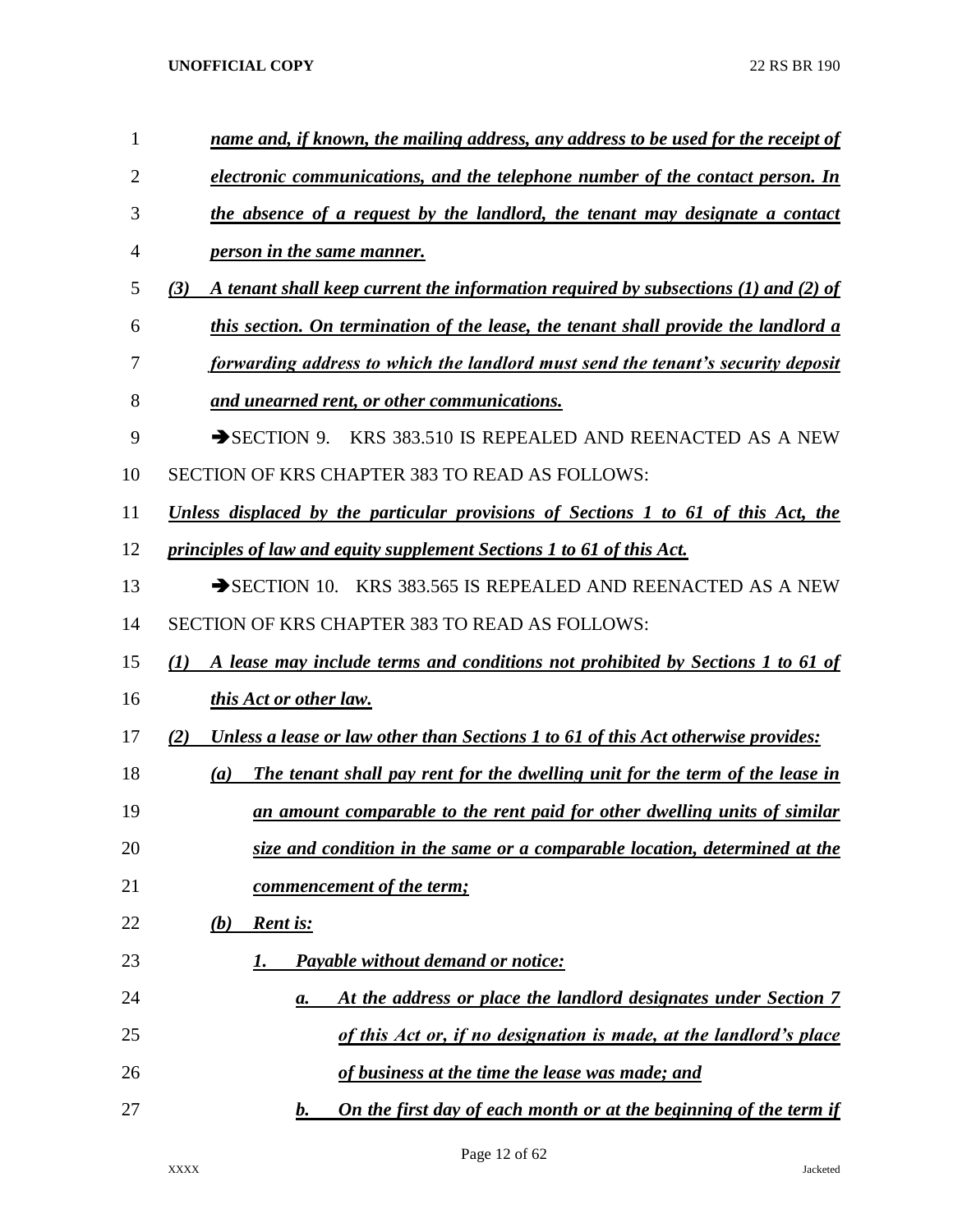*name and, if known, the mailing address, any address to be used for the receipt of electronic communications, and the telephone number of the contact person. In the absence of a request by the landlord, the tenant may designate a contact person in the same manner.*

*(3) A tenant shall keep current the information required by subsections (1) and (2) of this section. On termination of the lease, the tenant shall provide the landlord a forwarding address to which the landlord must send the tenant's security deposit and unearned rent, or other communications.*

➔SECTION 9. KRS 383.510 IS REPEALED AND REENACTED AS A NEW SECTION OF KRS CHAPTER 383 TO READ AS FOLLOWS:

*Unless displaced by the particular provisions of Sections 1 to 61 of this Act, the principles of law and equity supplement Sections 1 to 61 of this Act.*

➔SECTION 10. KRS 383.565 IS REPEALED AND REENACTED AS A NEW SECTION OF KRS CHAPTER 383 TO READ AS FOLLOWS:

*(1) A lease may include terms and conditions not prohibited by Sections 1 to 61 of this Act or other law.*

*(2) Unless a lease or law other than Sections 1 to 61 of this Act otherwise provides:*

*(a) The tenant shall pay rent for the dwelling unit for the term of the lease in an amount comparable to the rent paid for other dwelling units of similar size and condition in the same or a comparable location, determined at the commencement of the term;*

*(b) Rent is:*

*1. Payable without demand or notice:*

*a. At the address or place the landlord designates under Section 7 of this Act or, if no designation is made, at the landlord's place of business at the time the lease was made; and*

*b. On the first day of each month or at the beginning of the term if*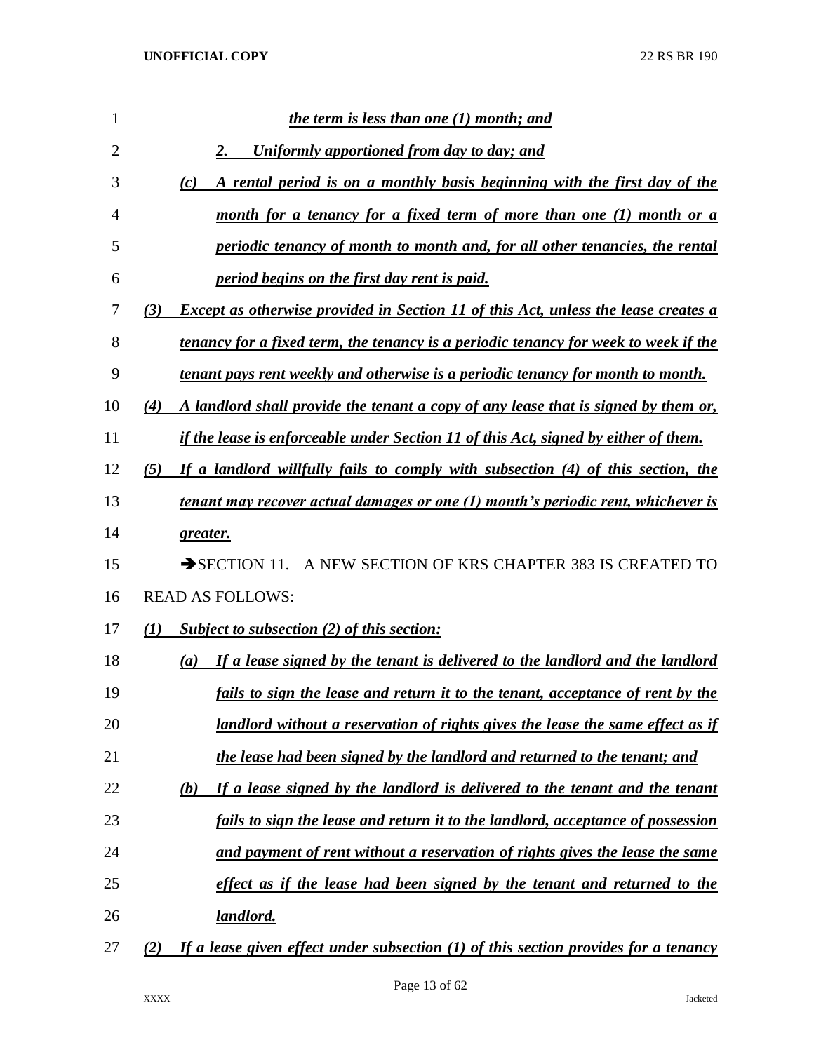***the term is less than one (1) month; and***

***2. Uniformly apportioned from day to day; and***

***(c) A rental period is on a monthly basis beginning with the first day of the month for a tenancy for a fixed term of more than one (1) month or a periodic tenancy of month to month and, for all other tenancies, the rental period begins on the first day rent is paid.***

***(3) Except as otherwise provided in Section 11 of this Act, unless the lease creates a tenancy for a fixed term, the tenancy is a periodic tenancy for week to week if the tenant pays rent weekly and otherwise is a periodic tenancy for month to month.***

***(4) A landlord shall provide the tenant a copy of any lease that is signed by them or, if the lease is enforceable under Section 11 of this Act, signed by either of them.***

***(5) If a landlord willfully fails to comply with subsection (4) of this section, the tenant may recover actual damages or one (1) month's periodic rent, whichever is greater.***

➔SECTION 11. A NEW SECTION OF KRS CHAPTER 383 IS CREATED TO READ AS FOLLOWS:

***(1) Subject to subsection (2) of this section:***

***(a) If a lease signed by the tenant is delivered to the landlord and the landlord fails to sign the lease and return it to the tenant, acceptance of rent by the landlord without a reservation of rights gives the lease the same effect as if the lease had been signed by the landlord and returned to the tenant; and***

***(b) If a lease signed by the landlord is delivered to the tenant and the tenant fails to sign the lease and return it to the landlord, acceptance of possession and payment of rent without a reservation of rights gives the lease the same effect as if the lease had been signed by the tenant and returned to the landlord.***

***(2) If a lease given effect under subsection (1) of this section provides for a tenancy***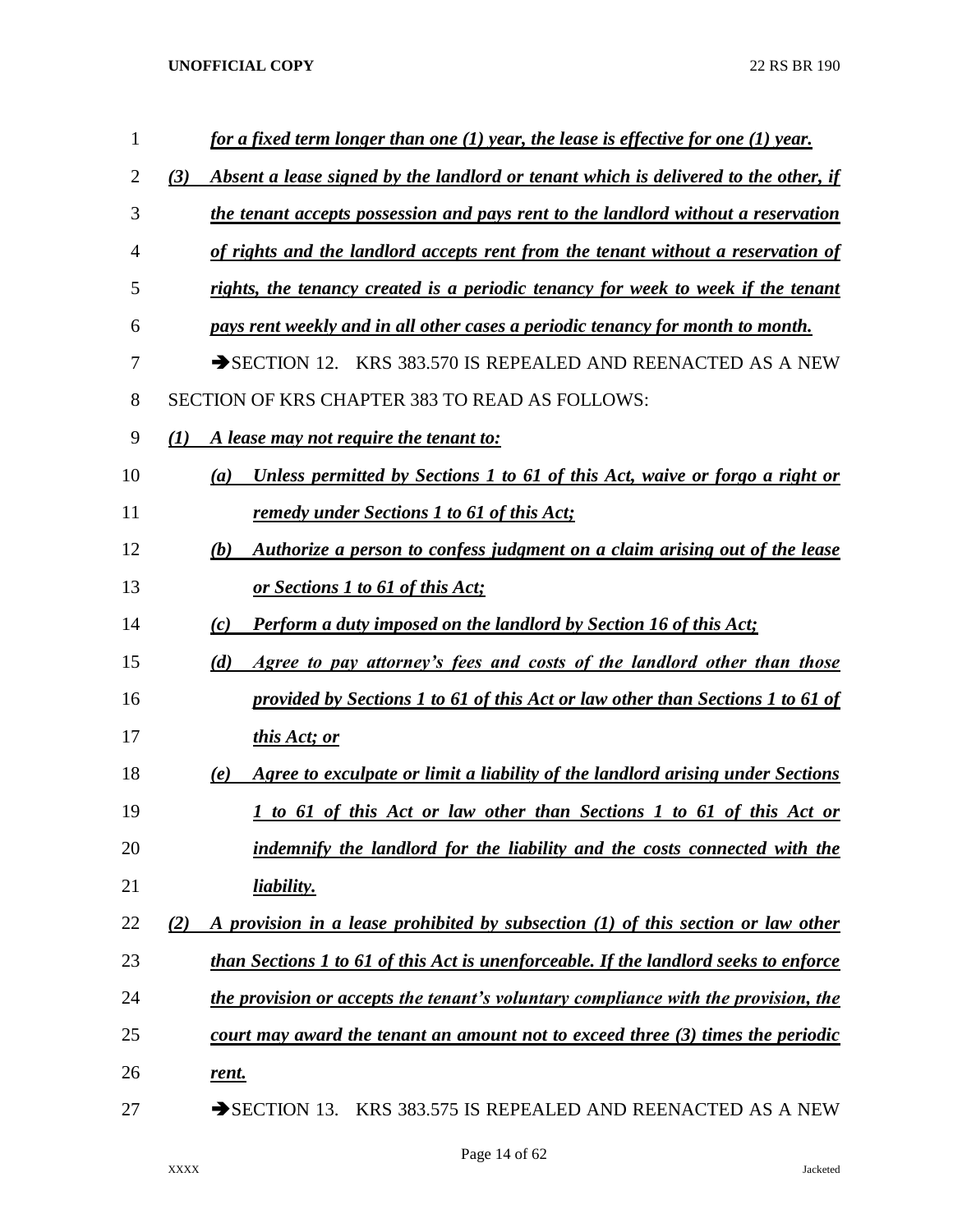***for a fixed term longer than one (1) year, the lease is effective for one (1) year.***

***(3) Absent a lease signed by the landlord or tenant which is delivered to the other, if the tenant accepts possession and pays rent to the landlord without a reservation of rights and the landlord accepts rent from the tenant without a reservation of rights, the tenancy created is a periodic tenancy for week to week if the tenant pays rent weekly and in all other cases a periodic tenancy for month to month.***

➔SECTION 12. KRS 383.570 IS REPEALED AND REENACTED AS A NEW SECTION OF KRS CHAPTER 383 TO READ AS FOLLOWS:

***(1) A lease may not require the tenant to:***

***(a) Unless permitted by Sections 1 to 61 of this Act, waive or forgo a right or remedy under Sections 1 to 61 of this Act;***

***(b) Authorize a person to confess judgment on a claim arising out of the lease or Sections 1 to 61 of this Act;***

***(c) Perform a duty imposed on the landlord by Section 16 of this Act;***

***(d) Agree to pay attorney's fees and costs of the landlord other than those provided by Sections 1 to 61 of this Act or law other than Sections 1 to 61 of this Act; or***

***(e) Agree to exculpate or limit a liability of the landlord arising under Sections 1 to 61 of this Act or law other than Sections 1 to 61 of this Act or indemnify the landlord for the liability and the costs connected with the liability.***

***(2) A provision in a lease prohibited by subsection (1) of this section or law other than Sections 1 to 61 of this Act is unenforceable. If the landlord seeks to enforce the provision or accepts the tenant's voluntary compliance with the provision, the court may award the tenant an amount not to exceed three (3) times the periodic rent.***

➔SECTION 13. KRS 383.575 IS REPEALED AND REENACTED AS A NEW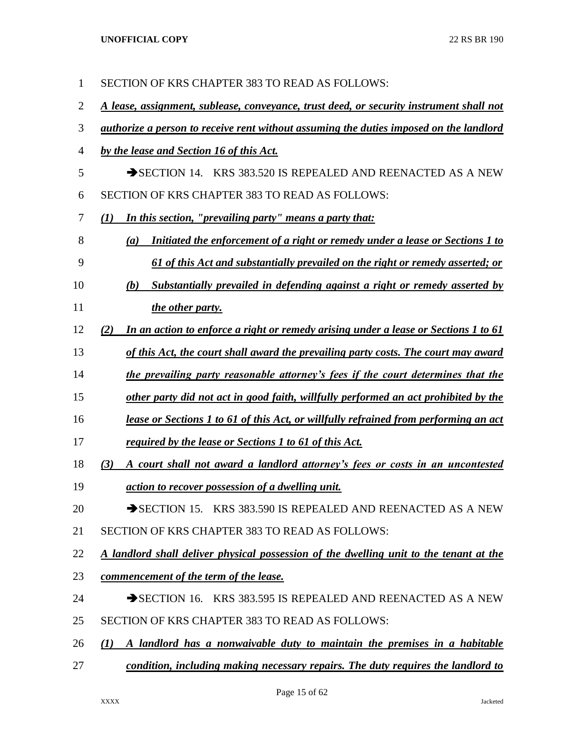SECTION OF KRS CHAPTER 383 TO READ AS FOLLOWS:

***A lease, assignment, sublease, conveyance, trust deed, or security instrument shall not authorize a person to receive rent without assuming the duties imposed on the landlord by the lease and Section 16 of this Act.***

➔SECTION 14. KRS 383.520 IS REPEALED AND REENACTED AS A NEW SECTION OF KRS CHAPTER 383 TO READ AS FOLLOWS:

***(1) In this section, "prevailing party" means a party that:***

***(a) Initiated the enforcement of a right or remedy under a lease or Sections 1 to 61 of this Act and substantially prevailed on the right or remedy asserted; or***

***(b) Substantially prevailed in defending against a right or remedy asserted by the other party.***

***(2) In an action to enforce a right or remedy arising under a lease or Sections 1 to 61 of this Act, the court shall award the prevailing party costs. The court may award the prevailing party reasonable attorney's fees if the court determines that the other party did not act in good faith, willfully performed an act prohibited by the lease or Sections 1 to 61 of this Act, or willfully refrained from performing an act required by the lease or Sections 1 to 61 of this Act.***

***(3) A court shall not award a landlord attorney's fees or costs in an uncontested action to recover possession of a dwelling unit.***

➔SECTION 15. KRS 383.590 IS REPEALED AND REENACTED AS A NEW SECTION OF KRS CHAPTER 383 TO READ AS FOLLOWS:

***A landlord shall deliver physical possession of the dwelling unit to the tenant at the commencement of the term of the lease.***

➔SECTION 16. KRS 383.595 IS REPEALED AND REENACTED AS A NEW SECTION OF KRS CHAPTER 383 TO READ AS FOLLOWS:

***(1) A landlord has a nonwaivable duty to maintain the premises in a habitable condition, including making necessary repairs. The duty requires the landlord to***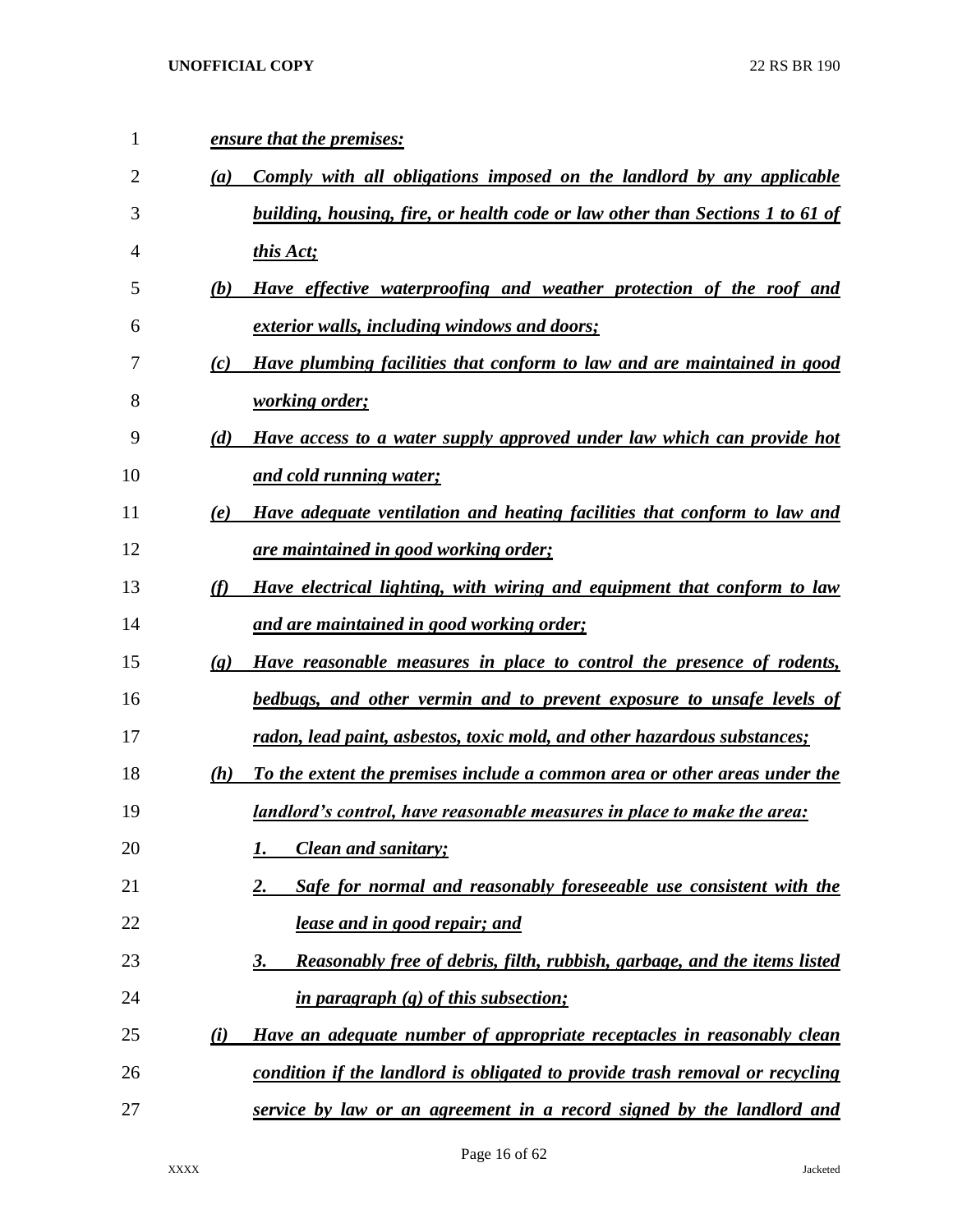***ensure that the premises:***

***(a) Comply with all obligations imposed on the landlord by any applicable building, housing, fire, or health code or law other than Sections 1 to 61 of this Act;***

***(b) Have effective waterproofing and weather protection of the roof and exterior walls, including windows and doors;***

***(c) Have plumbing facilities that conform to law and are maintained in good working order;***

***(d) Have access to a water supply approved under law which can provide hot and cold running water;***

***(e) Have adequate ventilation and heating facilities that conform to law and are maintained in good working order;***

***(f) Have electrical lighting, with wiring and equipment that conform to law and are maintained in good working order;***

***(g) Have reasonable measures in place to control the presence of rodents, bedbugs, and other vermin and to prevent exposure to unsafe levels of radon, lead paint, asbestos, toxic mold, and other hazardous substances;***

***(h) To the extent the premises include a common area or other areas under the landlord's control, have reasonable measures in place to make the area:***

***1. Clean and sanitary;***

***2. Safe for normal and reasonably foreseeable use consistent with the lease and in good repair; and***

***3. Reasonably free of debris, filth, rubbish, garbage, and the items listed in paragraph (g) of this subsection;***

***(i) Have an adequate number of appropriate receptacles in reasonably clean condition if the landlord is obligated to provide trash removal or recycling service by law or an agreement in a record signed by the landlord and***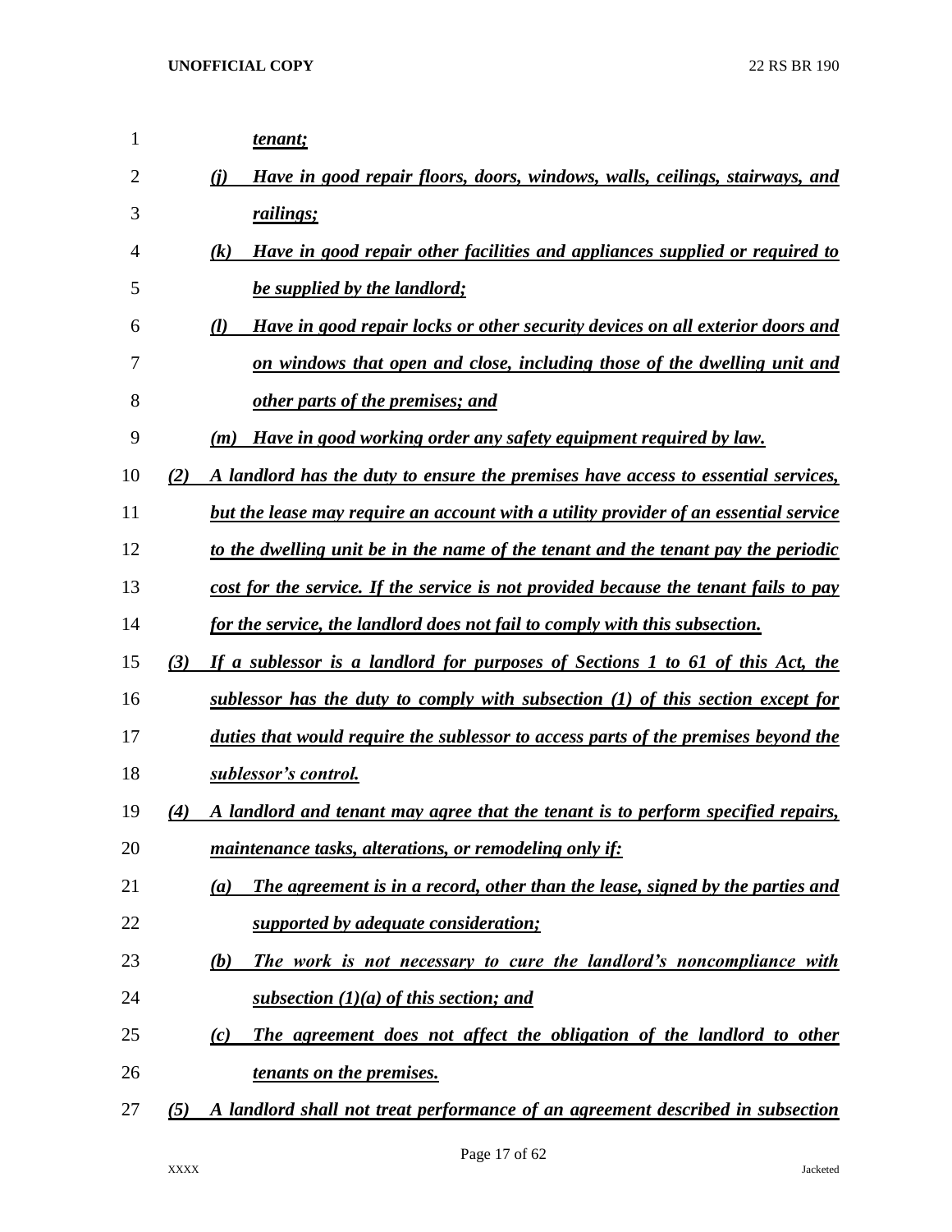*tenant;*

*(j) Have in good repair floors, doors, windows, walls, ceilings, stairways, and railings;*

*(k) Have in good repair other facilities and appliances supplied or required to be supplied by the landlord;*

*(l) Have in good repair locks or other security devices on all exterior doors and on windows that open and close, including those of the dwelling unit and other parts of the premises; and*

*(m) Have in good working order any safety equipment required by law.*

*(2) A landlord has the duty to ensure the premises have access to essential services, but the lease may require an account with a utility provider of an essential service to the dwelling unit be in the name of the tenant and the tenant pay the periodic cost for the service. If the service is not provided because the tenant fails to pay for the service, the landlord does not fail to comply with this subsection.*

*(3) If a sublessor is a landlord for purposes of Sections 1 to 61 of this Act, the sublessor has the duty to comply with subsection (1) of this section except for duties that would require the sublessor to access parts of the premises beyond the sublessor's control.*

*(4) A landlord and tenant may agree that the tenant is to perform specified repairs, maintenance tasks, alterations, or remodeling only if:*

*(a) The agreement is in a record, other than the lease, signed by the parties and supported by adequate consideration;*

*(b) The work is not necessary to cure the landlord's noncompliance with subsection (1)(a) of this section; and*

*(c) The agreement does not affect the obligation of the landlord to other tenants on the premises.*

*(5) A landlord shall not treat performance of an agreement described in subsection*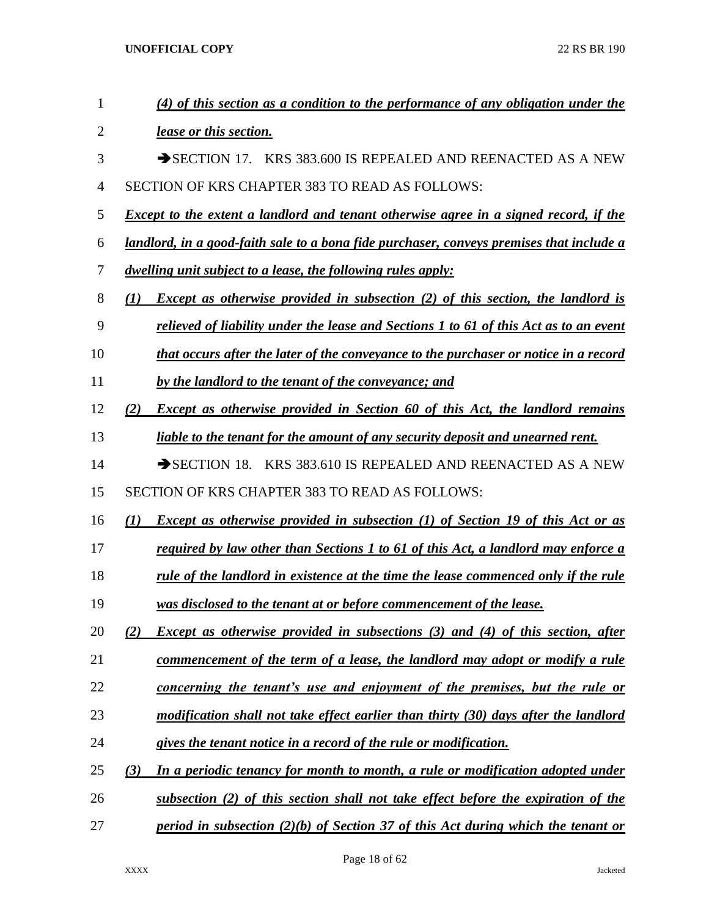*(4) of this section as a condition to the performance of any obligation under the lease or this section.*

➔SECTION 17. KRS 383.600 IS REPEALED AND REENACTED AS A NEW SECTION OF KRS CHAPTER 383 TO READ AS FOLLOWS:

*Except to the extent a landlord and tenant otherwise agree in a signed record, if the landlord, in a good-faith sale to a bona fide purchaser, conveys premises that include a dwelling unit subject to a lease, the following rules apply:*

*(1) Except as otherwise provided in subsection (2) of this section, the landlord is relieved of liability under the lease and Sections 1 to 61 of this Act as to an event that occurs after the later of the conveyance to the purchaser or notice in a record by the landlord to the tenant of the conveyance; and*

*(2) Except as otherwise provided in Section 60 of this Act, the landlord remains liable to the tenant for the amount of any security deposit and unearned rent.*

➔SECTION 18. KRS 383.610 IS REPEALED AND REENACTED AS A NEW SECTION OF KRS CHAPTER 383 TO READ AS FOLLOWS:

*(1) Except as otherwise provided in subsection (1) of Section 19 of this Act or as required by law other than Sections 1 to 61 of this Act, a landlord may enforce a rule of the landlord in existence at the time the lease commenced only if the rule was disclosed to the tenant at or before commencement of the lease.*

*(2) Except as otherwise provided in subsections (3) and (4) of this section, after commencement of the term of a lease, the landlord may adopt or modify a rule concerning the tenant's use and enjoyment of the premises, but the rule or modification shall not take effect earlier than thirty (30) days after the landlord gives the tenant notice in a record of the rule or modification.*

*(3) In a periodic tenancy for month to month, a rule or modification adopted under subsection (2) of this section shall not take effect before the expiration of the period in subsection (2)(b) of Section 37 of this Act during which the tenant or*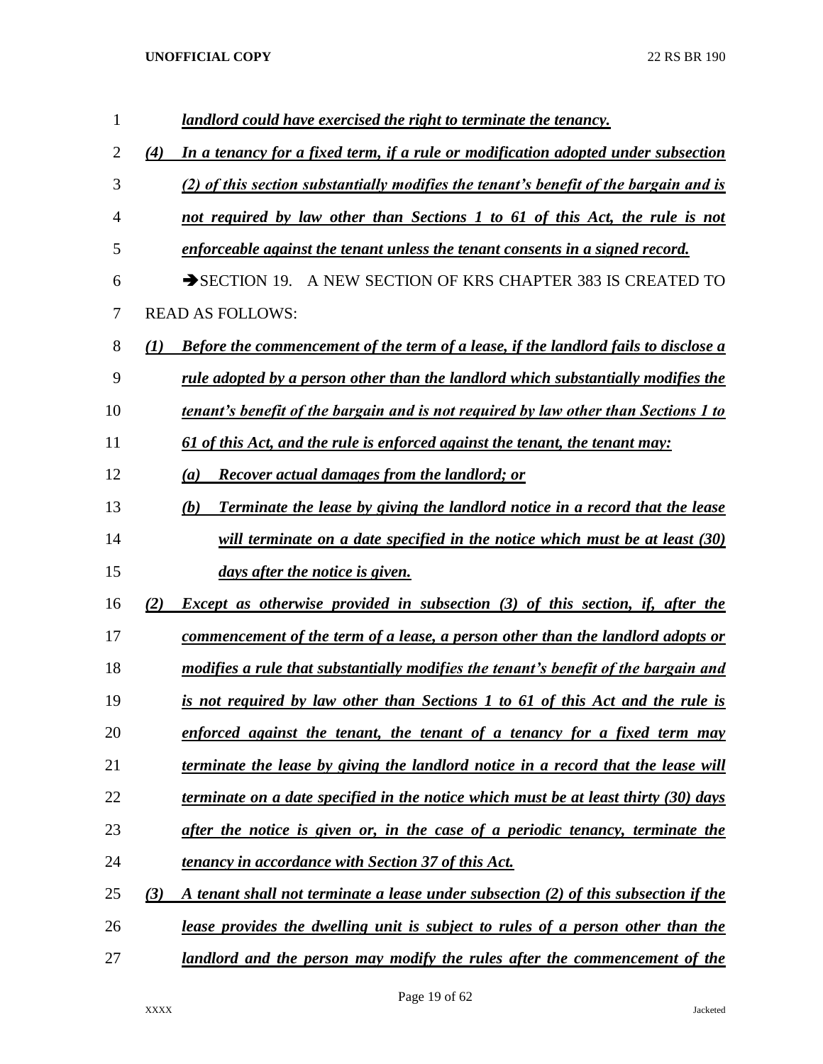***landlord could have exercised the right to terminate the tenancy.***

***(4) In a tenancy for a fixed term, if a rule or modification adopted under subsection (2) of this section substantially modifies the tenant's benefit of the bargain and is not required by law other than Sections 1 to 61 of this Act, the rule is not enforceable against the tenant unless the tenant consents in a signed record.***

➔SECTION 19. A NEW SECTION OF KRS CHAPTER 383 IS CREATED TO READ AS FOLLOWS:

***(1) Before the commencement of the term of a lease, if the landlord fails to disclose a rule adopted by a person other than the landlord which substantially modifies the tenant's benefit of the bargain and is not required by law other than Sections 1 to 61 of this Act, and the rule is enforced against the tenant, the tenant may:***

***(a) Recover actual damages from the landlord; or***

***(b) Terminate the lease by giving the landlord notice in a record that the lease will terminate on a date specified in the notice which must be at least (30) days after the notice is given.***

***(2) Except as otherwise provided in subsection (3) of this section, if, after the commencement of the term of a lease, a person other than the landlord adopts or modifies a rule that substantially modifies the tenant's benefit of the bargain and is not required by law other than Sections 1 to 61 of this Act and the rule is enforced against the tenant, the tenant of a tenancy for a fixed term may terminate the lease by giving the landlord notice in a record that the lease will terminate on a date specified in the notice which must be at least thirty (30) days after the notice is given or, in the case of a periodic tenancy, terminate the tenancy in accordance with Section 37 of this Act.***

***(3) A tenant shall not terminate a lease under subsection (2) of this subsection if the lease provides the dwelling unit is subject to rules of a person other than the landlord and the person may modify the rules after the commencement of the***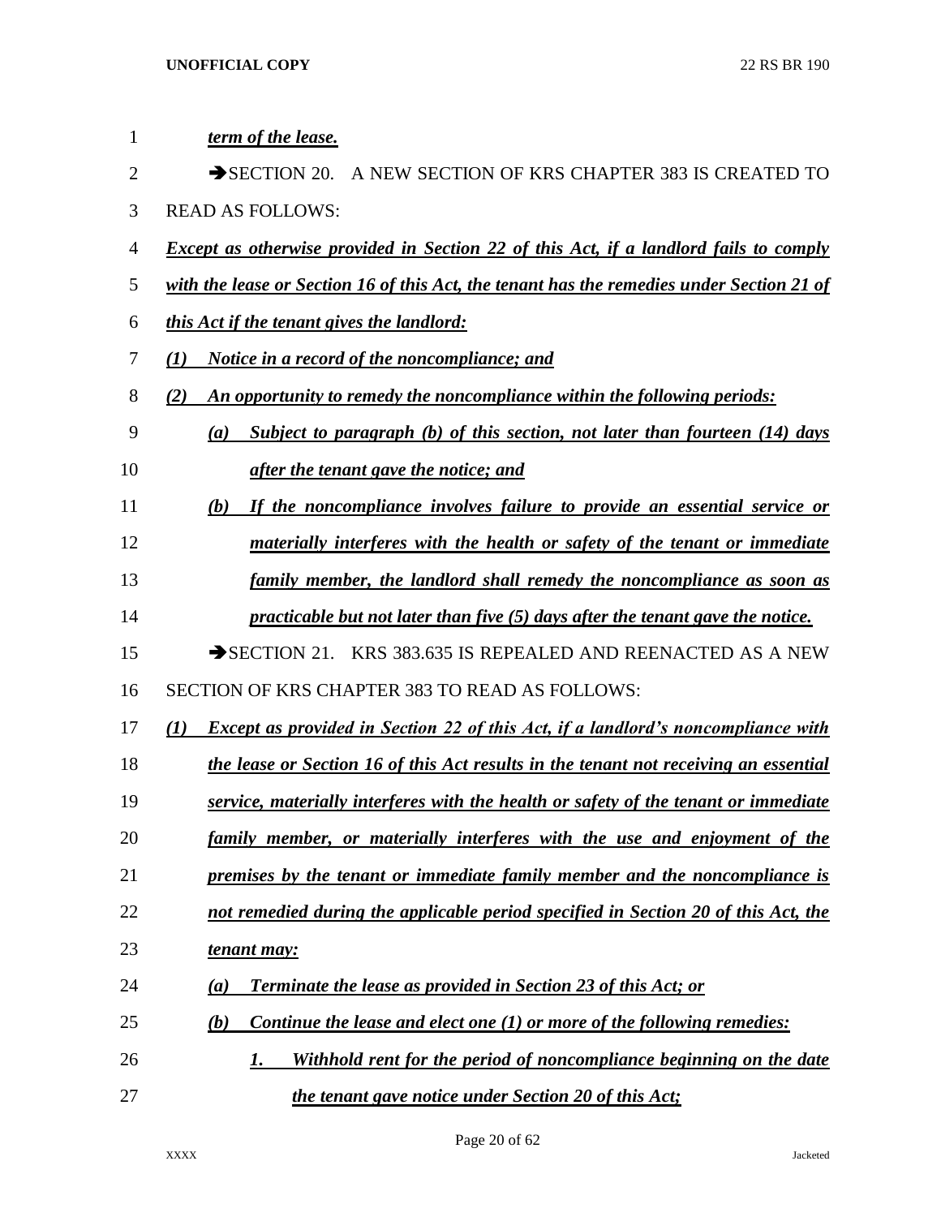*term of the lease.*

➔SECTION 20. A NEW SECTION OF KRS CHAPTER 383 IS CREATED TO READ AS FOLLOWS:

*Except as otherwise provided in Section 22 of this Act, if a landlord fails to comply with the lease or Section 16 of this Act, the tenant has the remedies under Section 21 of this Act if the tenant gives the landlord:*

*(1) Notice in a record of the noncompliance; and*

*(2) An opportunity to remedy the noncompliance within the following periods:*

*(a) Subject to paragraph (b) of this section, not later than fourteen (14) days after the tenant gave the notice; and*

*(b) If the noncompliance involves failure to provide an essential service or materially interferes with the health or safety of the tenant or immediate family member, the landlord shall remedy the noncompliance as soon as practicable but not later than five (5) days after the tenant gave the notice.*

➔SECTION 21. KRS 383.635 IS REPEALED AND REENACTED AS A NEW SECTION OF KRS CHAPTER 383 TO READ AS FOLLOWS:

*(1) Except as provided in Section 22 of this Act, if a landlord's noncompliance with the lease or Section 16 of this Act results in the tenant not receiving an essential service, materially interferes with the health or safety of the tenant or immediate family member, or materially interferes with the use and enjoyment of the premises by the tenant or immediate family member and the noncompliance is not remedied during the applicable period specified in Section 20 of this Act, the tenant may:*

*(a) Terminate the lease as provided in Section 23 of this Act; or*

*(b) Continue the lease and elect one (1) or more of the following remedies:*

*1. Withhold rent for the period of noncompliance beginning on the date the tenant gave notice under Section 20 of this Act;*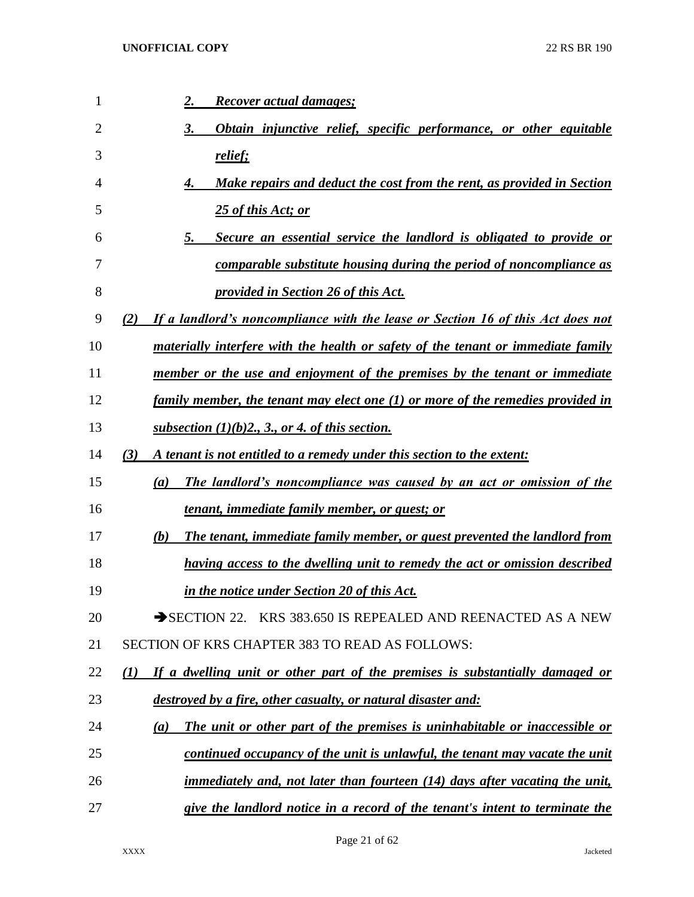2. *Recover actual damages;*

3. *Obtain injunctive relief, specific performance, or other equitable relief;*

4. *Make repairs and deduct the cost from the rent, as provided in Section 25 of this Act; or*

5. *Secure an essential service the landlord is obligated to provide or comparable substitute housing during the period of noncompliance as provided in Section 26 of this Act.*

*(2) If a landlord's noncompliance with the lease or Section 16 of this Act does not materially interfere with the health or safety of the tenant or immediate family member or the use and enjoyment of the premises by the tenant or immediate family member, the tenant may elect one (1) or more of the remedies provided in subsection (1)(b)2., 3., or 4. of this section.*

*(3) A tenant is not entitled to a remedy under this section to the extent:*

*(a) The landlord's noncompliance was caused by an act or omission of the tenant, immediate family member, or guest; or*

*(b) The tenant, immediate family member, or guest prevented the landlord from having access to the dwelling unit to remedy the act or omission described in the notice under Section 20 of this Act.*

➔SECTION 22. KRS 383.650 IS REPEALED AND REENACTED AS A NEW SECTION OF KRS CHAPTER 383 TO READ AS FOLLOWS:

*(1) If a dwelling unit or other part of the premises is substantially damaged or destroyed by a fire, other casualty, or natural disaster and:*

*(a) The unit or other part of the premises is uninhabitable or inaccessible or continued occupancy of the unit is unlawful, the tenant may vacate the unit immediately and, not later than fourteen (14) days after vacating the unit, give the landlord notice in a record of the tenant's intent to terminate the*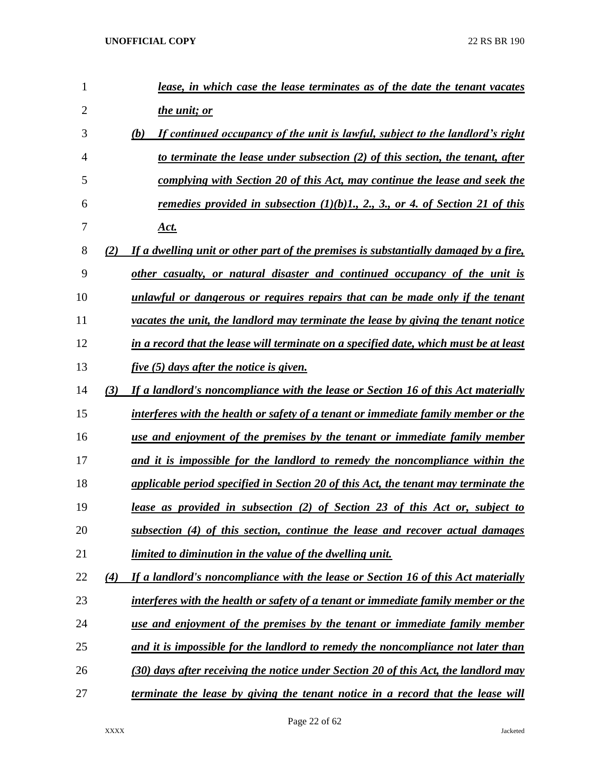*lease, in which case the lease terminates as of the date the tenant vacates the unit; or*

*(b) If continued occupancy of the unit is lawful, subject to the landlord's right to terminate the lease under subsection (2) of this section, the tenant, after complying with Section 20 of this Act, may continue the lease and seek the remedies provided in subsection (1)(b)1., 2., 3., or 4. of Section 21 of this Act.*

*(2) If a dwelling unit or other part of the premises is substantially damaged by a fire, other casualty, or natural disaster and continued occupancy of the unit is unlawful or dangerous or requires repairs that can be made only if the tenant vacates the unit, the landlord may terminate the lease by giving the tenant notice in a record that the lease will terminate on a specified date, which must be at least five (5) days after the notice is given.*

*(3) If a landlord's noncompliance with the lease or Section 16 of this Act materially interferes with the health or safety of a tenant or immediate family member or the use and enjoyment of the premises by the tenant or immediate family member and it is impossible for the landlord to remedy the noncompliance within the applicable period specified in Section 20 of this Act, the tenant may terminate the lease as provided in subsection (2) of Section 23 of this Act or, subject to subsection (4) of this section, continue the lease and recover actual damages limited to diminution in the value of the dwelling unit.*

*(4) If a landlord's noncompliance with the lease or Section 16 of this Act materially interferes with the health or safety of a tenant or immediate family member or the use and enjoyment of the premises by the tenant or immediate family member and it is impossible for the landlord to remedy the noncompliance not later than (30) days after receiving the notice under Section 20 of this Act, the landlord may terminate the lease by giving the tenant notice in a record that the lease will*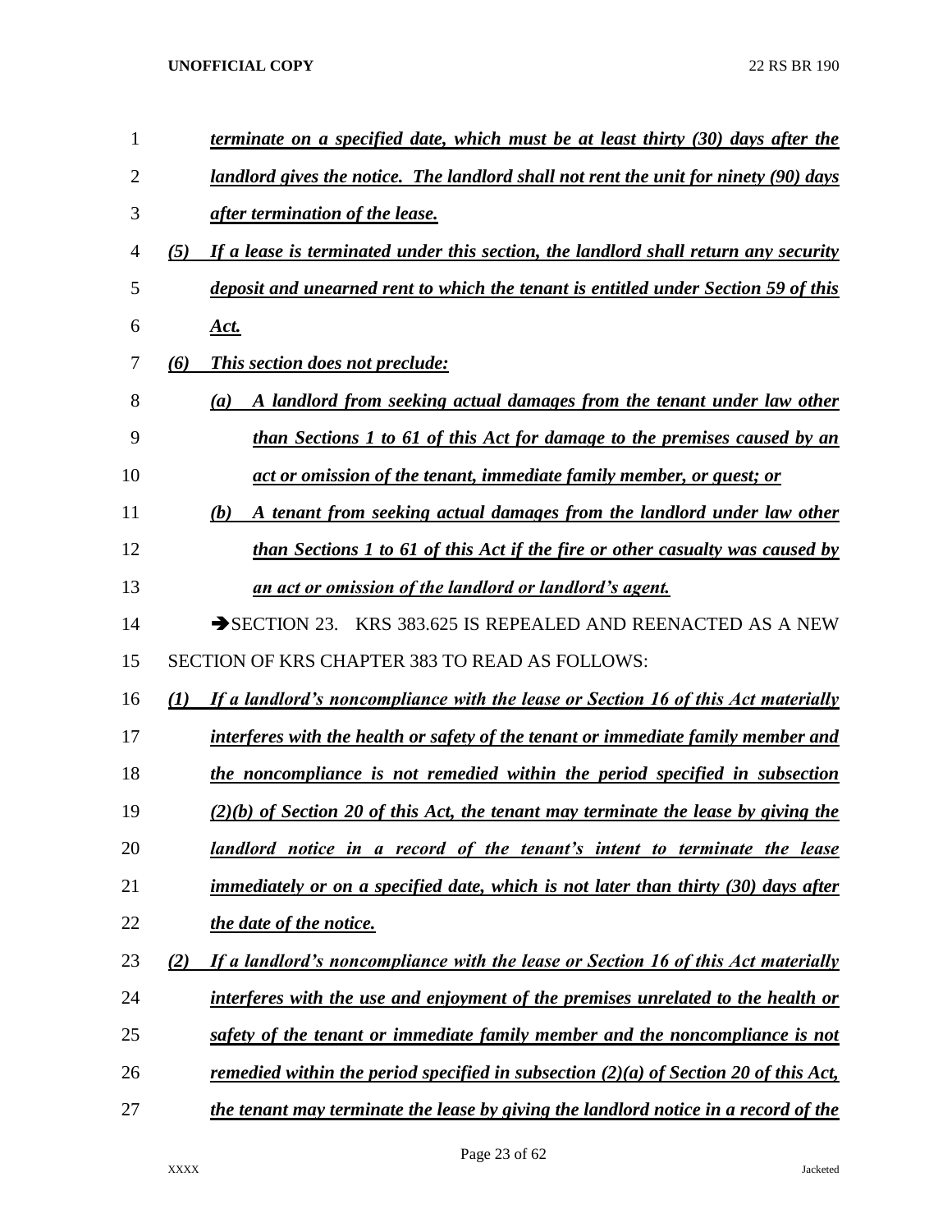***terminate on a specified date, which must be at least thirty (30) days after the landlord gives the notice. The landlord shall not rent the unit for ninety (90) days after termination of the lease.***

***(5) If a lease is terminated under this section, the landlord shall return any security deposit and unearned rent to which the tenant is entitled under Section 59 of this Act.***

***(6) This section does not preclude:***

***(a) A landlord from seeking actual damages from the tenant under law other than Sections 1 to 61 of this Act for damage to the premises caused by an act or omission of the tenant, immediate family member, or guest; or***

***(b) A tenant from seeking actual damages from the landlord under law other than Sections 1 to 61 of this Act if the fire or other casualty was caused by an act or omission of the landlord or landlord's agent.***

➔SECTION 23. KRS 383.625 IS REPEALED AND REENACTED AS A NEW SECTION OF KRS CHAPTER 383 TO READ AS FOLLOWS:

***(1) If a landlord's noncompliance with the lease or Section 16 of this Act materially interferes with the health or safety of the tenant or immediate family member and the noncompliance is not remedied within the period specified in subsection (2)(b) of Section 20 of this Act, the tenant may terminate the lease by giving the landlord notice in a record of the tenant's intent to terminate the lease immediately or on a specified date, which is not later than thirty (30) days after the date of the notice.***

***(2) If a landlord's noncompliance with the lease or Section 16 of this Act materially interferes with the use and enjoyment of the premises unrelated to the health or safety of the tenant or immediate family member and the noncompliance is not remedied within the period specified in subsection (2)(a) of Section 20 of this Act, the tenant may terminate the lease by giving the landlord notice in a record of the***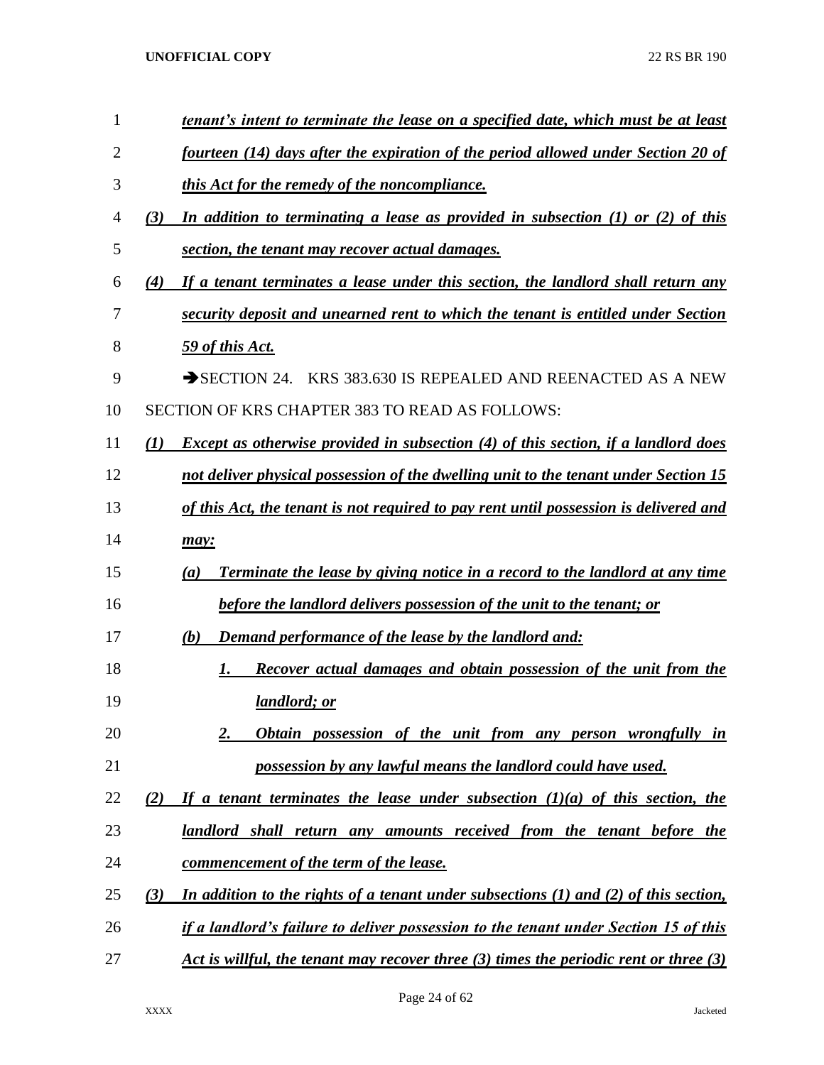***tenant's intent to terminate the lease on a specified date, which must be at least fourteen (14) days after the expiration of the period allowed under Section 20 of this Act for the remedy of the noncompliance.***

***(3) In addition to terminating a lease as provided in subsection (1) or (2) of this section, the tenant may recover actual damages.***

***(4) If a tenant terminates a lease under this section, the landlord shall return any security deposit and unearned rent to which the tenant is entitled under Section 59 of this Act.***

➔SECTION 24. KRS 383.630 IS REPEALED AND REENACTED AS A NEW SECTION OF KRS CHAPTER 383 TO READ AS FOLLOWS:

***(1) Except as otherwise provided in subsection (4) of this section, if a landlord does not deliver physical possession of the dwelling unit to the tenant under Section 15 of this Act, the tenant is not required to pay rent until possession is delivered and may:***

***(a) Terminate the lease by giving notice in a record to the landlord at any time before the landlord delivers possession of the unit to the tenant; or***

***(b) Demand performance of the lease by the landlord and:***

***1. Recover actual damages and obtain possession of the unit from the landlord; or***

***2. Obtain possession of the unit from any person wrongfully in possession by any lawful means the landlord could have used.***

***(2) If a tenant terminates the lease under subsection (1)(a) of this section, the landlord shall return any amounts received from the tenant before the commencement of the term of the lease.***

***(3) In addition to the rights of a tenant under subsections (1) and (2) of this section, if a landlord's failure to deliver possession to the tenant under Section 15 of this Act is willful, the tenant may recover three (3) times the periodic rent or three (3)***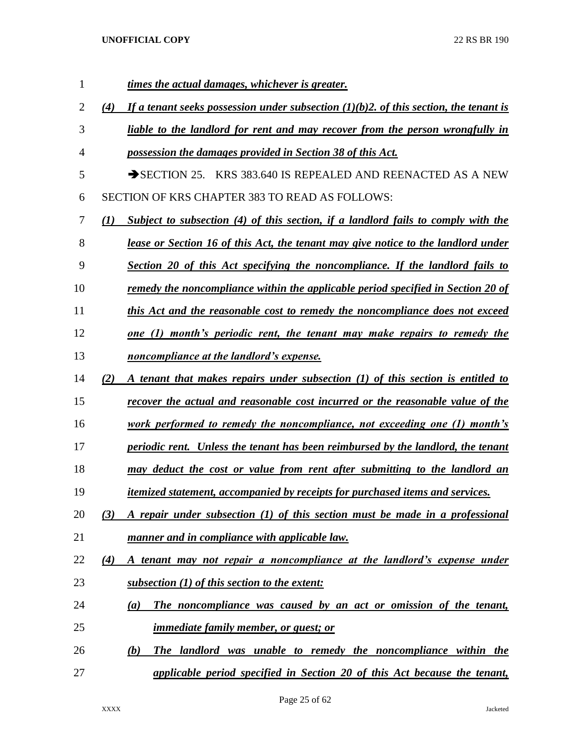*times the actual damages, whichever is greater.*

*(4) If a tenant seeks possession under subsection (1)(b)2. of this section, the tenant is liable to the landlord for rent and may recover from the person wrongfully in possession the damages provided in Section 38 of this Act.*

➔SECTION 25. KRS 383.640 IS REPEALED AND REENACTED AS A NEW SECTION OF KRS CHAPTER 383 TO READ AS FOLLOWS:

*(1) Subject to subsection (4) of this section, if a landlord fails to comply with the lease or Section 16 of this Act, the tenant may give notice to the landlord under Section 20 of this Act specifying the noncompliance. If the landlord fails to remedy the noncompliance within the applicable period specified in Section 20 of this Act and the reasonable cost to remedy the noncompliance does not exceed one (1) month's periodic rent, the tenant may make repairs to remedy the noncompliance at the landlord's expense.*

*(2) A tenant that makes repairs under subsection (1) of this section is entitled to recover the actual and reasonable cost incurred or the reasonable value of the work performed to remedy the noncompliance, not exceeding one (1) month's periodic rent. Unless the tenant has been reimbursed by the landlord, the tenant may deduct the cost or value from rent after submitting to the landlord an itemized statement, accompanied by receipts for purchased items and services.*

*(3) A repair under subsection (1) of this section must be made in a professional manner and in compliance with applicable law.*

*(4) A tenant may not repair a noncompliance at the landlord's expense under subsection (1) of this section to the extent:*

*(a) The noncompliance was caused by an act or omission of the tenant, immediate family member, or guest; or*

*(b) The landlord was unable to remedy the noncompliance within the applicable period specified in Section 20 of this Act because the tenant,*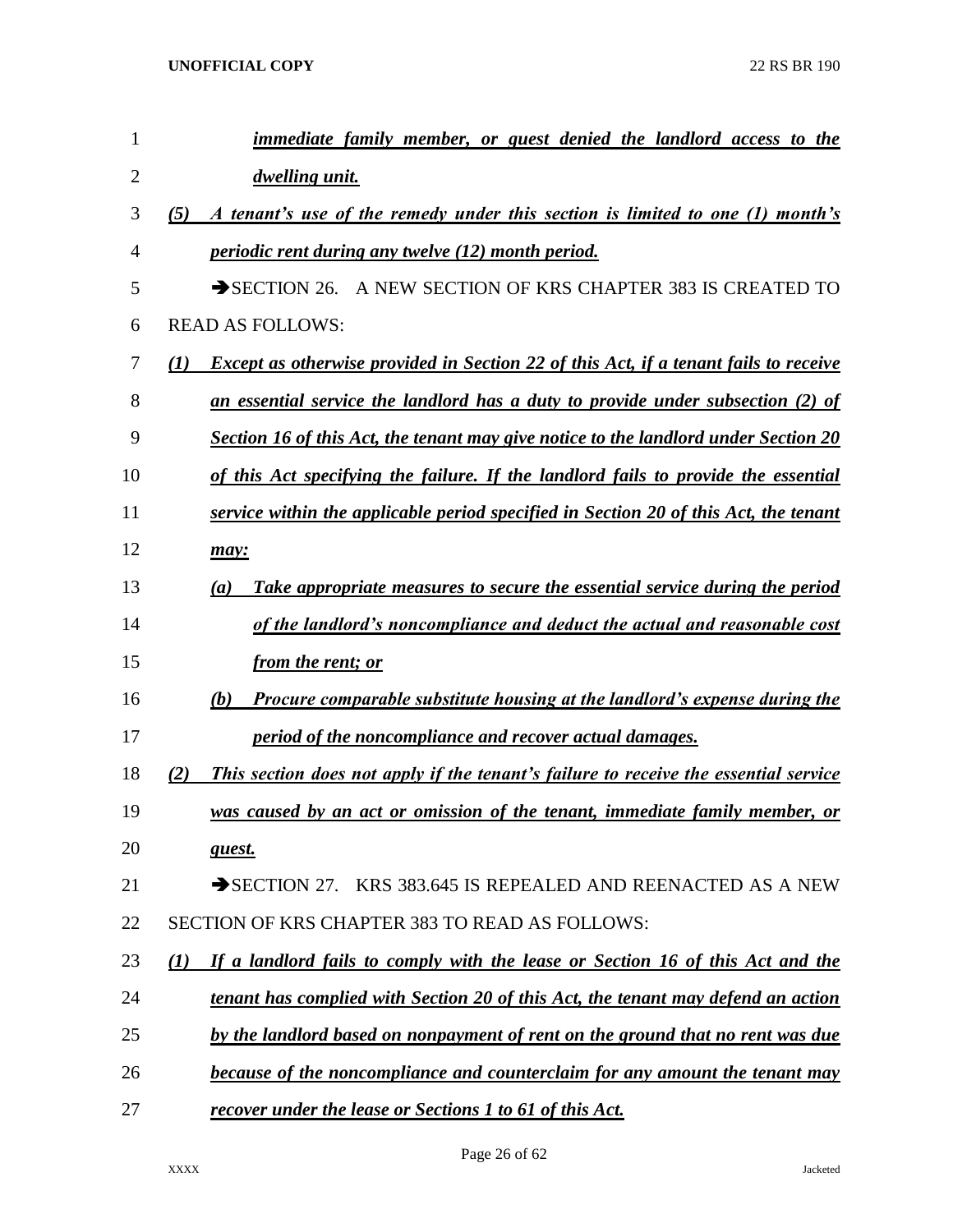***immediate family member, or guest denied the landlord access to the dwelling unit.***

***(5) A tenant's use of the remedy under this section is limited to one (1) month's periodic rent during any twelve (12) month period.***

➔SECTION 26. A NEW SECTION OF KRS CHAPTER 383 IS CREATED TO READ AS FOLLOWS:

***(1) Except as otherwise provided in Section 22 of this Act, if a tenant fails to receive an essential service the landlord has a duty to provide under subsection (2) of Section 16 of this Act, the tenant may give notice to the landlord under Section 20 of this Act specifying the failure. If the landlord fails to provide the essential service within the applicable period specified in Section 20 of this Act, the tenant may:***

***(a) Take appropriate measures to secure the essential service during the period of the landlord's noncompliance and deduct the actual and reasonable cost from the rent; or***

***(b) Procure comparable substitute housing at the landlord's expense during the period of the noncompliance and recover actual damages.***

***(2) This section does not apply if the tenant's failure to receive the essential service was caused by an act or omission of the tenant, immediate family member, or guest.***

➔SECTION 27. KRS 383.645 IS REPEALED AND REENACTED AS A NEW SECTION OF KRS CHAPTER 383 TO READ AS FOLLOWS:

***(1) If a landlord fails to comply with the lease or Section 16 of this Act and the tenant has complied with Section 20 of this Act, the tenant may defend an action by the landlord based on nonpayment of rent on the ground that no rent was due because of the noncompliance and counterclaim for any amount the tenant may recover under the lease or Sections 1 to 61 of this Act.***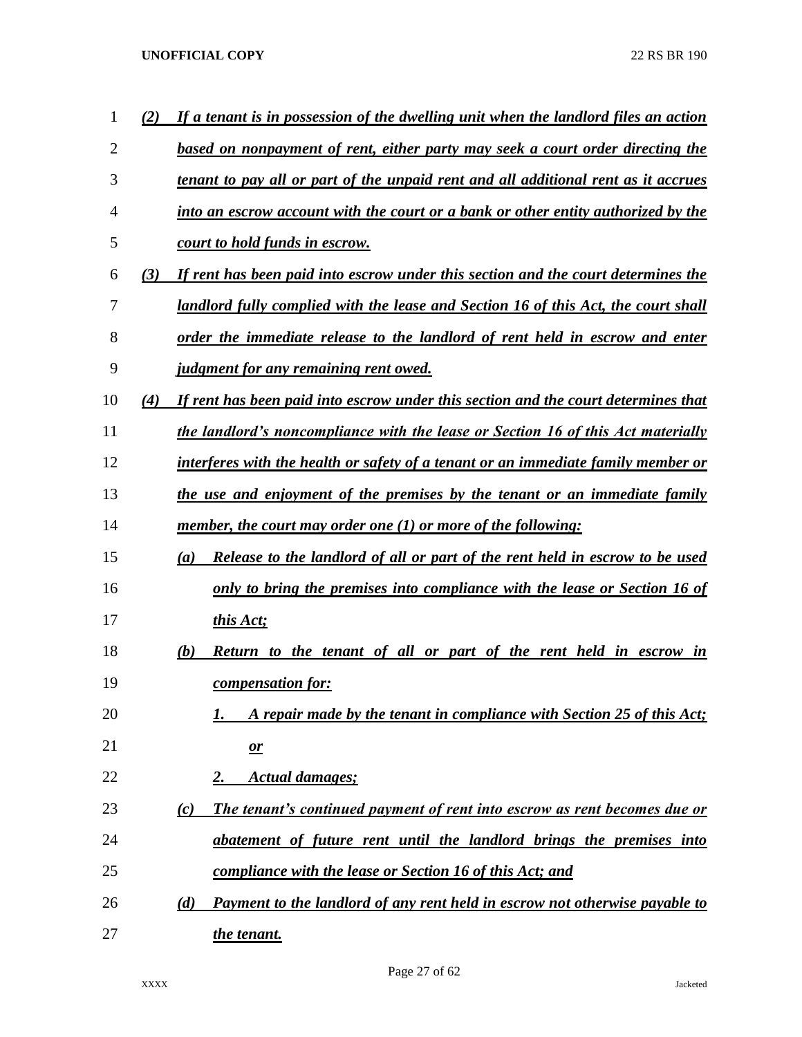***(2) If a tenant is in possession of the dwelling unit when the landlord files an action based on nonpayment of rent, either party may seek a court order directing the tenant to pay all or part of the unpaid rent and all additional rent as it accrues into an escrow account with the court or a bank or other entity authorized by the court to hold funds in escrow.***

***(3) If rent has been paid into escrow under this section and the court determines the landlord fully complied with the lease and Section 16 of this Act, the court shall order the immediate release to the landlord of rent held in escrow and enter judgment for any remaining rent owed.***

***(4) If rent has been paid into escrow under this section and the court determines that the landlord's noncompliance with the lease or Section 16 of this Act materially interferes with the health or safety of a tenant or an immediate family member or the use and enjoyment of the premises by the tenant or an immediate family member, the court may order one (1) or more of the following:***

- ***(a) Release to the landlord of all or part of the rent held in escrow to be used only to bring the premises into compliance with the lease or Section 16 of this Act;***
- ***(b) Return to the tenant of all or part of the rent held in escrow in compensation for:***
  - ***1. A repair made by the tenant in compliance with Section 25 of this Act; or***
  - ***2. Actual damages;***
- ***(c) The tenant's continued payment of rent into escrow as rent becomes due or abatement of future rent until the landlord brings the premises into compliance with the lease or Section 16 of this Act; and***
- ***(d) Payment to the landlord of any rent held in escrow not otherwise payable to the tenant.***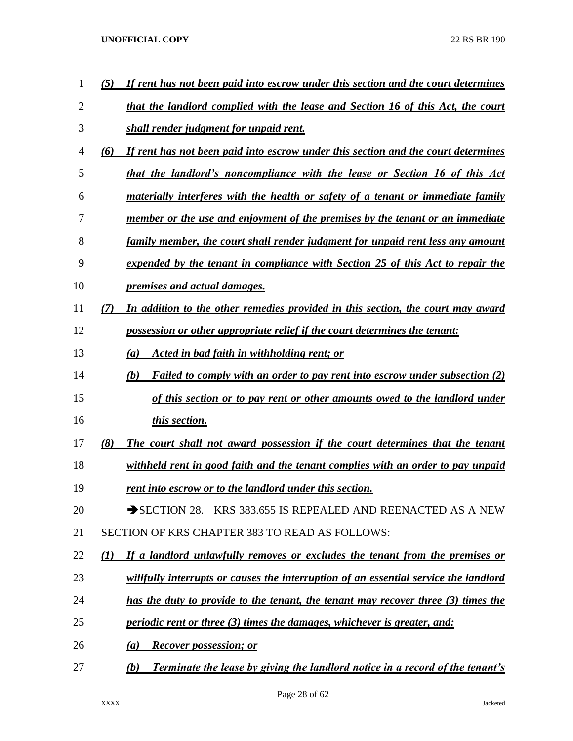*(5) If rent has not been paid into escrow under this section and the court determines that the landlord complied with the lease and Section 16 of this Act, the court shall render judgment for unpaid rent.*

*(6) If rent has not been paid into escrow under this section and the court determines that the landlord's noncompliance with the lease or Section 16 of this Act materially interferes with the health or safety of a tenant or immediate family member or the use and enjoyment of the premises by the tenant or an immediate family member, the court shall render judgment for unpaid rent less any amount expended by the tenant in compliance with Section 25 of this Act to repair the premises and actual damages.*

*(7) In addition to the other remedies provided in this section, the court may award possession or other appropriate relief if the court determines the tenant:*

*(a) Acted in bad faith in withholding rent; or*

*(b) Failed to comply with an order to pay rent into escrow under subsection (2) of this section or to pay rent or other amounts owed to the landlord under this section.*

*(8) The court shall not award possession if the court determines that the tenant withheld rent in good faith and the tenant complies with an order to pay unpaid rent into escrow or to the landlord under this section.*

→SECTION 28. KRS 383.655 IS REPEALED AND REENACTED AS A NEW SECTION OF KRS CHAPTER 383 TO READ AS FOLLOWS:

*(1) If a landlord unlawfully removes or excludes the tenant from the premises or willfully interrupts or causes the interruption of an essential service the landlord has the duty to provide to the tenant, the tenant may recover three (3) times the periodic rent or three (3) times the damages, whichever is greater, and:*

*(a) Recover possession; or*

*(b) Terminate the lease by giving the landlord notice in a record of the tenant's*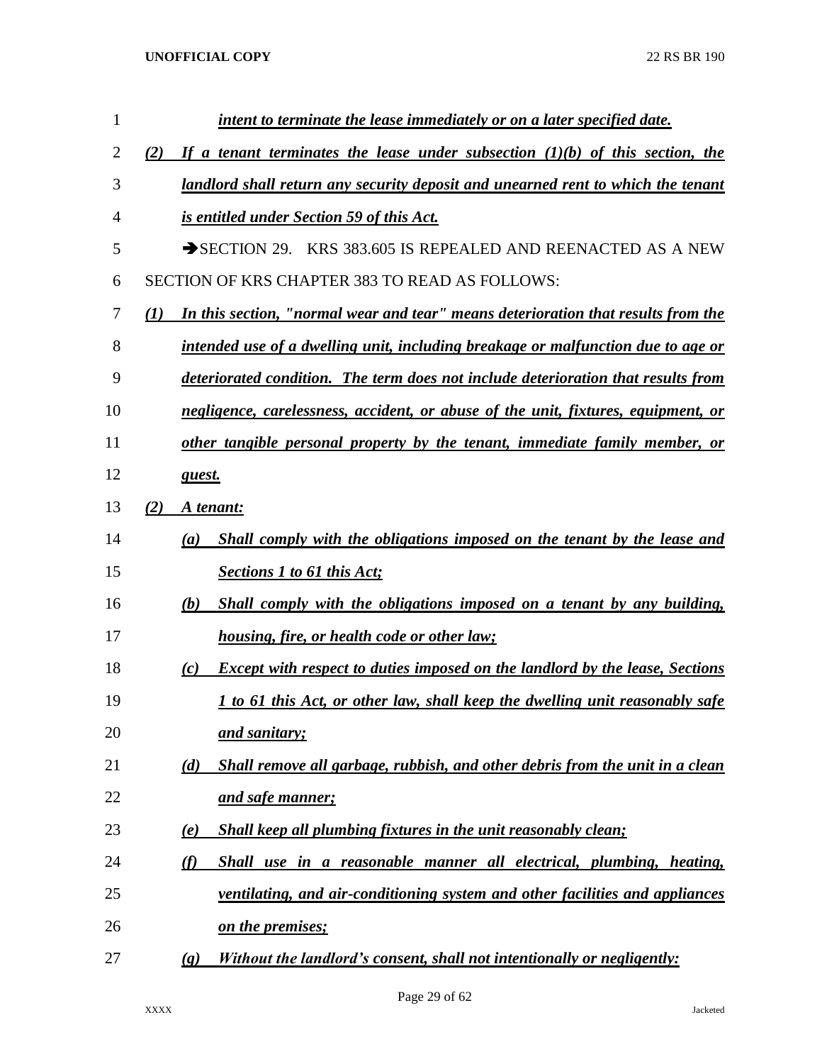*intent to terminate the lease immediately or on a later specified date.*

*(2) If a tenant terminates the lease under subsection (1)(b) of this section, the landlord shall return any security deposit and unearned rent to which the tenant is entitled under Section 59 of this Act.*

➔SECTION 29. KRS 383.605 IS REPEALED AND REENACTED AS A NEW SECTION OF KRS CHAPTER 383 TO READ AS FOLLOWS:

*(1) In this section, "normal wear and tear" means deterioration that results from the intended use of a dwelling unit, including breakage or malfunction due to age or deteriorated condition. The term does not include deterioration that results from negligence, carelessness, accident, or abuse of the unit, fixtures, equipment, or other tangible personal property by the tenant, immediate family member, or guest.*

*(2) A tenant:*

*(a) Shall comply with the obligations imposed on the tenant by the lease and Sections 1 to 61 this Act;*

*(b) Shall comply with the obligations imposed on a tenant by any building, housing, fire, or health code or other law;*

*(c) Except with respect to duties imposed on the landlord by the lease, Sections 1 to 61 this Act, or other law, shall keep the dwelling unit reasonably safe and sanitary;*

*(d) Shall remove all garbage, rubbish, and other debris from the unit in a clean and safe manner;*

*(e) Shall keep all plumbing fixtures in the unit reasonably clean;*

*(f) Shall use in a reasonable manner all electrical, plumbing, heating, ventilating, and air-conditioning system and other facilities and appliances on the premises;*

*(g) Without the landlord's consent, shall not intentionally or negligently:*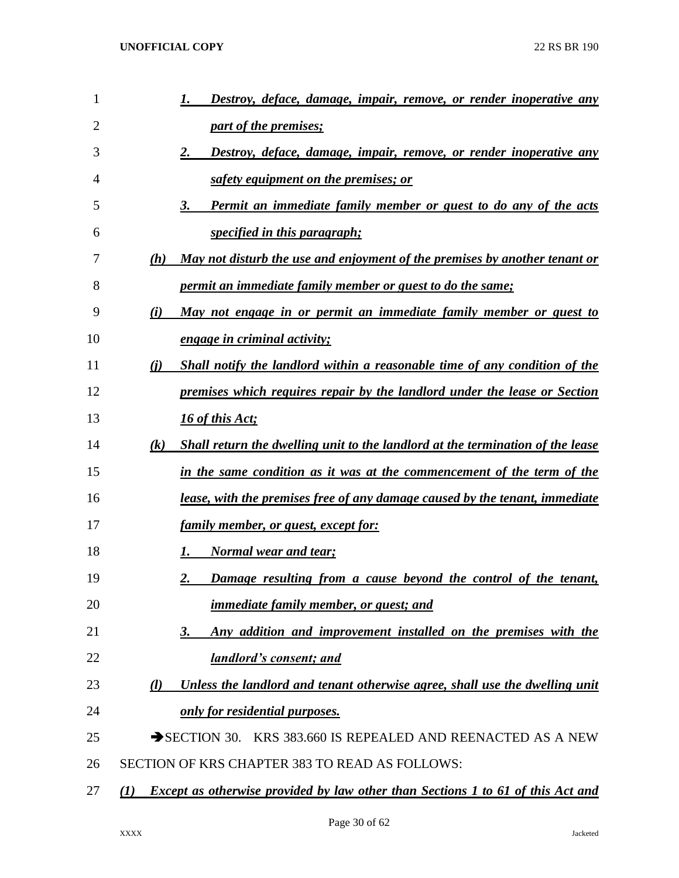1. ***Destroy, deface, damage, impair, remove, or render inoperative any part of the premises;***
2. ***Destroy, deface, damage, impair, remove, or render inoperative any safety equipment on the premises; or***
3. ***Permit an immediate family member or guest to do any of the acts specified in this paragraph;***

***(h) May not disturb the use and enjoyment of the premises by another tenant or permit an immediate family member or guest to do the same;***

***(i) May not engage in or permit an immediate family member or guest to engage in criminal activity;***

***(j) Shall notify the landlord within a reasonable time of any condition of the premises which requires repair by the landlord under the lease or Section 16 of this Act;***

***(k) Shall return the dwelling unit to the landlord at the termination of the lease in the same condition as it was at the commencement of the term of the lease, with the premises free of any damage caused by the tenant, immediate family member, or guest, except for:***

1. ***Normal wear and tear;***
2. ***Damage resulting from a cause beyond the control of the tenant, immediate family member, or guest; and***
3. ***Any addition and improvement installed on the premises with the landlord's consent; and***

***(l) Unless the landlord and tenant otherwise agree, shall use the dwelling unit only for residential purposes.***

➔SECTION 30. KRS 383.660 IS REPEALED AND REENACTED AS A NEW SECTION OF KRS CHAPTER 383 TO READ AS FOLLOWS:

***(1) Except as otherwise provided by law other than Sections 1 to 61 of this Act and***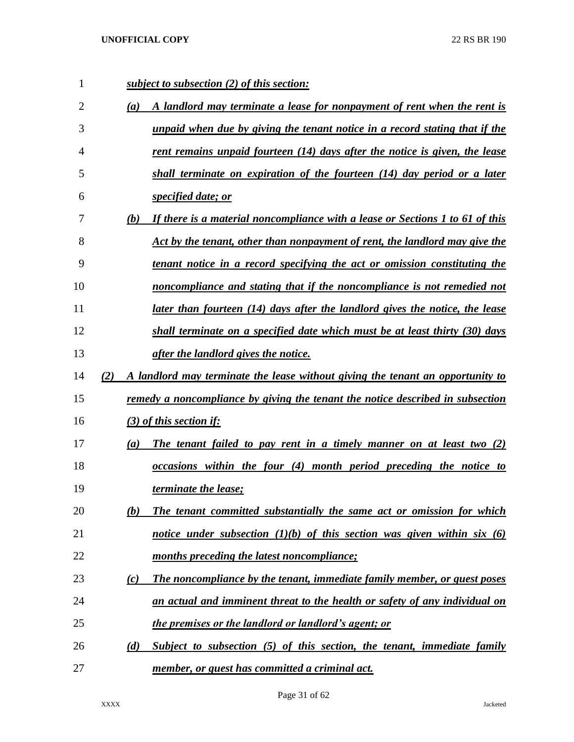*subject to subsection (2) of this section:*

*(a) A landlord may terminate a lease for nonpayment of rent when the rent is unpaid when due by giving the tenant notice in a record stating that if the rent remains unpaid fourteen (14) days after the notice is given, the lease shall terminate on expiration of the fourteen (14) day period or a later specified date; or*

*(b) If there is a material noncompliance with a lease or Sections 1 to 61 of this Act by the tenant, other than nonpayment of rent, the landlord may give the tenant notice in a record specifying the act or omission constituting the noncompliance and stating that if the noncompliance is not remedied not later than fourteen (14) days after the landlord gives the notice, the lease shall terminate on a specified date which must be at least thirty (30) days after the landlord gives the notice.*

*(2) A landlord may terminate the lease without giving the tenant an opportunity to remedy a noncompliance by giving the tenant the notice described in subsection (3) of this section if:*

*(a) The tenant failed to pay rent in a timely manner on at least two (2) occasions within the four (4) month period preceding the notice to terminate the lease;*

*(b) The tenant committed substantially the same act or omission for which notice under subsection (1)(b) of this section was given within six (6) months preceding the latest noncompliance;*

*(c) The noncompliance by the tenant, immediate family member, or guest poses an actual and imminent threat to the health or safety of any individual on the premises or the landlord or landlord's agent; or*

*(d) Subject to subsection (5) of this section, the tenant, immediate family member, or guest has committed a criminal act.*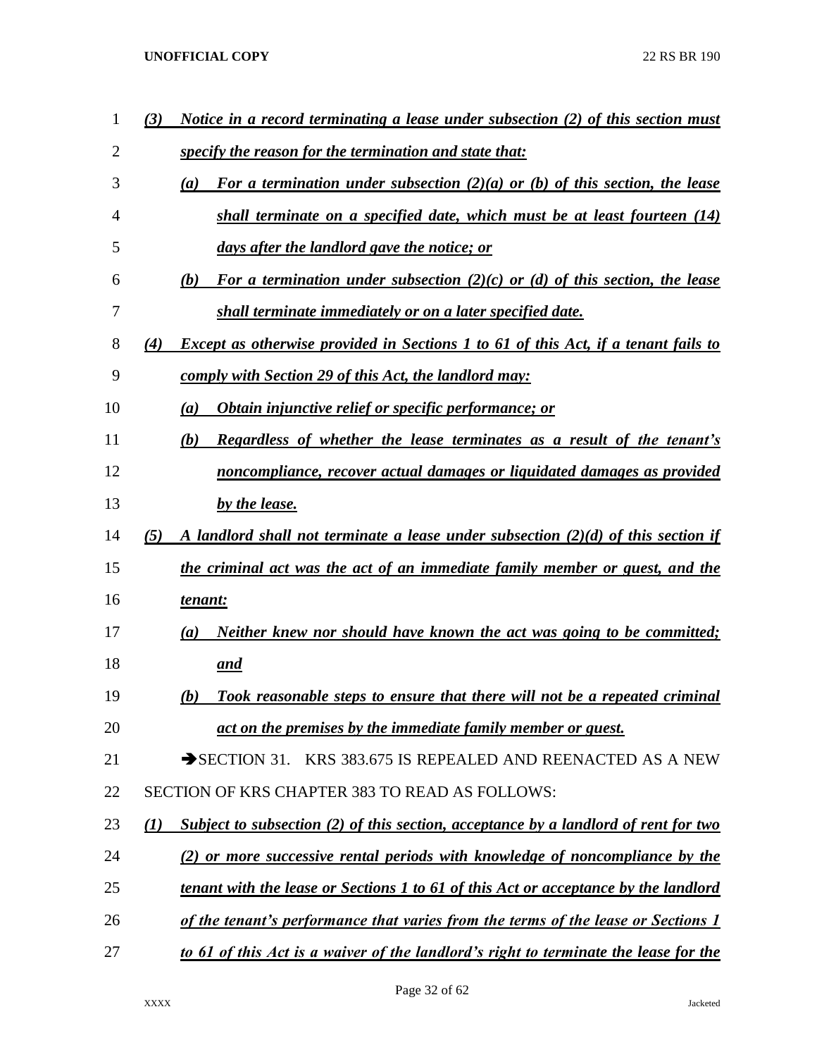*(3) Notice in a record terminating a lease under subsection (2) of this section must specify the reason for the termination and state that:*

*(a) For a termination under subsection (2)(a) or (b) of this section, the lease shall terminate on a specified date, which must be at least fourteen (14) days after the landlord gave the notice; or*

*(b) For a termination under subsection (2)(c) or (d) of this section, the lease shall terminate immediately or on a later specified date.*

*(4) Except as otherwise provided in Sections 1 to 61 of this Act, if a tenant fails to comply with Section 29 of this Act, the landlord may:*

*(a) Obtain injunctive relief or specific performance; or*

*(b) Regardless of whether the lease terminates as a result of the tenant's noncompliance, recover actual damages or liquidated damages as provided by the lease.*

*(5) A landlord shall not terminate a lease under subsection (2)(d) of this section if the criminal act was the act of an immediate family member or guest, and the tenant:*

*(a) Neither knew nor should have known the act was going to be committed; and*

*(b) Took reasonable steps to ensure that there will not be a repeated criminal act on the premises by the immediate family member or guest.*

➔SECTION 31. KRS 383.675 IS REPEALED AND REENACTED AS A NEW SECTION OF KRS CHAPTER 383 TO READ AS FOLLOWS:

*(1) Subject to subsection (2) of this section, acceptance by a landlord of rent for two (2) or more successive rental periods with knowledge of noncompliance by the tenant with the lease or Sections 1 to 61 of this Act or acceptance by the landlord of the tenant's performance that varies from the terms of the lease or Sections 1 to 61 of this Act is a waiver of the landlord's right to terminate the lease for the*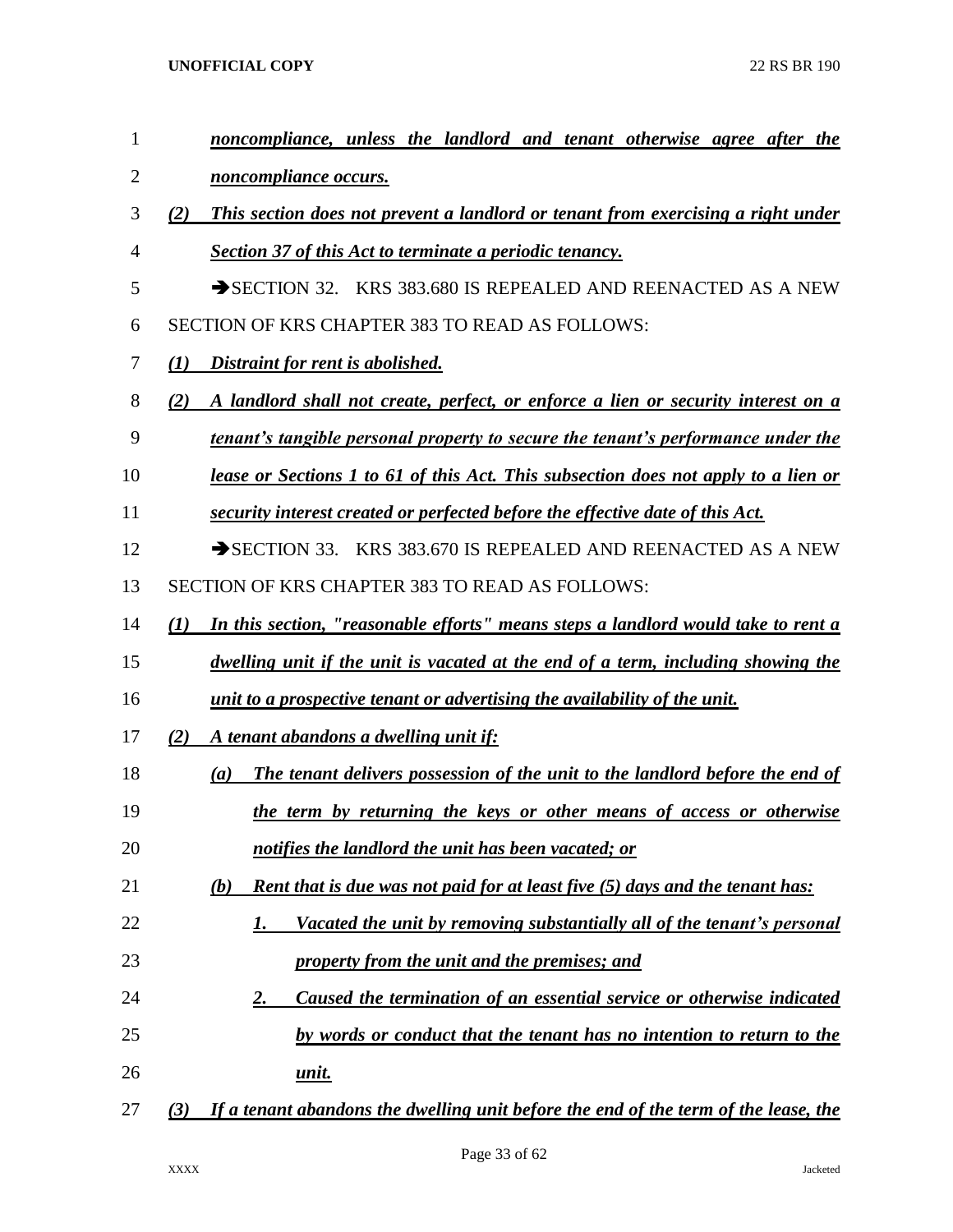***noncompliance, unless the landlord and tenant otherwise agree after the noncompliance occurs.***

***(2) This section does not prevent a landlord or tenant from exercising a right under Section 37 of this Act to terminate a periodic tenancy.***

➔SECTION 32. KRS 383.680 IS REPEALED AND REENACTED AS A NEW SECTION OF KRS CHAPTER 383 TO READ AS FOLLOWS:

***(1) Distraint for rent is abolished.***

***(2) A landlord shall not create, perfect, or enforce a lien or security interest on a tenant's tangible personal property to secure the tenant's performance under the lease or Sections 1 to 61 of this Act. This subsection does not apply to a lien or security interest created or perfected before the effective date of this Act.***

➔SECTION 33. KRS 383.670 IS REPEALED AND REENACTED AS A NEW SECTION OF KRS CHAPTER 383 TO READ AS FOLLOWS:

***(1) In this section, "reasonable efforts" means steps a landlord would take to rent a dwelling unit if the unit is vacated at the end of a term, including showing the unit to a prospective tenant or advertising the availability of the unit.***

***(2) A tenant abandons a dwelling unit if:***

***(a) The tenant delivers possession of the unit to the landlord before the end of the term by returning the keys or other means of access or otherwise notifies the landlord the unit has been vacated; or***

***(b) Rent that is due was not paid for at least five (5) days and the tenant has:***

***1. Vacated the unit by removing substantially all of the tenant's personal property from the unit and the premises; and***

***2. Caused the termination of an essential service or otherwise indicated by words or conduct that the tenant has no intention to return to the unit.***

***(3) If a tenant abandons the dwelling unit before the end of the term of the lease, the***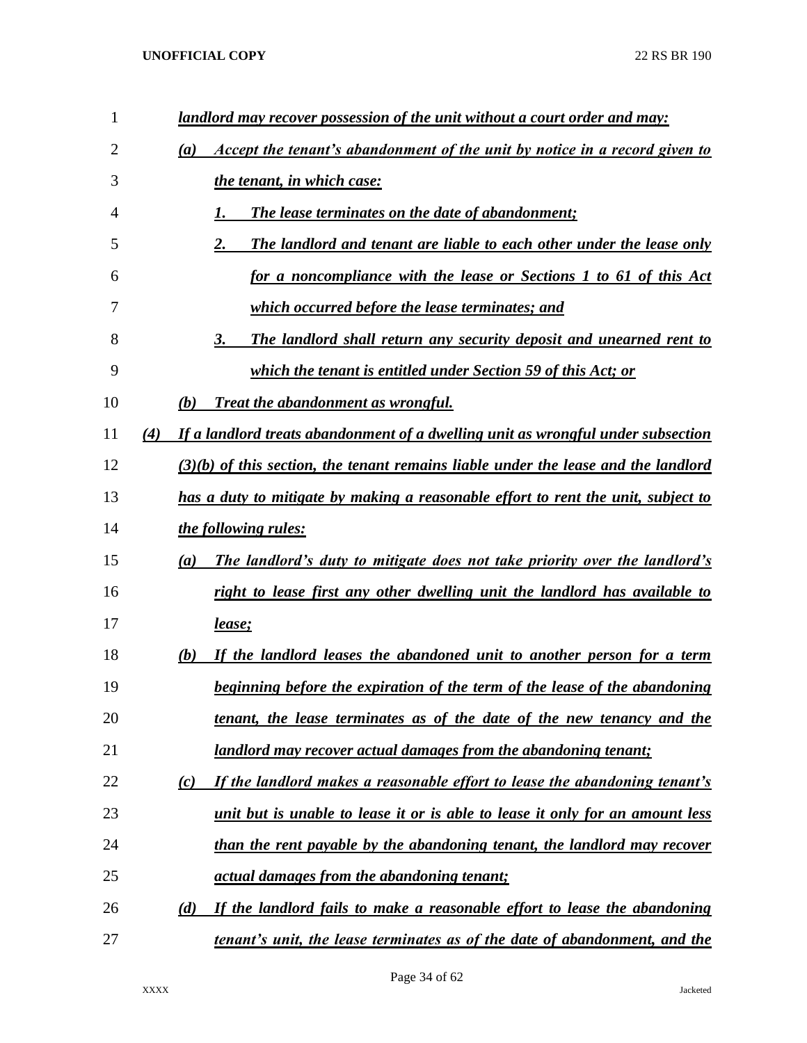***landlord may recover possession of the unit without a court order and may:***

***(a) Accept the tenant's abandonment of the unit by notice in a record given to the tenant, in which case:***

***1. The lease terminates on the date of abandonment;***

***2. The landlord and tenant are liable to each other under the lease only for a noncompliance with the lease or Sections 1 to 61 of this Act which occurred before the lease terminates; and***

***3. The landlord shall return any security deposit and unearned rent to which the tenant is entitled under Section 59 of this Act; or***

***(b) Treat the abandonment as wrongful.***

***(4) If a landlord treats abandonment of a dwelling unit as wrongful under subsection (3)(b) of this section, the tenant remains liable under the lease and the landlord has a duty to mitigate by making a reasonable effort to rent the unit, subject to the following rules:***

***(a) The landlord's duty to mitigate does not take priority over the landlord's right to lease first any other dwelling unit the landlord has available to lease;***

***(b) If the landlord leases the abandoned unit to another person for a term beginning before the expiration of the term of the lease of the abandoning tenant, the lease terminates as of the date of the new tenancy and the landlord may recover actual damages from the abandoning tenant;***

***(c) If the landlord makes a reasonable effort to lease the abandoning tenant's unit but is unable to lease it or is able to lease it only for an amount less than the rent payable by the abandoning tenant, the landlord may recover actual damages from the abandoning tenant;***

***(d) If the landlord fails to make a reasonable effort to lease the abandoning tenant's unit, the lease terminates as of the date of abandonment, and the***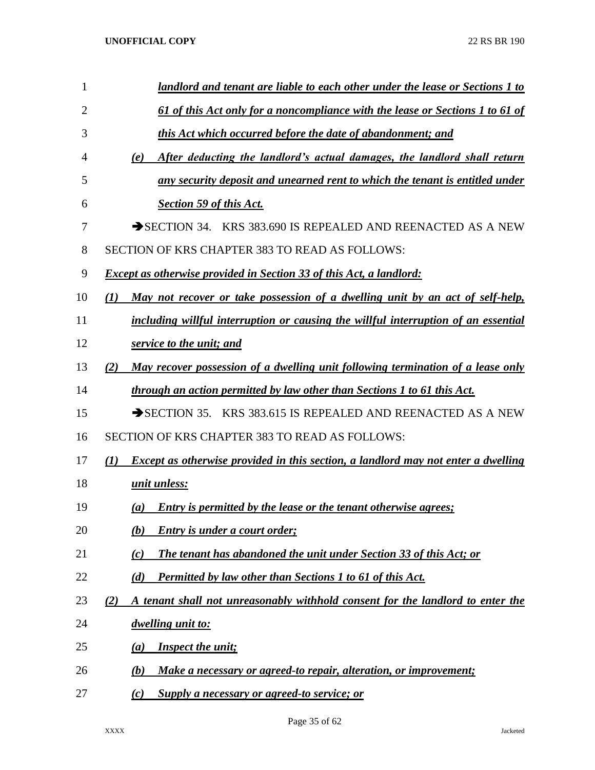***landlord and tenant are liable to each other under the lease or Sections 1 to 61 of this Act only for a noncompliance with the lease or Sections 1 to 61 of this Act which occurred before the date of abandonment; and***

***(e) After deducting the landlord's actual damages, the landlord shall return any security deposit and unearned rent to which the tenant is entitled under Section 59 of this Act.***

➔SECTION 34. KRS 383.690 IS REPEALED AND REENACTED AS A NEW SECTION OF KRS CHAPTER 383 TO READ AS FOLLOWS:

***Except as otherwise provided in Section 33 of this Act, a landlord:***

***(1) May not recover or take possession of a dwelling unit by an act of self-help, including willful interruption or causing the willful interruption of an essential service to the unit; and***

***(2) May recover possession of a dwelling unit following termination of a lease only through an action permitted by law other than Sections 1 to 61 this Act.***

➔SECTION 35. KRS 383.615 IS REPEALED AND REENACTED AS A NEW SECTION OF KRS CHAPTER 383 TO READ AS FOLLOWS:

***(1) Except as otherwise provided in this section, a landlord may not enter a dwelling unit unless:***

***(a) Entry is permitted by the lease or the tenant otherwise agrees;***

***(b) Entry is under a court order;***

***(c) The tenant has abandoned the unit under Section 33 of this Act; or***

***(d) Permitted by law other than Sections 1 to 61 of this Act.***

***(2) A tenant shall not unreasonably withhold consent for the landlord to enter the dwelling unit to:***

***(a) Inspect the unit;***

***(b) Make a necessary or agreed-to repair, alteration, or improvement;***

***(c) Supply a necessary or agreed-to service; or***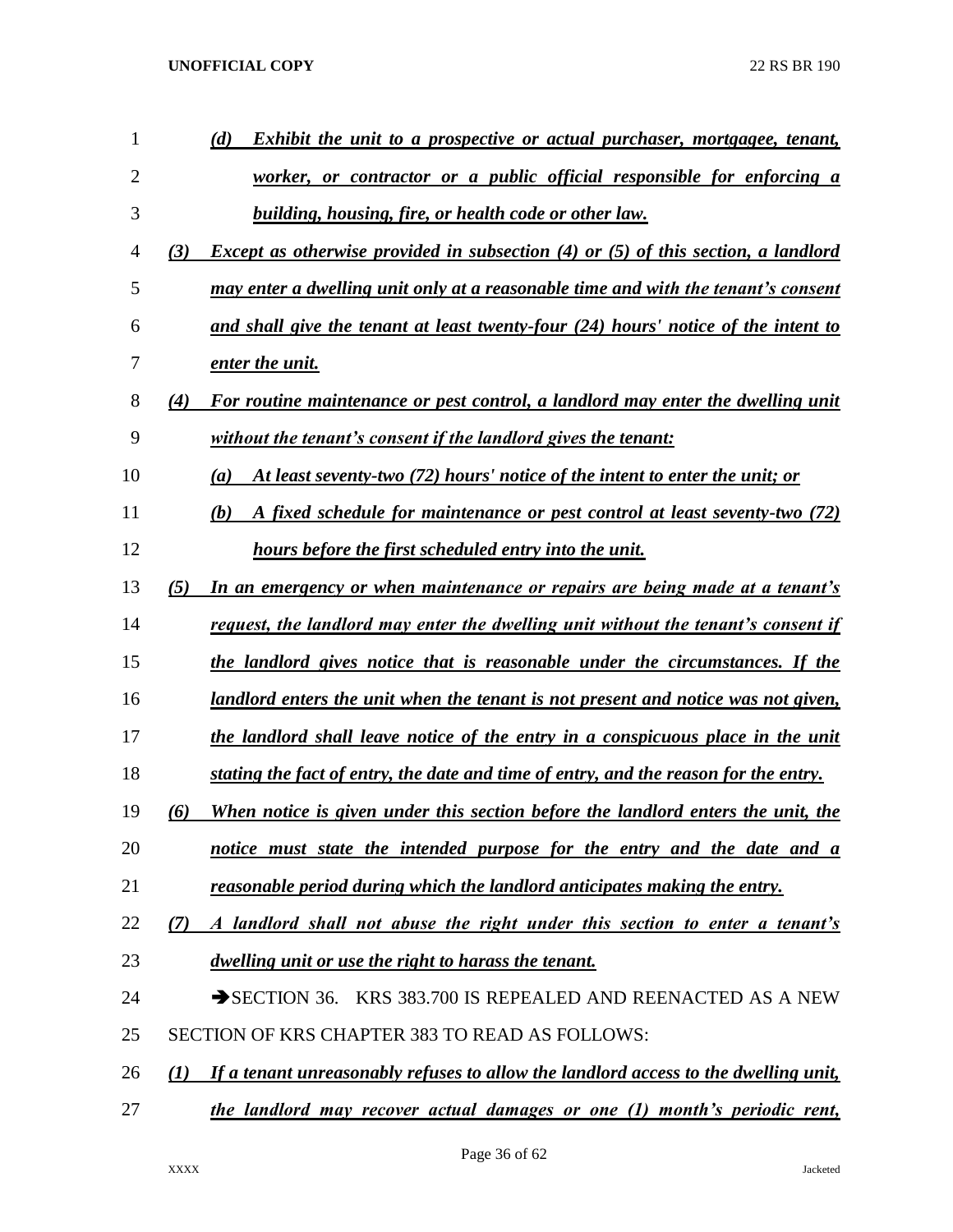*(d) Exhibit the unit to a prospective or actual purchaser, mortgagee, tenant, worker, or contractor or a public official responsible for enforcing a building, housing, fire, or health code or other law.*

*(3) Except as otherwise provided in subsection (4) or (5) of this section, a landlord may enter a dwelling unit only at a reasonable time and with the tenant's consent and shall give the tenant at least twenty-four (24) hours' notice of the intent to enter the unit.*

*(4) For routine maintenance or pest control, a landlord may enter the dwelling unit without the tenant's consent if the landlord gives the tenant:*

*(a) At least seventy-two (72) hours' notice of the intent to enter the unit; or*

*(b) A fixed schedule for maintenance or pest control at least seventy-two (72) hours before the first scheduled entry into the unit.*

*(5) In an emergency or when maintenance or repairs are being made at a tenant's request, the landlord may enter the dwelling unit without the tenant's consent if the landlord gives notice that is reasonable under the circumstances. If the landlord enters the unit when the tenant is not present and notice was not given, the landlord shall leave notice of the entry in a conspicuous place in the unit stating the fact of entry, the date and time of entry, and the reason for the entry.*

*(6) When notice is given under this section before the landlord enters the unit, the notice must state the intended purpose for the entry and the date and a reasonable period during which the landlord anticipates making the entry.*

*(7) A landlord shall not abuse the right under this section to enter a tenant's dwelling unit or use the right to harass the tenant.*

➔SECTION 36. KRS 383.700 IS REPEALED AND REENACTED AS A NEW SECTION OF KRS CHAPTER 383 TO READ AS FOLLOWS:

*(1) If a tenant unreasonably refuses to allow the landlord access to the dwelling unit, the landlord may recover actual damages or one (1) month's periodic rent,*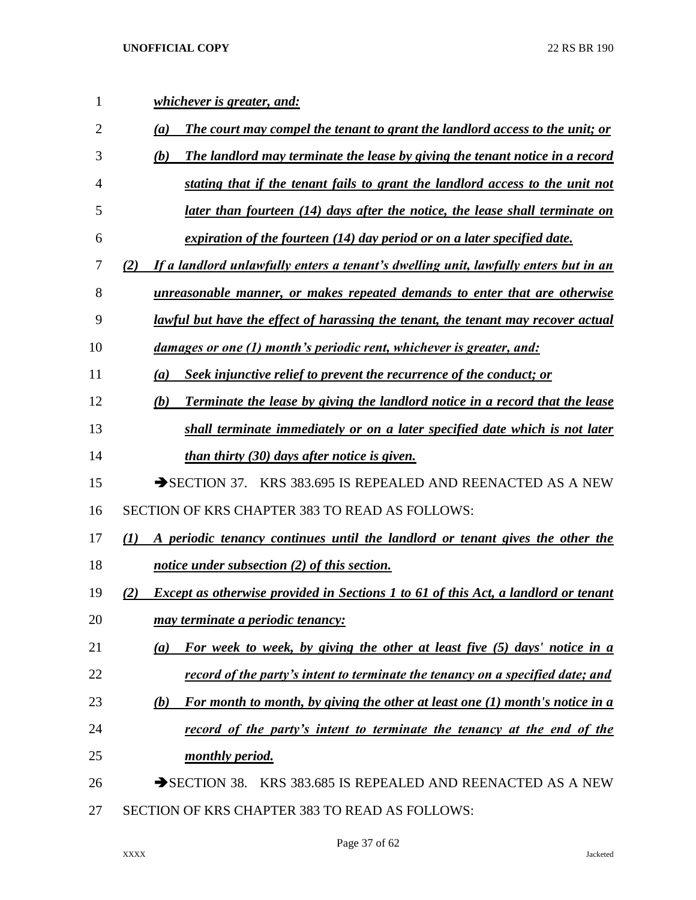***whichever is greater, and:***

***(a) The court may compel the tenant to grant the landlord access to the unit; or***

***(b) The landlord may terminate the lease by giving the tenant notice in a record stating that if the tenant fails to grant the landlord access to the unit not later than fourteen (14) days after the notice, the lease shall terminate on expiration of the fourteen (14) day period or on a later specified date.***

***(2) If a landlord unlawfully enters a tenant's dwelling unit, lawfully enters but in an unreasonable manner, or makes repeated demands to enter that are otherwise lawful but have the effect of harassing the tenant, the tenant may recover actual damages or one (1) month's periodic rent, whichever is greater, and:***

***(a) Seek injunctive relief to prevent the recurrence of the conduct; or***

***(b) Terminate the lease by giving the landlord notice in a record that the lease shall terminate immediately or on a later specified date which is not later than thirty (30) days after notice is given.***

➔SECTION 37. KRS 383.695 IS REPEALED AND REENACTED AS A NEW SECTION OF KRS CHAPTER 383 TO READ AS FOLLOWS:

***(1) A periodic tenancy continues until the landlord or tenant gives the other the notice under subsection (2) of this section.***

***(2) Except as otherwise provided in Sections 1 to 61 of this Act, a landlord or tenant may terminate a periodic tenancy:***

***(a) For week to week, by giving the other at least five (5) days' notice in a record of the party's intent to terminate the tenancy on a specified date; and***

***(b) For month to month, by giving the other at least one (1) month's notice in a record of the party's intent to terminate the tenancy at the end of the monthly period.***

➔SECTION 38. KRS 383.685 IS REPEALED AND REENACTED AS A NEW SECTION OF KRS CHAPTER 383 TO READ AS FOLLOWS: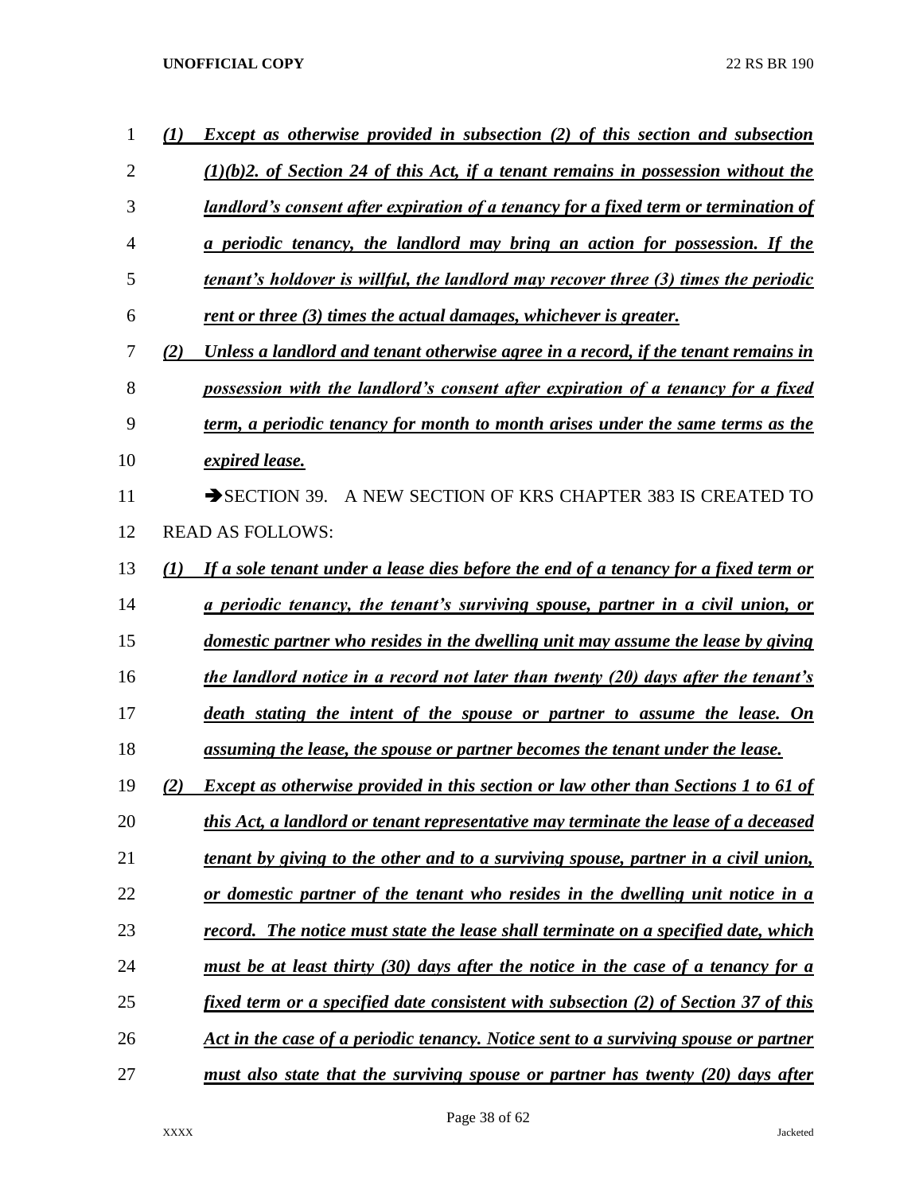***(1) Except as otherwise provided in subsection (2) of this section and subsection (1)(b)2. of Section 24 of this Act, if a tenant remains in possession without the landlord's consent after expiration of a tenancy for a fixed term or termination of a periodic tenancy, the landlord may bring an action for possession. If the tenant's holdover is willful, the landlord may recover three (3) times the periodic rent or three (3) times the actual damages, whichever is greater.***

***(2) Unless a landlord and tenant otherwise agree in a record, if the tenant remains in possession with the landlord's consent after expiration of a tenancy for a fixed term, a periodic tenancy for month to month arises under the same terms as the expired lease.***

➔SECTION 39. A NEW SECTION OF KRS CHAPTER 383 IS CREATED TO READ AS FOLLOWS:

***(1) If a sole tenant under a lease dies before the end of a tenancy for a fixed term or a periodic tenancy, the tenant's surviving spouse, partner in a civil union, or domestic partner who resides in the dwelling unit may assume the lease by giving the landlord notice in a record not later than twenty (20) days after the tenant's death stating the intent of the spouse or partner to assume the lease. On assuming the lease, the spouse or partner becomes the tenant under the lease.***

***(2) Except as otherwise provided in this section or law other than Sections 1 to 61 of this Act, a landlord or tenant representative may terminate the lease of a deceased tenant by giving to the other and to a surviving spouse, partner in a civil union, or domestic partner of the tenant who resides in the dwelling unit notice in a record. The notice must state the lease shall terminate on a specified date, which must be at least thirty (30) days after the notice in the case of a tenancy for a fixed term or a specified date consistent with subsection (2) of Section 37 of this Act in the case of a periodic tenancy. Notice sent to a surviving spouse or partner must also state that the surviving spouse or partner has twenty (20) days after***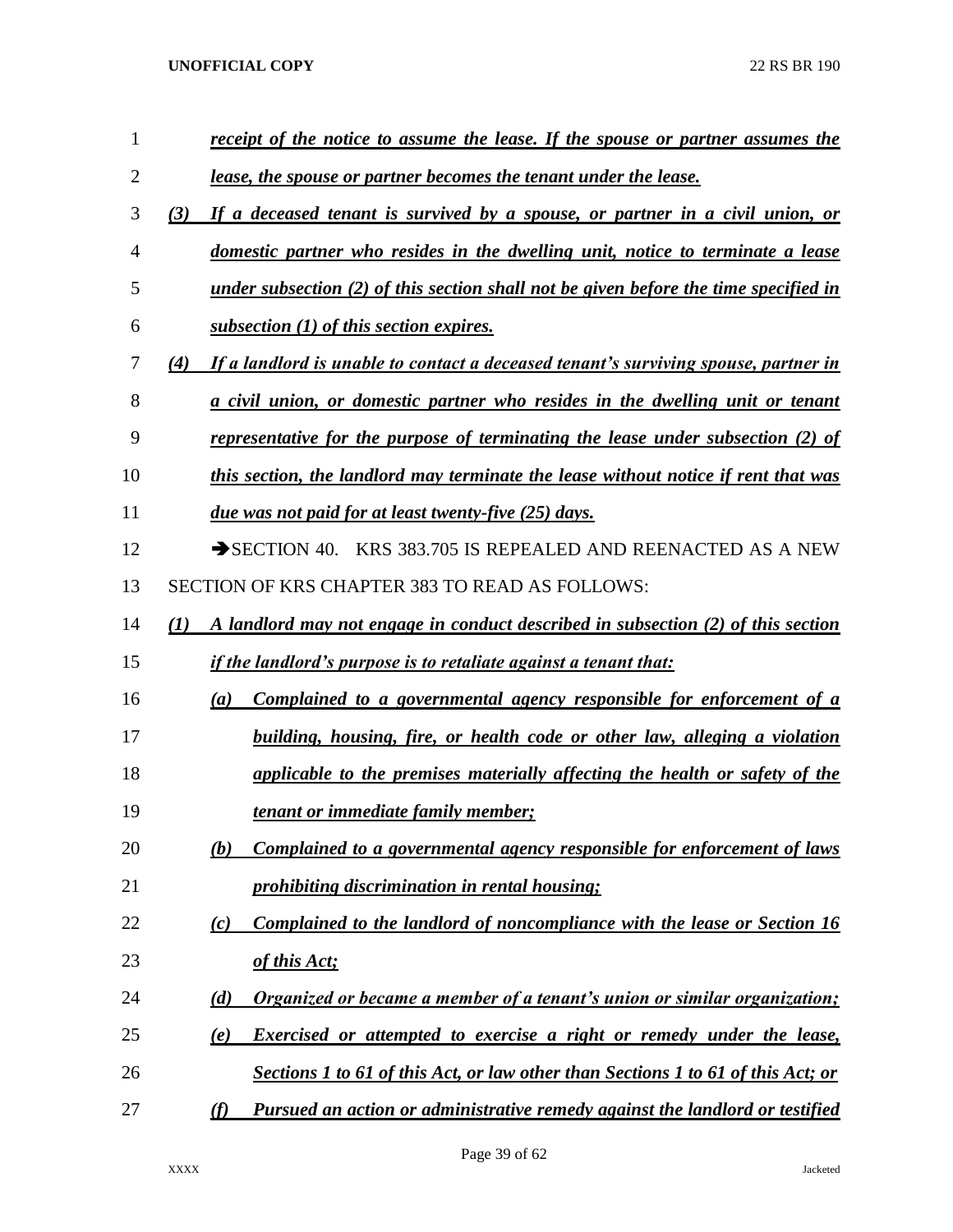*receipt of the notice to assume the lease. If the spouse or partner assumes the lease, the spouse or partner becomes the tenant under the lease.*

*(3) If a deceased tenant is survived by a spouse, or partner in a civil union, or domestic partner who resides in the dwelling unit, notice to terminate a lease under subsection (2) of this section shall not be given before the time specified in subsection (1) of this section expires.*

*(4) If a landlord is unable to contact a deceased tenant's surviving spouse, partner in a civil union, or domestic partner who resides in the dwelling unit or tenant representative for the purpose of terminating the lease under subsection (2) of this section, the landlord may terminate the lease without notice if rent that was due was not paid for at least twenty-five (25) days.*

➔SECTION 40. KRS 383.705 IS REPEALED AND REENACTED AS A NEW SECTION OF KRS CHAPTER 383 TO READ AS FOLLOWS:

*(1) A landlord may not engage in conduct described in subsection (2) of this section if the landlord's purpose is to retaliate against a tenant that:*

*(a) Complained to a governmental agency responsible for enforcement of a building, housing, fire, or health code or other law, alleging a violation applicable to the premises materially affecting the health or safety of the tenant or immediate family member;*

*(b) Complained to a governmental agency responsible for enforcement of laws prohibiting discrimination in rental housing;*

*(c) Complained to the landlord of noncompliance with the lease or Section 16 of this Act;*

*(d) Organized or became a member of a tenant's union or similar organization;*

*(e) Exercised or attempted to exercise a right or remedy under the lease, Sections 1 to 61 of this Act, or law other than Sections 1 to 61 of this Act; or*

*(f) Pursued an action or administrative remedy against the landlord or testified*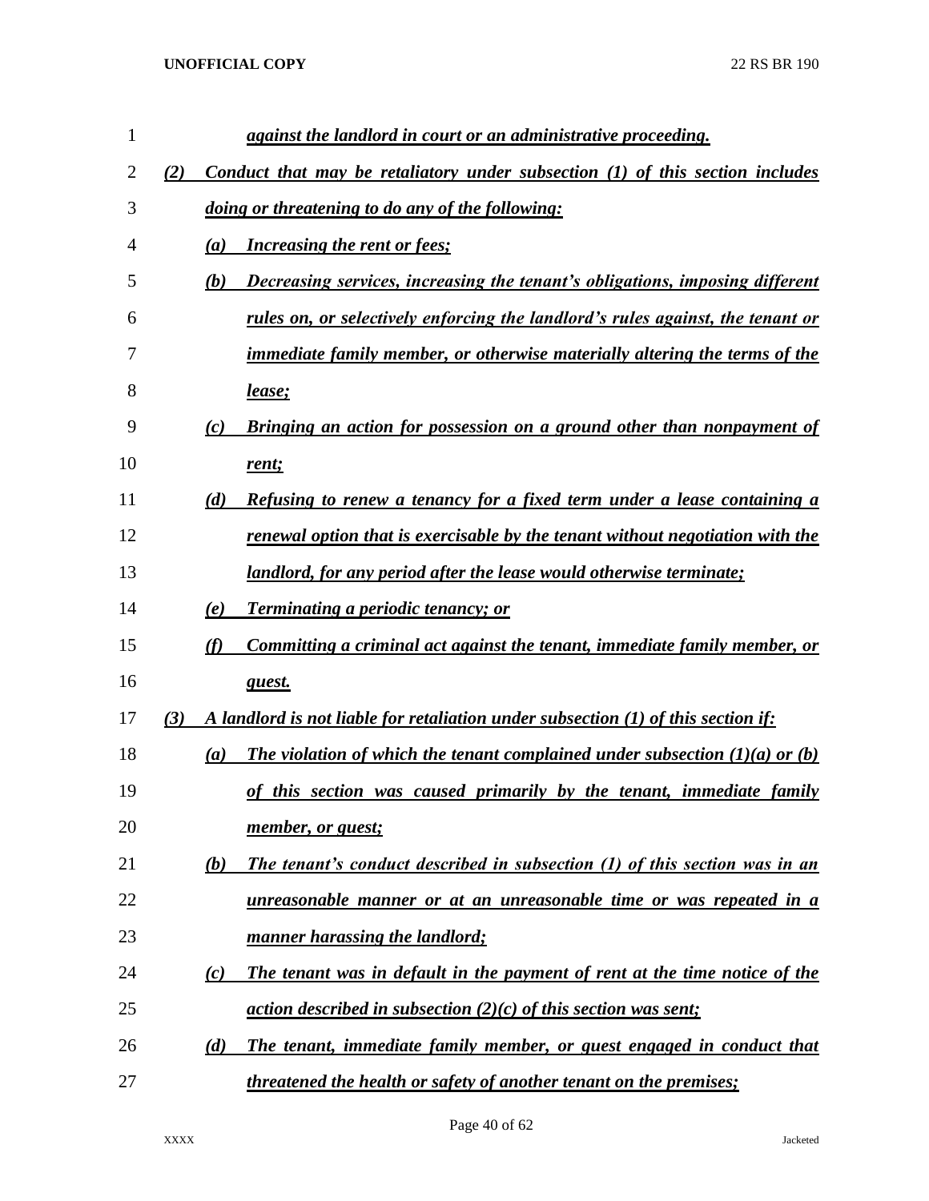*against the landlord in court or an administrative proceeding.*

*(2) Conduct that may be retaliatory under subsection (1) of this section includes doing or threatening to do any of the following:*

*(a) Increasing the rent or fees;*

*(b) Decreasing services, increasing the tenant's obligations, imposing different rules on, or selectively enforcing the landlord's rules against, the tenant or immediate family member, or otherwise materially altering the terms of the lease;*

*(c) Bringing an action for possession on a ground other than nonpayment of rent;*

*(d) Refusing to renew a tenancy for a fixed term under a lease containing a renewal option that is exercisable by the tenant without negotiation with the landlord, for any period after the lease would otherwise terminate;*

*(e) Terminating a periodic tenancy; or*

*(f) Committing a criminal act against the tenant, immediate family member, or guest.*

*(3) A landlord is not liable for retaliation under subsection (1) of this section if:*

*(a) The violation of which the tenant complained under subsection (1)(a) or (b) of this section was caused primarily by the tenant, immediate family member, or guest;*

*(b) The tenant's conduct described in subsection (1) of this section was in an unreasonable manner or at an unreasonable time or was repeated in a manner harassing the landlord;*

*(c) The tenant was in default in the payment of rent at the time notice of the action described in subsection (2)(c) of this section was sent;*

*(d) The tenant, immediate family member, or guest engaged in conduct that threatened the health or safety of another tenant on the premises;*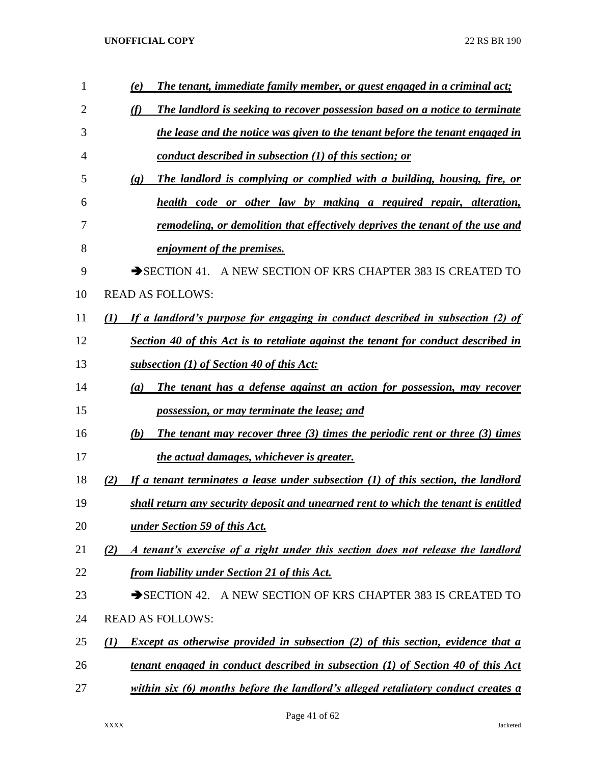*(e) The tenant, immediate family member, or guest engaged in a criminal act;*

*(f) The landlord is seeking to recover possession based on a notice to terminate the lease and the notice was given to the tenant before the tenant engaged in conduct described in subsection (1) of this section; or*

*(g) The landlord is complying or complied with a building, housing, fire, or health code or other law by making a required repair, alteration, remodeling, or demolition that effectively deprives the tenant of the use and enjoyment of the premises.*

➔SECTION 41. A NEW SECTION OF KRS CHAPTER 383 IS CREATED TO READ AS FOLLOWS:

*(1) If a landlord's purpose for engaging in conduct described in subsection (2) of Section 40 of this Act is to retaliate against the tenant for conduct described in subsection (1) of Section 40 of this Act:*

*(a) The tenant has a defense against an action for possession, may recover possession, or may terminate the lease; and*

*(b) The tenant may recover three (3) times the periodic rent or three (3) times the actual damages, whichever is greater.*

*(2) If a tenant terminates a lease under subsection (1) of this section, the landlord shall return any security deposit and unearned rent to which the tenant is entitled under Section 59 of this Act.*

*(2) A tenant's exercise of a right under this section does not release the landlord from liability under Section 21 of this Act.*

➔SECTION 42. A NEW SECTION OF KRS CHAPTER 383 IS CREATED TO READ AS FOLLOWS:

*(1) Except as otherwise provided in subsection (2) of this section, evidence that a tenant engaged in conduct described in subsection (1) of Section 40 of this Act within six (6) months before the landlord's alleged retaliatory conduct creates a*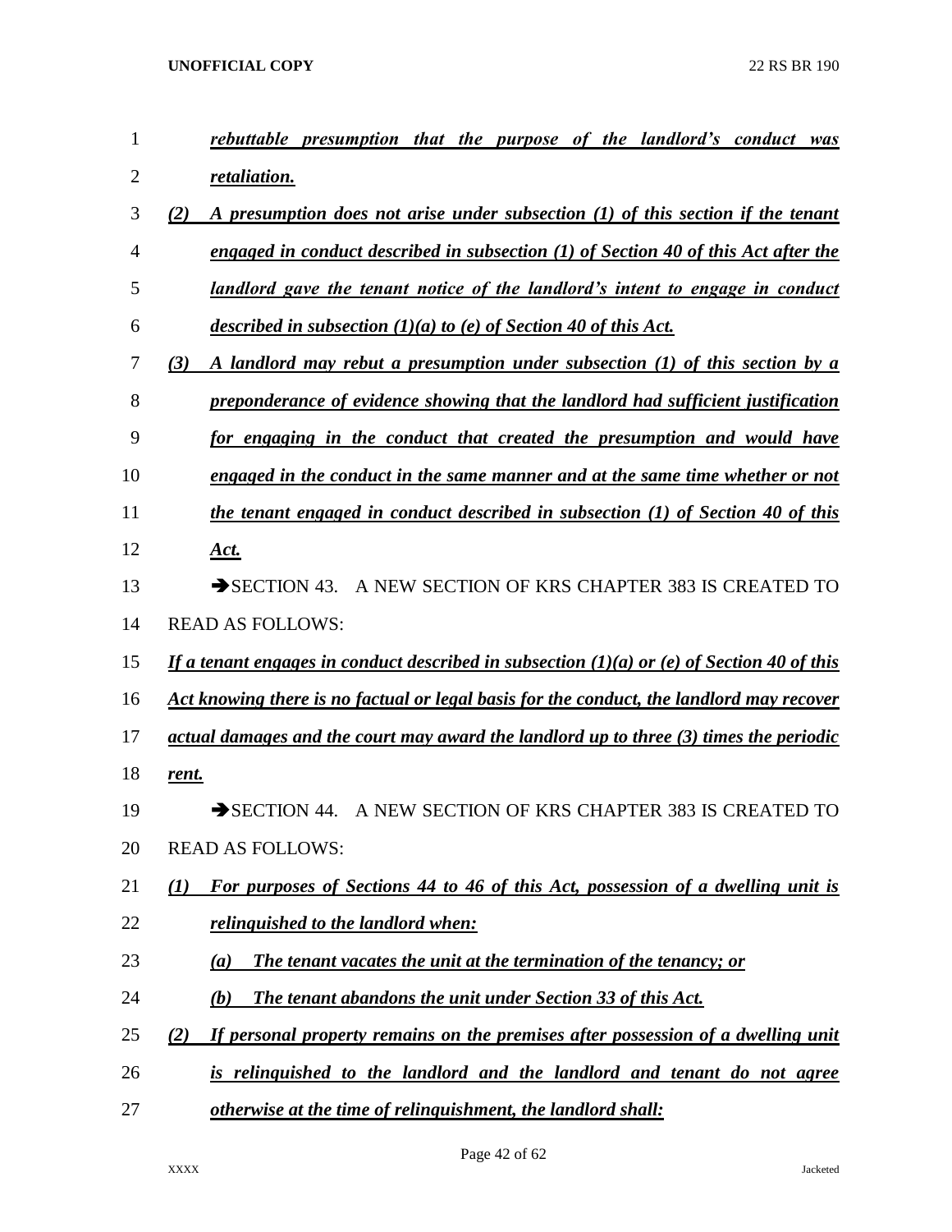***rebuttable presumption that the purpose of the landlord's conduct was retaliation.***

***(2) A presumption does not arise under subsection (1) of this section if the tenant engaged in conduct described in subsection (1) of Section 40 of this Act after the landlord gave the tenant notice of the landlord's intent to engage in conduct described in subsection (1)(a) to (e) of Section 40 of this Act.***

***(3) A landlord may rebut a presumption under subsection (1) of this section by a preponderance of evidence showing that the landlord had sufficient justification for engaging in the conduct that created the presumption and would have engaged in the conduct in the same manner and at the same time whether or not the tenant engaged in conduct described in subsection (1) of Section 40 of this Act.***

➔SECTION 43. A NEW SECTION OF KRS CHAPTER 383 IS CREATED TO READ AS FOLLOWS:

***If a tenant engages in conduct described in subsection (1)(a) or (e) of Section 40 of this Act knowing there is no factual or legal basis for the conduct, the landlord may recover actual damages and the court may award the landlord up to three (3) times the periodic rent.***

➔SECTION 44. A NEW SECTION OF KRS CHAPTER 383 IS CREATED TO READ AS FOLLOWS:

***(1) For purposes of Sections 44 to 46 of this Act, possession of a dwelling unit is relinquished to the landlord when:***

***(a) The tenant vacates the unit at the termination of the tenancy; or***

***(b) The tenant abandons the unit under Section 33 of this Act.***

***(2) If personal property remains on the premises after possession of a dwelling unit is relinquished to the landlord and the landlord and tenant do not agree otherwise at the time of relinquishment, the landlord shall:***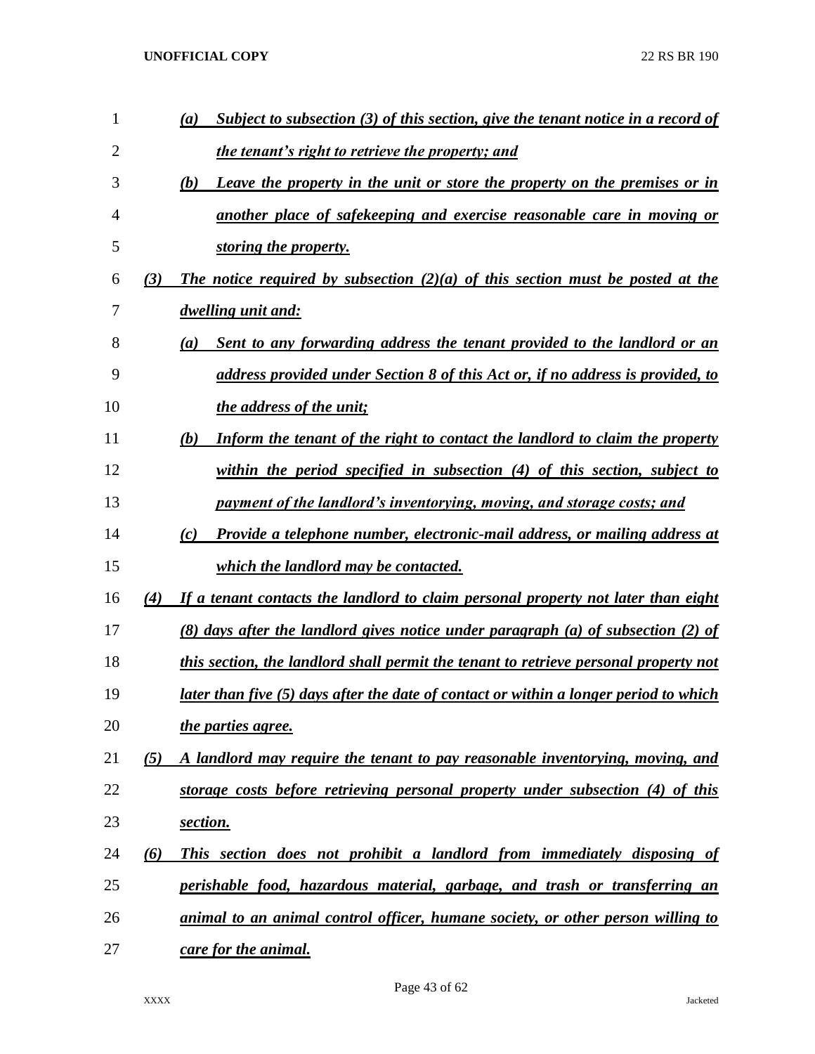(a) *Subject to subsection (3) of this section, give the tenant notice in a record of the tenant's right to retrieve the property; and*

(b) *Leave the property in the unit or store the property on the premises or in another place of safekeeping and exercise reasonable care in moving or storing the property.*

(3) *The notice required by subsection (2)(a) of this section must be posted at the dwelling unit and:*

(a) *Sent to any forwarding address the tenant provided to the landlord or an address provided under Section 8 of this Act or, if no address is provided, to the address of the unit;*

(b) *Inform the tenant of the right to contact the landlord to claim the property within the period specified in subsection (4) of this section, subject to payment of the landlord's inventorying, moving, and storage costs; and*

(c) *Provide a telephone number, electronic-mail address, or mailing address at which the landlord may be contacted.*

(4) *If a tenant contacts the landlord to claim personal property not later than eight (8) days after the landlord gives notice under paragraph (a) of subsection (2) of this section, the landlord shall permit the tenant to retrieve personal property not later than five (5) days after the date of contact or within a longer period to which the parties agree.*

(5) *A landlord may require the tenant to pay reasonable inventorying, moving, and storage costs before retrieving personal property under subsection (4) of this section.*

(6) *This section does not prohibit a landlord from immediately disposing of perishable food, hazardous material, garbage, and trash or transferring an animal to an animal control officer, humane society, or other person willing to care for the animal.*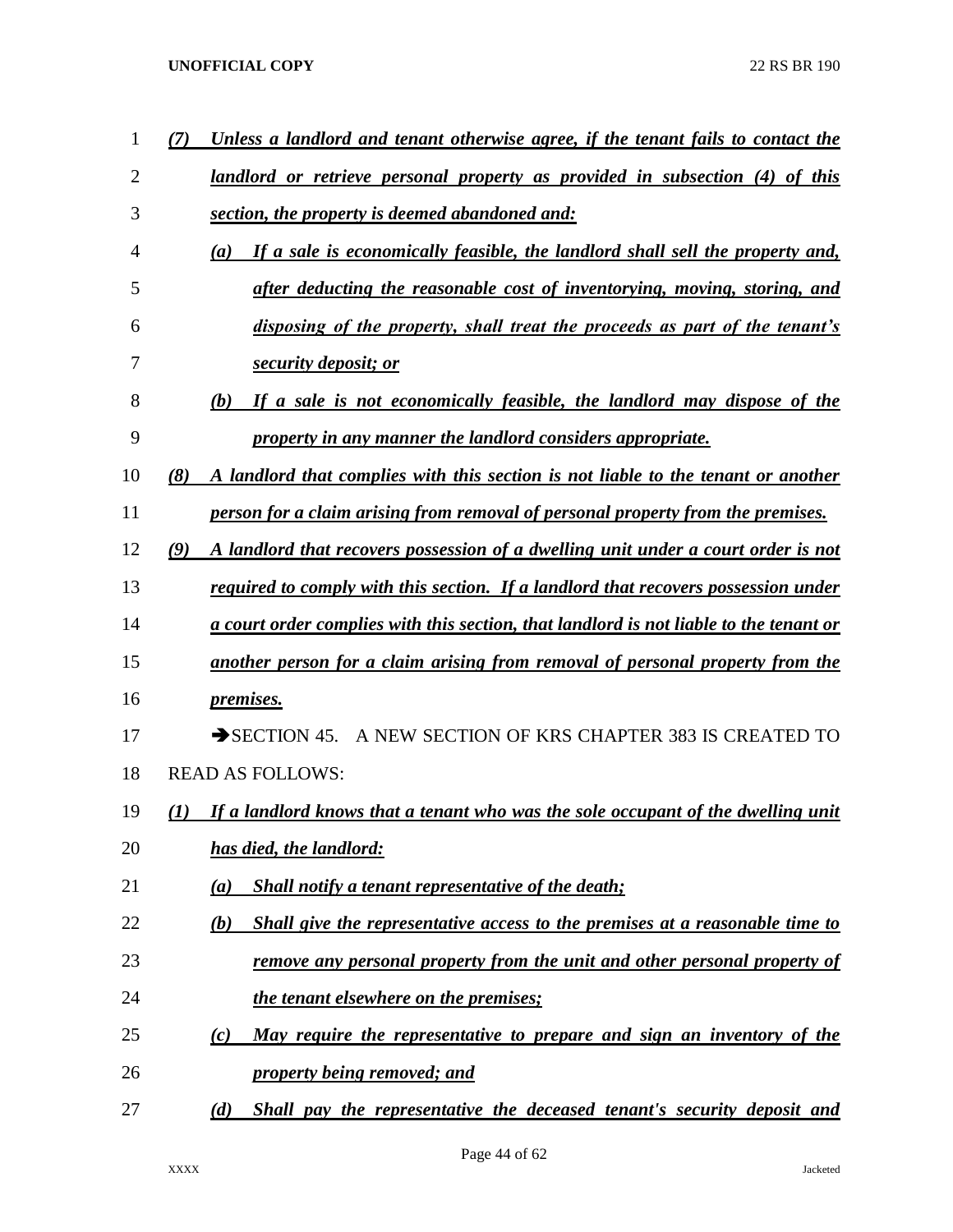*(7) Unless a landlord and tenant otherwise agree, if the tenant fails to contact the landlord or retrieve personal property as provided in subsection (4) of this section, the property is deemed abandoned and:*

*(a) If a sale is economically feasible, the landlord shall sell the property and, after deducting the reasonable cost of inventorying, moving, storing, and disposing of the property, shall treat the proceeds as part of the tenant's security deposit; or*

*(b) If a sale is not economically feasible, the landlord may dispose of the property in any manner the landlord considers appropriate.*

*(8) A landlord that complies with this section is not liable to the tenant or another person for a claim arising from removal of personal property from the premises.*

*(9) A landlord that recovers possession of a dwelling unit under a court order is not required to comply with this section. If a landlord that recovers possession under a court order complies with this section, that landlord is not liable to the tenant or another person for a claim arising from removal of personal property from the premises.*

➔SECTION 45. A NEW SECTION OF KRS CHAPTER 383 IS CREATED TO READ AS FOLLOWS:

*(1) If a landlord knows that a tenant who was the sole occupant of the dwelling unit has died, the landlord:*

*(a) Shall notify a tenant representative of the death;*

*(b) Shall give the representative access to the premises at a reasonable time to remove any personal property from the unit and other personal property of the tenant elsewhere on the premises;*

*(c) May require the representative to prepare and sign an inventory of the property being removed; and*

*(d) Shall pay the representative the deceased tenant's security deposit and*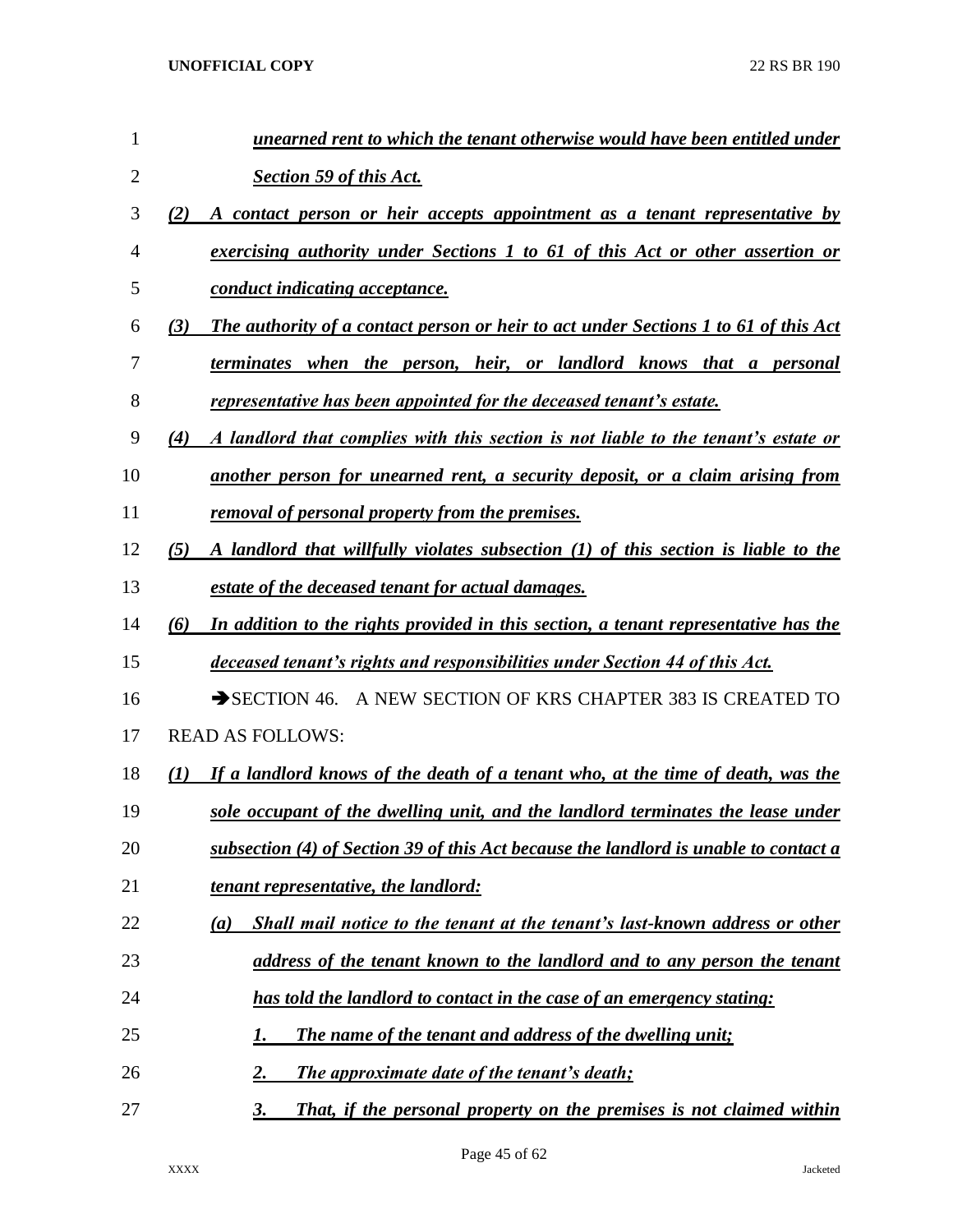***unearned rent to which the tenant otherwise would have been entitled under Section 59 of this Act.***

***(2) A contact person or heir accepts appointment as a tenant representative by exercising authority under Sections 1 to 61 of this Act or other assertion or conduct indicating acceptance.***

***(3) The authority of a contact person or heir to act under Sections 1 to 61 of this Act terminates when the person, heir, or landlord knows that a personal representative has been appointed for the deceased tenant's estate.***

***(4) A landlord that complies with this section is not liable to the tenant's estate or another person for unearned rent, a security deposit, or a claim arising from removal of personal property from the premises.***

***(5) A landlord that willfully violates subsection (1) of this section is liable to the estate of the deceased tenant for actual damages.***

***(6) In addition to the rights provided in this section, a tenant representative has the deceased tenant's rights and responsibilities under Section 44 of this Act.***

➔SECTION 46. A NEW SECTION OF KRS CHAPTER 383 IS CREATED TO READ AS FOLLOWS:

***(1) If a landlord knows of the death of a tenant who, at the time of death, was the sole occupant of the dwelling unit, and the landlord terminates the lease under subsection (4) of Section 39 of this Act because the landlord is unable to contact a tenant representative, the landlord:***

***(a) Shall mail notice to the tenant at the tenant's last-known address or other address of the tenant known to the landlord and to any person the tenant has told the landlord to contact in the case of an emergency stating:***

***1. The name of the tenant and address of the dwelling unit;***

***2. The approximate date of the tenant's death;***

***3. That, if the personal property on the premises is not claimed within***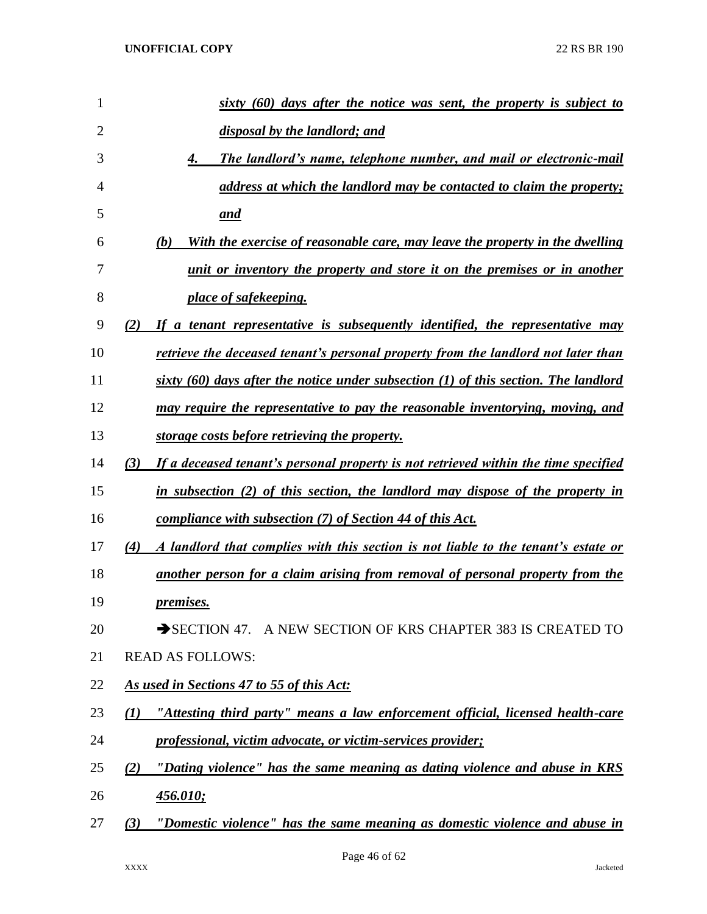*sixty (60) days after the notice was sent, the property is subject to disposal by the landlord; and*

*4. The landlord's name, telephone number, and mail or electronic-mail address at which the landlord may be contacted to claim the property; and*

*(b) With the exercise of reasonable care, may leave the property in the dwelling unit or inventory the property and store it on the premises or in another place of safekeeping.*

*(2) If a tenant representative is subsequently identified, the representative may retrieve the deceased tenant's personal property from the landlord not later than sixty (60) days after the notice under subsection (1) of this section. The landlord may require the representative to pay the reasonable inventorying, moving, and storage costs before retrieving the property.*

*(3) If a deceased tenant's personal property is not retrieved within the time specified in subsection (2) of this section, the landlord may dispose of the property in compliance with subsection (7) of Section 44 of this Act.*

*(4) A landlord that complies with this section is not liable to the tenant's estate or another person for a claim arising from removal of personal property from the premises.*

➔SECTION 47. A NEW SECTION OF KRS CHAPTER 383 IS CREATED TO READ AS FOLLOWS:

*As used in Sections 47 to 55 of this Act:*

*(1) "Attesting third party" means a law enforcement official, licensed health-care professional, victim advocate, or victim-services provider;*

*(2) "Dating violence" has the same meaning as dating violence and abuse in KRS 456.010;*

*(3) "Domestic violence" has the same meaning as domestic violence and abuse in*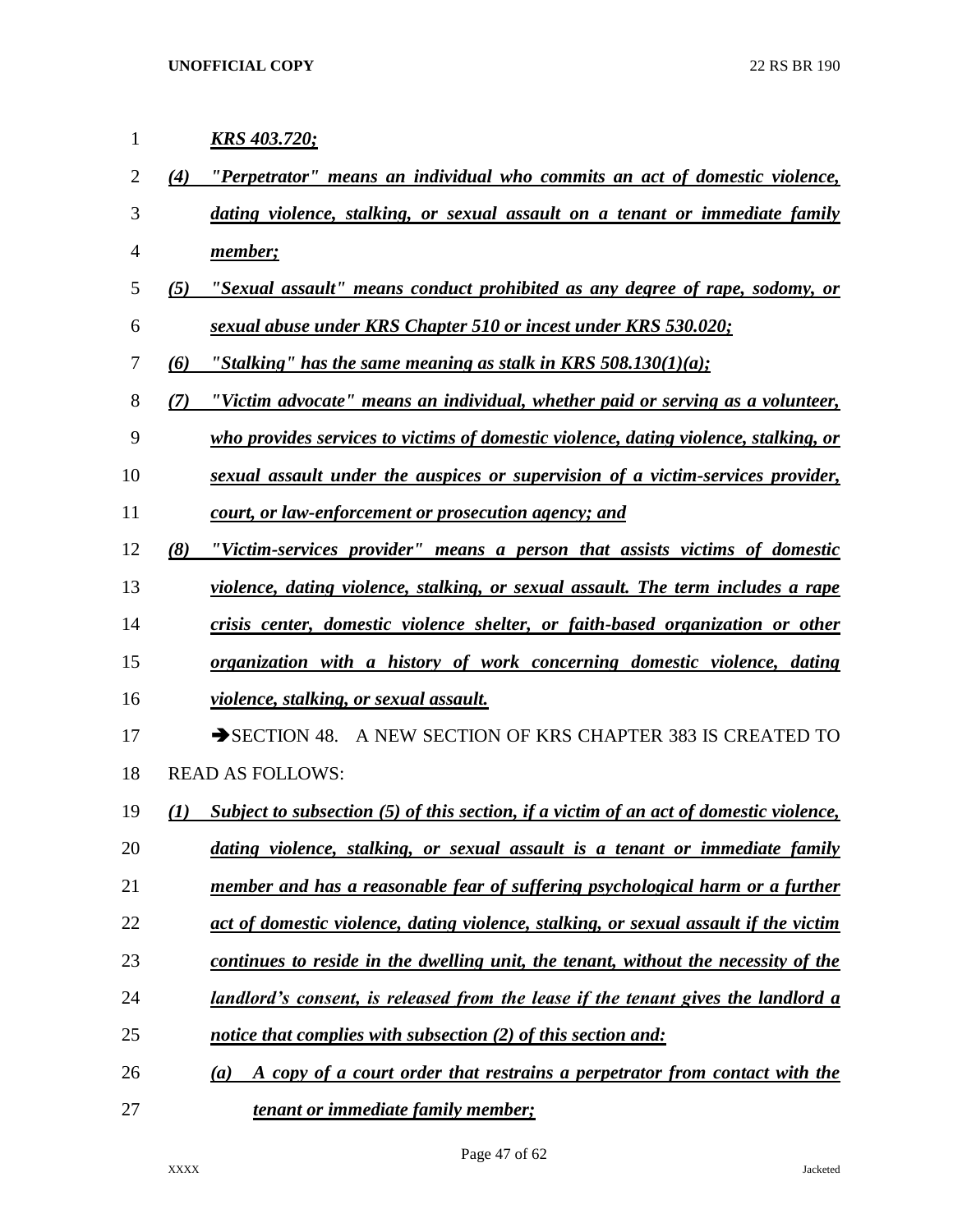***KRS 403.720;***

***(4) "Perpetrator" means an individual who commits an act of domestic violence, dating violence, stalking, or sexual assault on a tenant or immediate family member;***

***(5) "Sexual assault" means conduct prohibited as any degree of rape, sodomy, or sexual abuse under KRS Chapter 510 or incest under KRS 530.020;***

***(6) "Stalking" has the same meaning as stalk in KRS 508.130(1)(a);***

***(7) "Victim advocate" means an individual, whether paid or serving as a volunteer, who provides services to victims of domestic violence, dating violence, stalking, or sexual assault under the auspices or supervision of a victim-services provider, court, or law-enforcement or prosecution agency; and***

***(8) "Victim-services provider" means a person that assists victims of domestic violence, dating violence, stalking, or sexual assault. The term includes a rape crisis center, domestic violence shelter, or faith-based organization or other organization with a history of work concerning domestic violence, dating violence, stalking, or sexual assault.***

➔SECTION 48. A NEW SECTION OF KRS CHAPTER 383 IS CREATED TO READ AS FOLLOWS:

***(1) Subject to subsection (5) of this section, if a victim of an act of domestic violence, dating violence, stalking, or sexual assault is a tenant or immediate family member and has a reasonable fear of suffering psychological harm or a further act of domestic violence, dating violence, stalking, or sexual assault if the victim continues to reside in the dwelling unit, the tenant, without the necessity of the landlord's consent, is released from the lease if the tenant gives the landlord a notice that complies with subsection (2) of this section and:***

***(a) A copy of a court order that restrains a perpetrator from contact with the tenant or immediate family member;***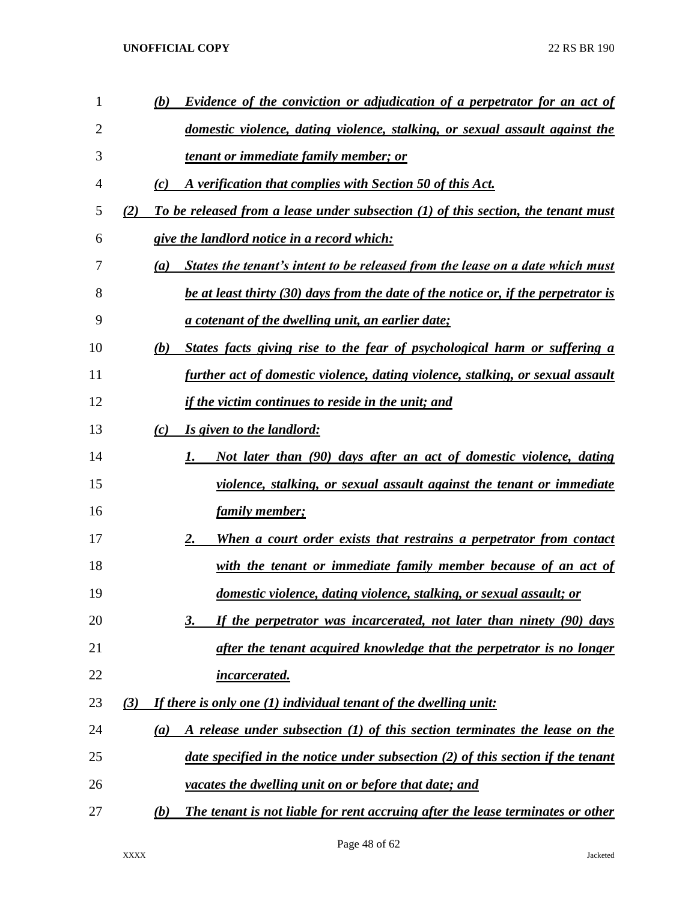*(b)* ***Evidence of the conviction or adjudication of a perpetrator for an act of domestic violence, dating violence, stalking, or sexual assault against the tenant or immediate family member; or***

*(c)* ***A verification that complies with Section 50 of this Act.***

*(2)* ***To be released from a lease under subsection (1) of this section, the tenant must give the landlord notice in a record which:***

*(a)* ***States the tenant's intent to be released from the lease on a date which must be at least thirty (30) days from the date of the notice or, if the perpetrator is a cotenant of the dwelling unit, an earlier date;***

*(b)* ***States facts giving rise to the fear of psychological harm or suffering a further act of domestic violence, dating violence, stalking, or sexual assault if the victim continues to reside in the unit; and***

*(c)* ***Is given to the landlord:***

*1.* ***Not later than (90) days after an act of domestic violence, dating violence, stalking, or sexual assault against the tenant or immediate family member;***

*2.* ***When a court order exists that restrains a perpetrator from contact with the tenant or immediate family member because of an act of domestic violence, dating violence, stalking, or sexual assault; or***

*3.* ***If the perpetrator was incarcerated, not later than ninety (90) days after the tenant acquired knowledge that the perpetrator is no longer incarcerated.***

*(3)* ***If there is only one (1) individual tenant of the dwelling unit:***

*(a)* ***A release under subsection (1) of this section terminates the lease on the date specified in the notice under subsection (2) of this section if the tenant vacates the dwelling unit on or before that date; and***

*(b)* ***The tenant is not liable for rent accruing after the lease terminates or other***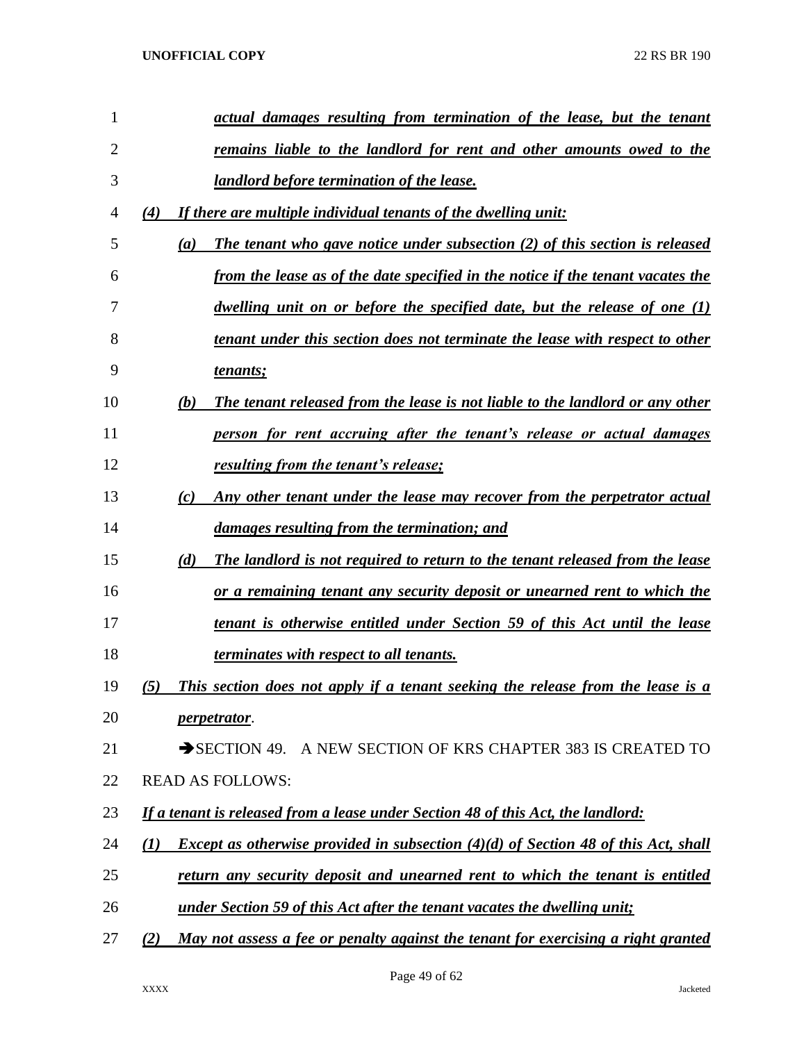*actual damages resulting from termination of the lease, but the tenant remains liable to the landlord for rent and other amounts owed to the landlord before termination of the lease.*

*(4) If there are multiple individual tenants of the dwelling unit:*

*(a) The tenant who gave notice under subsection (2) of this section is released from the lease as of the date specified in the notice if the tenant vacates the dwelling unit on or before the specified date, but the release of one (1) tenant under this section does not terminate the lease with respect to other tenants;*

*(b) The tenant released from the lease is not liable to the landlord or any other person for rent accruing after the tenant's release or actual damages resulting from the tenant's release;*

*(c) Any other tenant under the lease may recover from the perpetrator actual damages resulting from the termination; and*

*(d) The landlord is not required to return to the tenant released from the lease or a remaining tenant any security deposit or unearned rent to which the tenant is otherwise entitled under Section 59 of this Act until the lease terminates with respect to all tenants.*

*(5) This section does not apply if a tenant seeking the release from the lease is a perpetrator*.

➔SECTION 49. A NEW SECTION OF KRS CHAPTER 383 IS CREATED TO READ AS FOLLOWS:

*If a tenant is released from a lease under Section 48 of this Act, the landlord:*

*(1) Except as otherwise provided in subsection (4)(d) of Section 48 of this Act, shall return any security deposit and unearned rent to which the tenant is entitled under Section 59 of this Act after the tenant vacates the dwelling unit;*

*(2) May not assess a fee or penalty against the tenant for exercising a right granted*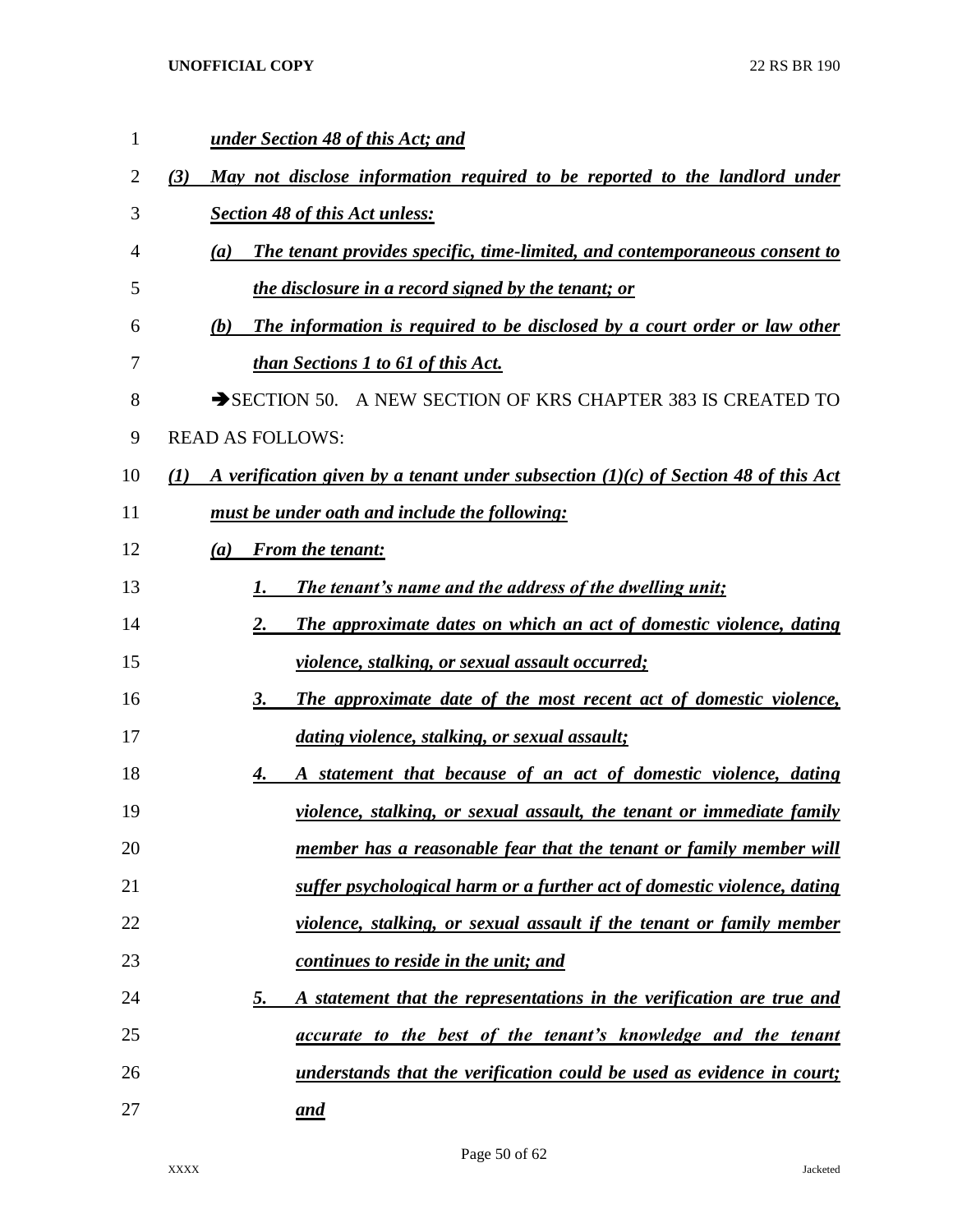***under Section 48 of this Act; and***

***(3) May not disclose information required to be reported to the landlord under Section 48 of this Act unless:***

***(a) The tenant provides specific, time-limited, and contemporaneous consent to the disclosure in a record signed by the tenant; or***

***(b) The information is required to be disclosed by a court order or law other than Sections 1 to 61 of this Act.***

→SECTION 50. A NEW SECTION OF KRS CHAPTER 383 IS CREATED TO READ AS FOLLOWS:

***(1) A verification given by a tenant under subsection (1)(c) of Section 48 of this Act must be under oath and include the following:***

***(a) From the tenant:***

***1. The tenant's name and the address of the dwelling unit;***

***2. The approximate dates on which an act of domestic violence, dating violence, stalking, or sexual assault occurred;***

***3. The approximate date of the most recent act of domestic violence, dating violence, stalking, or sexual assault;***

***4. A statement that because of an act of domestic violence, dating violence, stalking, or sexual assault, the tenant or immediate family member has a reasonable fear that the tenant or family member will suffer psychological harm or a further act of domestic violence, dating violence, stalking, or sexual assault if the tenant or family member continues to reside in the unit; and***

***5. A statement that the representations in the verification are true and accurate to the best of the tenant's knowledge and the tenant understands that the verification could be used as evidence in court; and***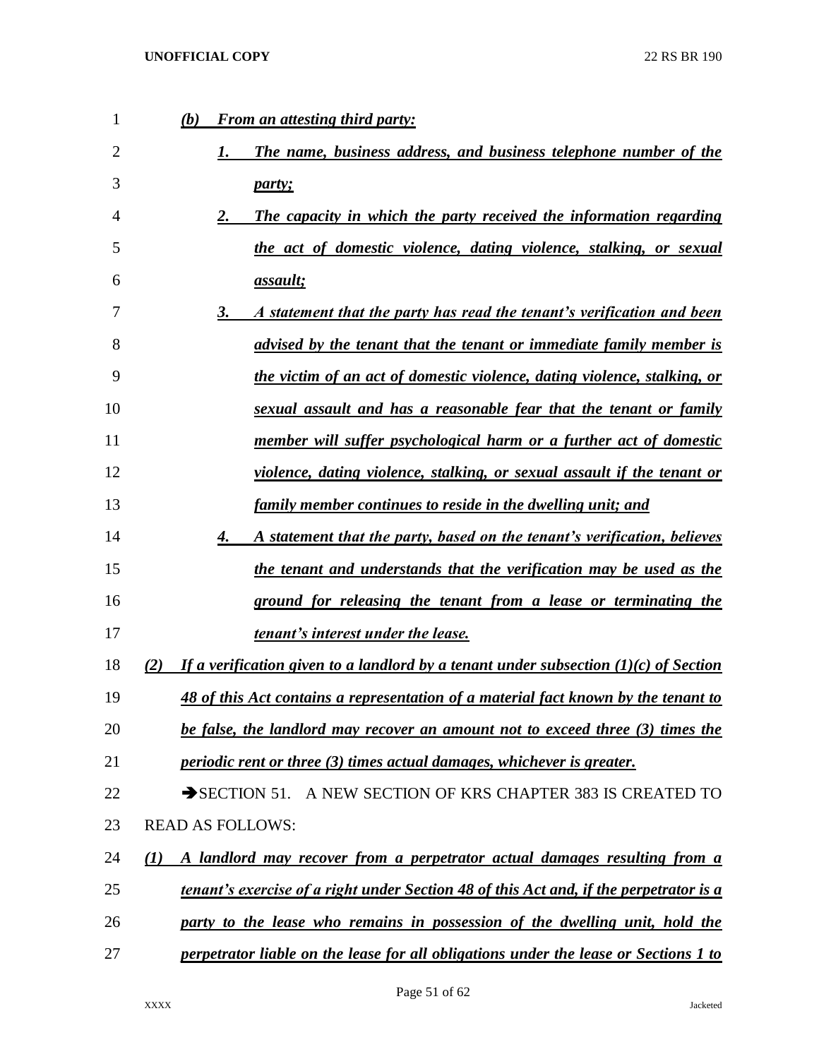*(b) From an attesting third party:*

*1. The name, business address, and business telephone number of the party;*

*2. The capacity in which the party received the information regarding the act of domestic violence, dating violence, stalking, or sexual assault;*

*3. A statement that the party has read the tenant's verification and been advised by the tenant that the tenant or immediate family member is the victim of an act of domestic violence, dating violence, stalking, or sexual assault and has a reasonable fear that the tenant or family member will suffer psychological harm or a further act of domestic violence, dating violence, stalking, or sexual assault if the tenant or family member continues to reside in the dwelling unit; and*

*4. A statement that the party, based on the tenant's verification, believes the tenant and understands that the verification may be used as the ground for releasing the tenant from a lease or terminating the tenant's interest under the lease.*

*(2) If a verification given to a landlord by a tenant under subsection (1)(c) of Section 48 of this Act contains a representation of a material fact known by the tenant to be false, the landlord may recover an amount not to exceed three (3) times the periodic rent or three (3) times actual damages, whichever is greater.*

➔SECTION 51. A NEW SECTION OF KRS CHAPTER 383 IS CREATED TO READ AS FOLLOWS:

*(1) A landlord may recover from a perpetrator actual damages resulting from a tenant's exercise of a right under Section 48 of this Act and, if the perpetrator is a party to the lease who remains in possession of the dwelling unit, hold the perpetrator liable on the lease for all obligations under the lease or Sections 1 to*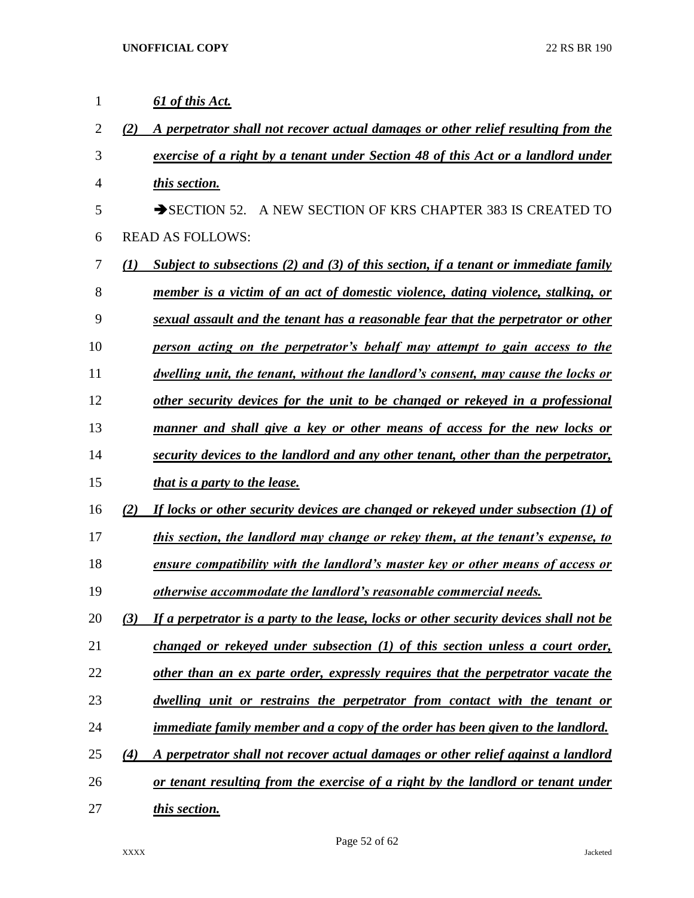***61 of this Act.***

***(2) A perpetrator shall not recover actual damages or other relief resulting from the exercise of a right by a tenant under Section 48 of this Act or a landlord under this section.***

➔SECTION 52. A NEW SECTION OF KRS CHAPTER 383 IS CREATED TO READ AS FOLLOWS:

***(1) Subject to subsections (2) and (3) of this section, if a tenant or immediate family member is a victim of an act of domestic violence, dating violence, stalking, or sexual assault and the tenant has a reasonable fear that the perpetrator or other person acting on the perpetrator's behalf may attempt to gain access to the dwelling unit, the tenant, without the landlord's consent, may cause the locks or other security devices for the unit to be changed or rekeyed in a professional manner and shall give a key or other means of access for the new locks or security devices to the landlord and any other tenant, other than the perpetrator, that is a party to the lease.***

***(2) If locks or other security devices are changed or rekeyed under subsection (1) of this section, the landlord may change or rekey them, at the tenant's expense, to ensure compatibility with the landlord's master key or other means of access or otherwise accommodate the landlord's reasonable commercial needs.***

***(3) If a perpetrator is a party to the lease, locks or other security devices shall not be changed or rekeyed under subsection (1) of this section unless a court order, other than an ex parte order, expressly requires that the perpetrator vacate the dwelling unit or restrains the perpetrator from contact with the tenant or immediate family member and a copy of the order has been given to the landlord.***

***(4) A perpetrator shall not recover actual damages or other relief against a landlord or tenant resulting from the exercise of a right by the landlord or tenant under this section.***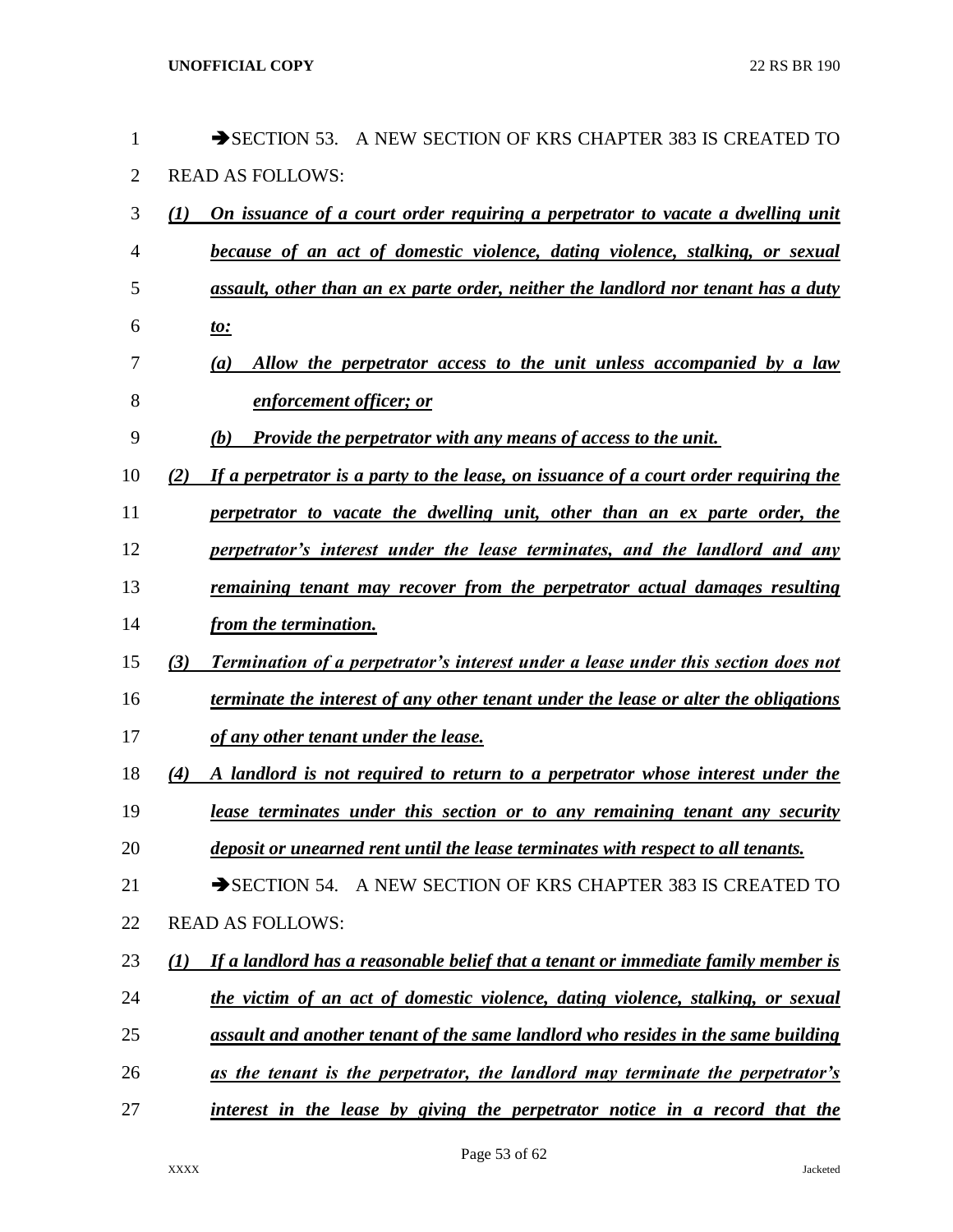→SECTION 53. A NEW SECTION OF KRS CHAPTER 383 IS CREATED TO READ AS FOLLOWS:

***(1) On issuance of a court order requiring a perpetrator to vacate a dwelling unit because of an act of domestic violence, dating violence, stalking, or sexual assault, other than an ex parte order, neither the landlord nor tenant has a duty to:***

***(a) Allow the perpetrator access to the unit unless accompanied by a law enforcement officer; or***

***(b) Provide the perpetrator with any means of access to the unit.***

***(2) If a perpetrator is a party to the lease, on issuance of a court order requiring the perpetrator to vacate the dwelling unit, other than an ex parte order, the perpetrator's interest under the lease terminates, and the landlord and any remaining tenant may recover from the perpetrator actual damages resulting from the termination.***

***(3) Termination of a perpetrator's interest under a lease under this section does not terminate the interest of any other tenant under the lease or alter the obligations of any other tenant under the lease.***

***(4) A landlord is not required to return to a perpetrator whose interest under the lease terminates under this section or to any remaining tenant any security deposit or unearned rent until the lease terminates with respect to all tenants.***

→SECTION 54. A NEW SECTION OF KRS CHAPTER 383 IS CREATED TO READ AS FOLLOWS:

***(1) If a landlord has a reasonable belief that a tenant or immediate family member is the victim of an act of domestic violence, dating violence, stalking, or sexual assault and another tenant of the same landlord who resides in the same building as the tenant is the perpetrator, the landlord may terminate the perpetrator's interest in the lease by giving the perpetrator notice in a record that the***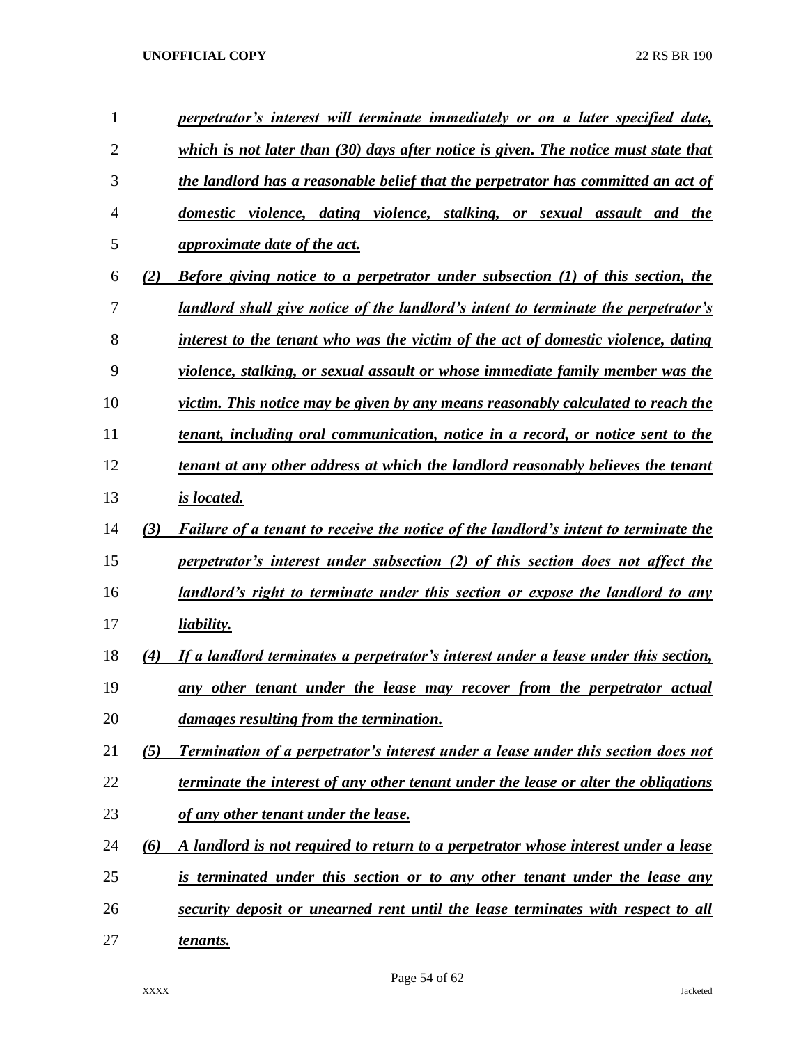*perpetrator's interest will terminate immediately or on a later specified date, which is not later than (30) days after notice is given. The notice must state that the landlord has a reasonable belief that the perpetrator has committed an act of domestic violence, dating violence, stalking, or sexual assault and the approximate date of the act.*

*(2) Before giving notice to a perpetrator under subsection (1) of this section, the landlord shall give notice of the landlord's intent to terminate the perpetrator's interest to the tenant who was the victim of the act of domestic violence, dating violence, stalking, or sexual assault or whose immediate family member was the victim. This notice may be given by any means reasonably calculated to reach the tenant, including oral communication, notice in a record, or notice sent to the tenant at any other address at which the landlord reasonably believes the tenant is located.*

*(3) Failure of a tenant to receive the notice of the landlord's intent to terminate the perpetrator's interest under subsection (2) of this section does not affect the landlord's right to terminate under this section or expose the landlord to any liability.*

*(4) If a landlord terminates a perpetrator's interest under a lease under this section, any other tenant under the lease may recover from the perpetrator actual damages resulting from the termination.*

*(5) Termination of a perpetrator's interest under a lease under this section does not terminate the interest of any other tenant under the lease or alter the obligations of any other tenant under the lease.*

*(6) A landlord is not required to return to a perpetrator whose interest under a lease is terminated under this section or to any other tenant under the lease any security deposit or unearned rent until the lease terminates with respect to all tenants.*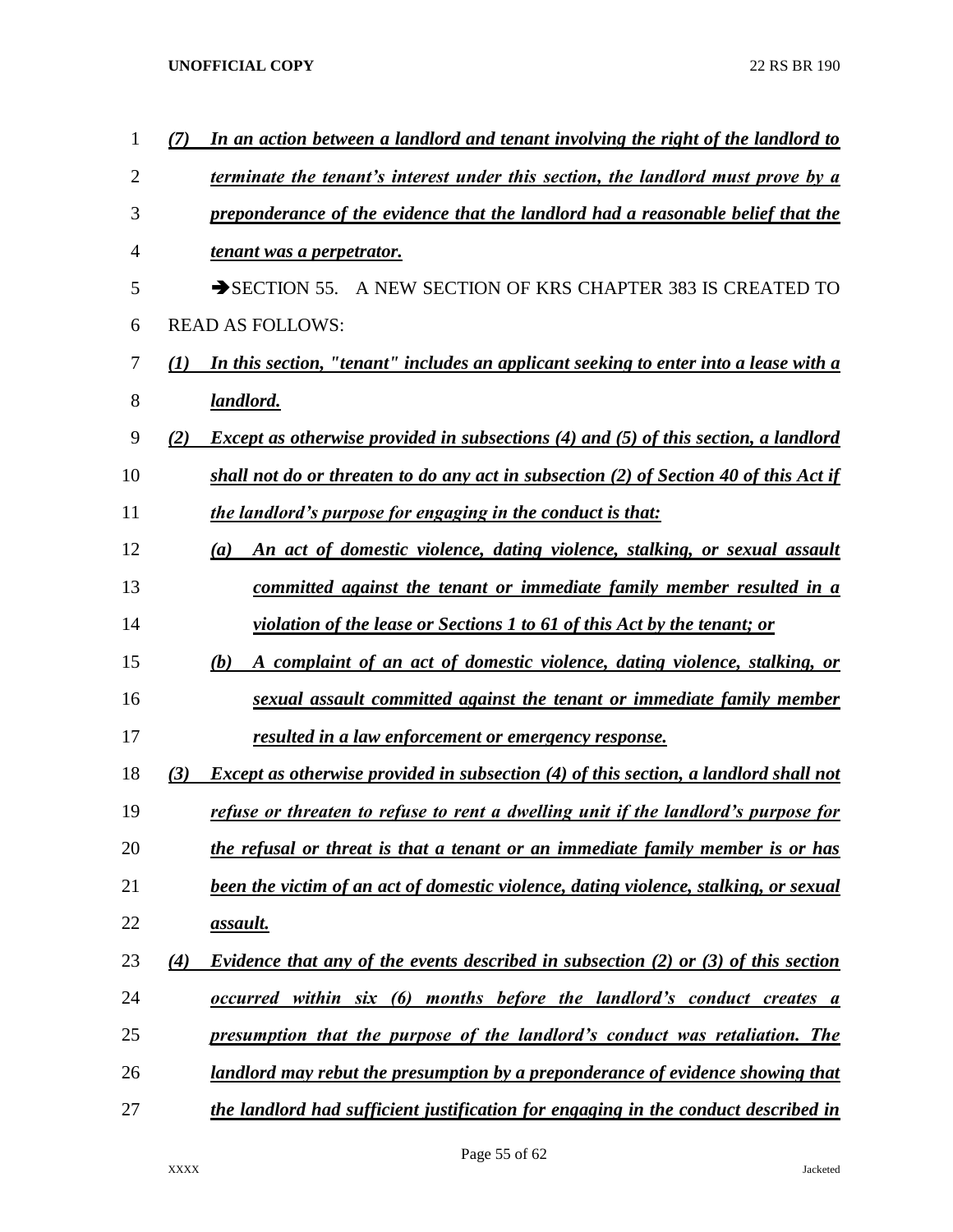*(7) In an action between a landlord and tenant involving the right of the landlord to terminate the tenant's interest under this section, the landlord must prove by a preponderance of the evidence that the landlord had a reasonable belief that the tenant was a perpetrator.*

➔SECTION 55. A NEW SECTION OF KRS CHAPTER 383 IS CREATED TO READ AS FOLLOWS:

*(1) In this section, "tenant" includes an applicant seeking to enter into a lease with a landlord.*

*(2) Except as otherwise provided in subsections (4) and (5) of this section, a landlord shall not do or threaten to do any act in subsection (2) of Section 40 of this Act if the landlord's purpose for engaging in the conduct is that:*

*(a) An act of domestic violence, dating violence, stalking, or sexual assault committed against the tenant or immediate family member resulted in a violation of the lease or Sections 1 to 61 of this Act by the tenant; or*

*(b) A complaint of an act of domestic violence, dating violence, stalking, or sexual assault committed against the tenant or immediate family member resulted in a law enforcement or emergency response.*

*(3) Except as otherwise provided in subsection (4) of this section, a landlord shall not refuse or threaten to refuse to rent a dwelling unit if the landlord's purpose for the refusal or threat is that a tenant or an immediate family member is or has been the victim of an act of domestic violence, dating violence, stalking, or sexual assault.*

*(4) Evidence that any of the events described in subsection (2) or (3) of this section occurred within six (6) months before the landlord's conduct creates a presumption that the purpose of the landlord's conduct was retaliation. The landlord may rebut the presumption by a preponderance of evidence showing that the landlord had sufficient justification for engaging in the conduct described in*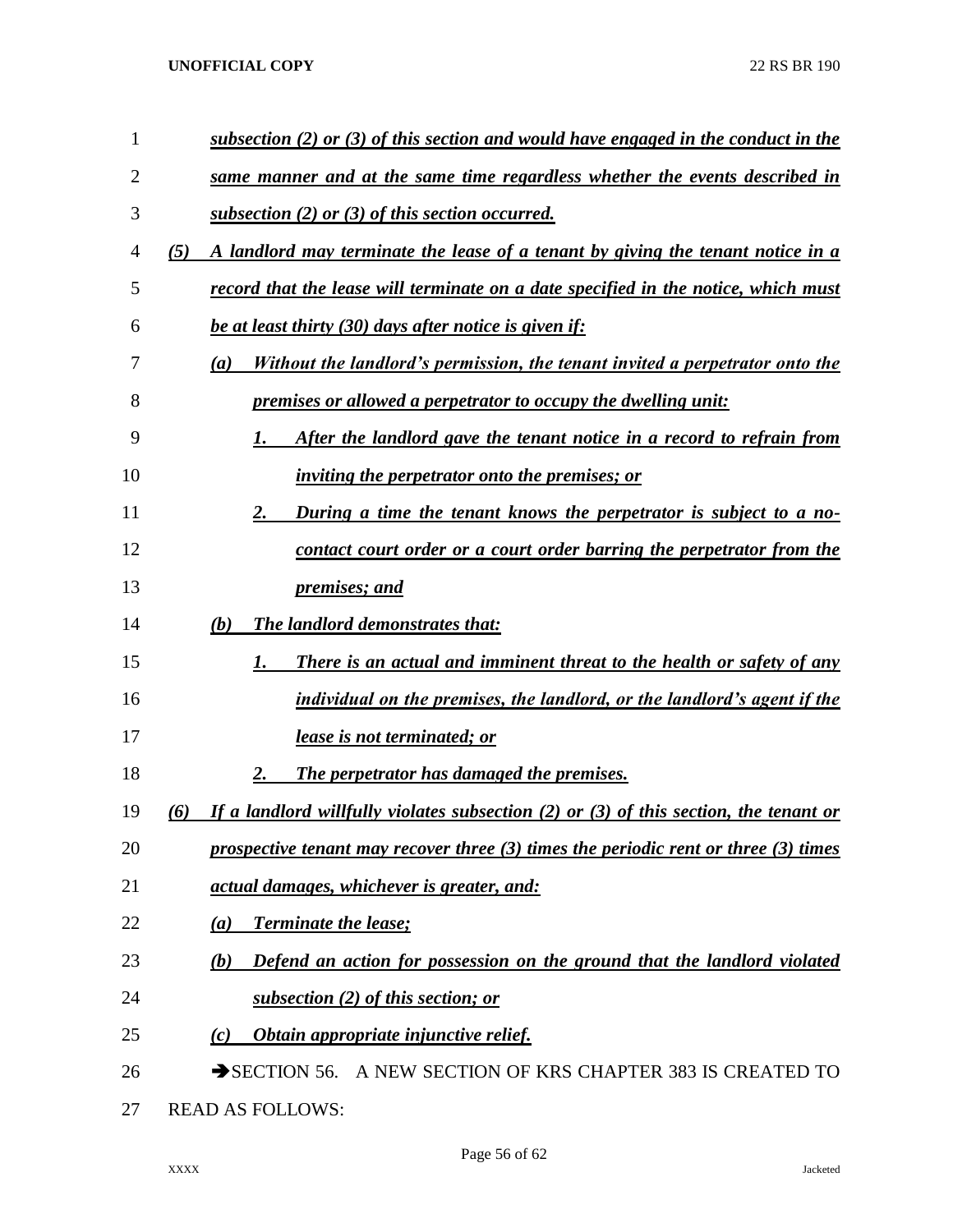***subsection (2) or (3) of this section and would have engaged in the conduct in the same manner and at the same time regardless whether the events described in subsection (2) or (3) of this section occurred.***

***(5) A landlord may terminate the lease of a tenant by giving the tenant notice in a record that the lease will terminate on a date specified in the notice, which must be at least thirty (30) days after notice is given if:***

***(a) Without the landlord's permission, the tenant invited a perpetrator onto the premises or allowed a perpetrator to occupy the dwelling unit:***

***1. After the landlord gave the tenant notice in a record to refrain from inviting the perpetrator onto the premises; or***

***2. During a time the tenant knows the perpetrator is subject to a no-contact court order or a court order barring the perpetrator from the premises; and***

***(b) The landlord demonstrates that:***

***1. There is an actual and imminent threat to the health or safety of any individual on the premises, the landlord, or the landlord's agent if the lease is not terminated; or***

***2. The perpetrator has damaged the premises.***

***(6) If a landlord willfully violates subsection (2) or (3) of this section, the tenant or prospective tenant may recover three (3) times the periodic rent or three (3) times actual damages, whichever is greater, and:***

***(a) Terminate the lease;***

***(b) Defend an action for possession on the ground that the landlord violated subsection (2) of this section; or***

***(c) Obtain appropriate injunctive relief.***

➔SECTION 56. A NEW SECTION OF KRS CHAPTER 383 IS CREATED TO READ AS FOLLOWS: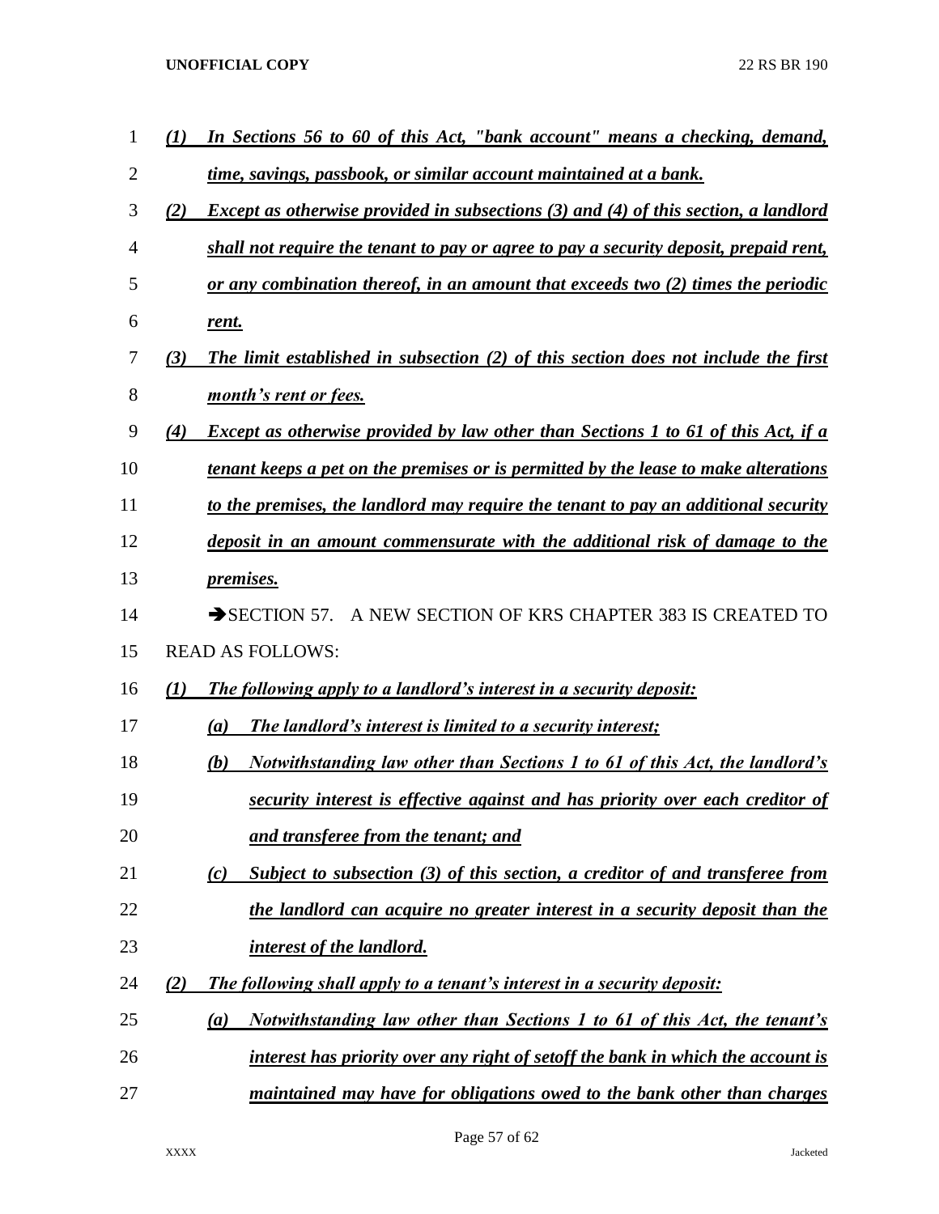*(1)* *In Sections 56 to 60 of this Act, "bank account" means a checking, demand, time, savings, passbook, or similar account maintained at a bank.*

*(2)* *Except as otherwise provided in subsections (3) and (4) of this section, a landlord shall not require the tenant to pay or agree to pay a security deposit, prepaid rent, or any combination thereof, in an amount that exceeds two (2) times the periodic rent.*

*(3)* *The limit established in subsection (2) of this section does not include the first month's rent or fees.*

*(4)* *Except as otherwise provided by law other than Sections 1 to 61 of this Act, if a tenant keeps a pet on the premises or is permitted by the lease to make alterations to the premises, the landlord may require the tenant to pay an additional security deposit in an amount commensurate with the additional risk of damage to the premises.*

➔SECTION 57. A NEW SECTION OF KRS CHAPTER 383 IS CREATED TO READ AS FOLLOWS:

*(1)* *The following apply to a landlord's interest in a security deposit:*

*(a)* *The landlord's interest is limited to a security interest;*

*(b)* *Notwithstanding law other than Sections 1 to 61 of this Act, the landlord's security interest is effective against and has priority over each creditor of and transferee from the tenant; and*

*(c)* *Subject to subsection (3) of this section, a creditor of and transferee from the landlord can acquire no greater interest in a security deposit than the interest of the landlord.*

*(2)* *The following shall apply to a tenant's interest in a security deposit:*

*(a)* *Notwithstanding law other than Sections 1 to 61 of this Act, the tenant's interest has priority over any right of setoff the bank in which the account is maintained may have for obligations owed to the bank other than charges*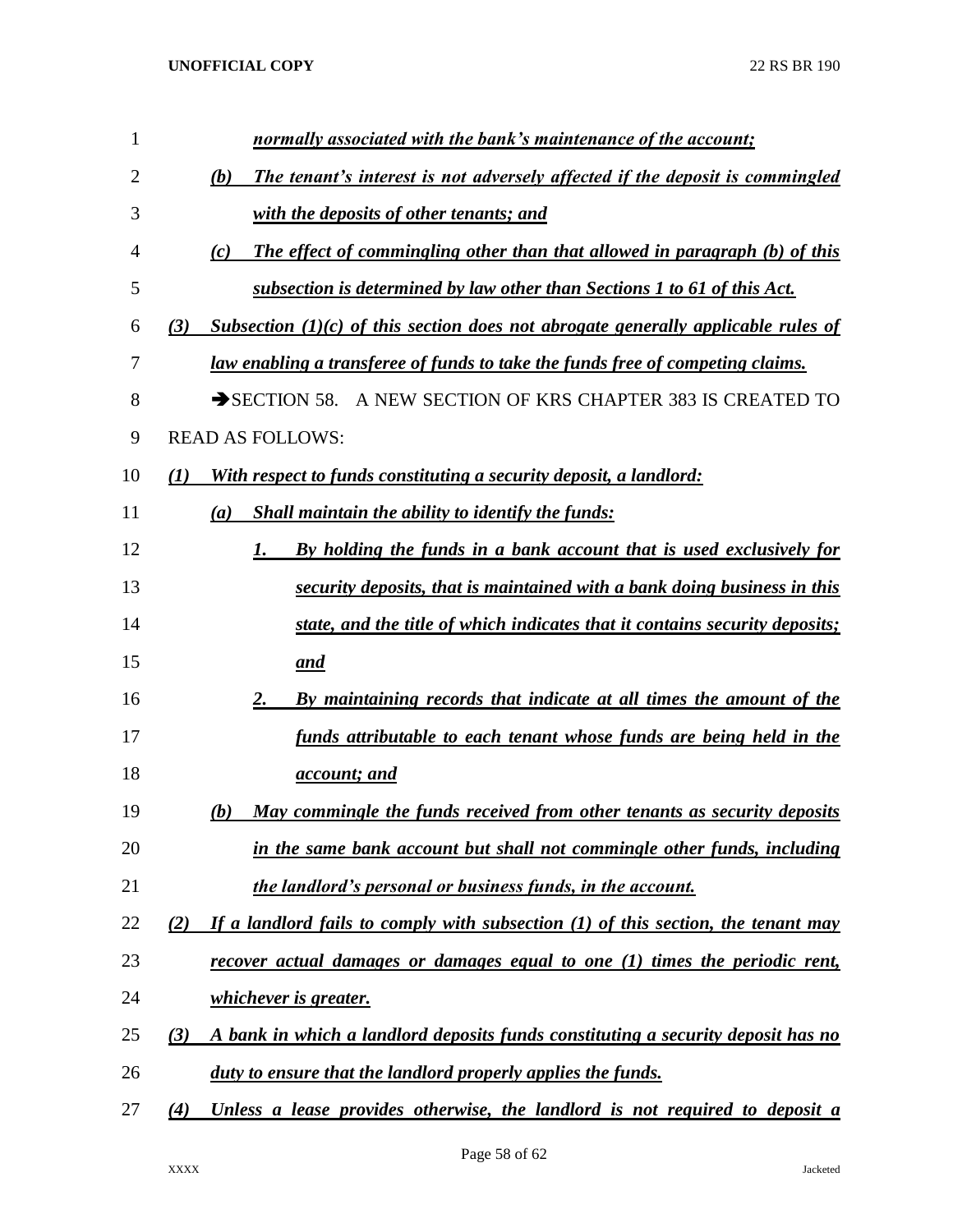*normally associated with the bank's maintenance of the account;*

*(b) The tenant's interest is not adversely affected if the deposit is commingled with the deposits of other tenants; and*

*(c) The effect of commingling other than that allowed in paragraph (b) of this subsection is determined by law other than Sections 1 to 61 of this Act.*

*(3) Subsection (1)(c) of this section does not abrogate generally applicable rules of law enabling a transferee of funds to take the funds free of competing claims.*

➔SECTION 58. A NEW SECTION OF KRS CHAPTER 383 IS CREATED TO READ AS FOLLOWS:

*(1) With respect to funds constituting a security deposit, a landlord:*

*(a) Shall maintain the ability to identify the funds:*

*1. By holding the funds in a bank account that is used exclusively for security deposits, that is maintained with a bank doing business in this state, and the title of which indicates that it contains security deposits; and*

*2. By maintaining records that indicate at all times the amount of the funds attributable to each tenant whose funds are being held in the account; and*

*(b) May commingle the funds received from other tenants as security deposits in the same bank account but shall not commingle other funds, including the landlord's personal or business funds, in the account.*

*(2) If a landlord fails to comply with subsection (1) of this section, the tenant may recover actual damages or damages equal to one (1) times the periodic rent, whichever is greater.*

*(3) A bank in which a landlord deposits funds constituting a security deposit has no duty to ensure that the landlord properly applies the funds.*

*(4) Unless a lease provides otherwise, the landlord is not required to deposit a*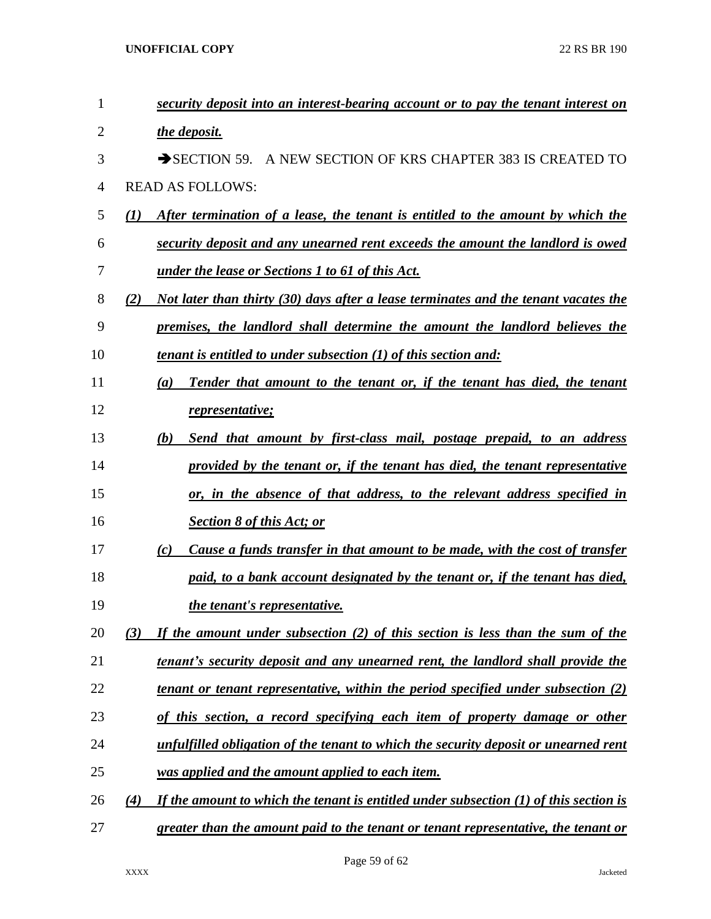***security deposit into an interest-bearing account or to pay the tenant interest on the deposit.***

➔SECTION 59. A NEW SECTION OF KRS CHAPTER 383 IS CREATED TO READ AS FOLLOWS:

***(1) After termination of a lease, the tenant is entitled to the amount by which the security deposit and any unearned rent exceeds the amount the landlord is owed under the lease or Sections 1 to 61 of this Act.***

***(2) Not later than thirty (30) days after a lease terminates and the tenant vacates the premises, the landlord shall determine the amount the landlord believes the tenant is entitled to under subsection (1) of this section and:***

***(a) Tender that amount to the tenant or, if the tenant has died, the tenant representative;***

***(b) Send that amount by first-class mail, postage prepaid, to an address provided by the tenant or, if the tenant has died, the tenant representative or, in the absence of that address, to the relevant address specified in Section 8 of this Act; or***

***(c) Cause a funds transfer in that amount to be made, with the cost of transfer paid, to a bank account designated by the tenant or, if the tenant has died, the tenant's representative.***

***(3) If the amount under subsection (2) of this section is less than the sum of the tenant's security deposit and any unearned rent, the landlord shall provide the tenant or tenant representative, within the period specified under subsection (2) of this section, a record specifying each item of property damage or other unfulfilled obligation of the tenant to which the security deposit or unearned rent was applied and the amount applied to each item.***

***(4) If the amount to which the tenant is entitled under subsection (1) of this section is greater than the amount paid to the tenant or tenant representative, the tenant or***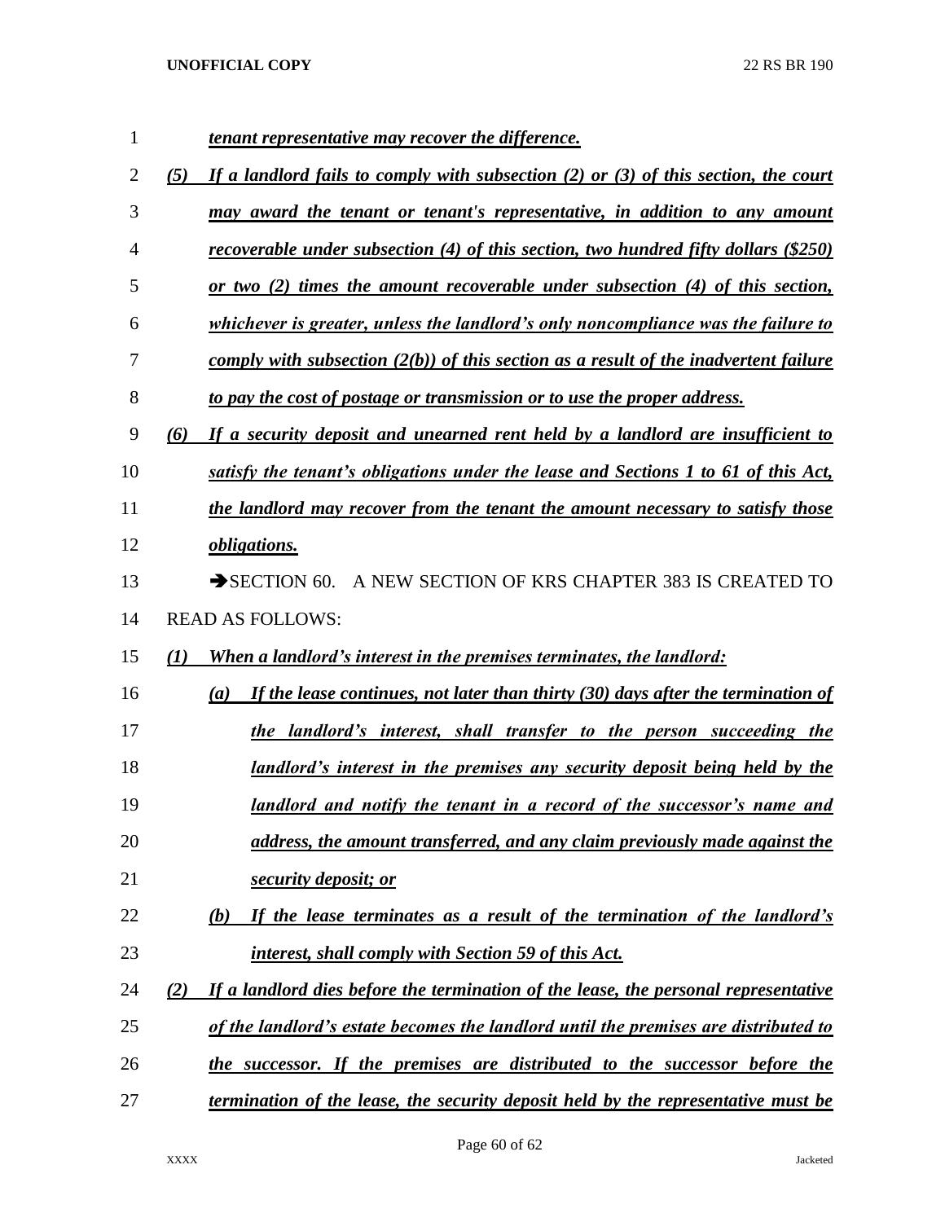*tenant representative may recover the difference.*

*(5) If a landlord fails to comply with subsection (2) or (3) of this section, the court may award the tenant or tenant's representative, in addition to any amount recoverable under subsection (4) of this section, two hundred fifty dollars ($250) or two (2) times the amount recoverable under subsection (4) of this section, whichever is greater, unless the landlord's only noncompliance was the failure to comply with subsection (2(b)) of this section as a result of the inadvertent failure to pay the cost of postage or transmission or to use the proper address.*

*(6) If a security deposit and unearned rent held by a landlord are insufficient to satisfy the tenant's obligations under the lease and Sections 1 to 61 of this Act, the landlord may recover from the tenant the amount necessary to satisfy those obligations.*

➔SECTION 60. A NEW SECTION OF KRS CHAPTER 383 IS CREATED TO READ AS FOLLOWS:

*(1) When a landlord's interest in the premises terminates, the landlord:*

*(a) If the lease continues, not later than thirty (30) days after the termination of the landlord's interest, shall transfer to the person succeeding the landlord's interest in the premises any security deposit being held by the landlord and notify the tenant in a record of the successor's name and address, the amount transferred, and any claim previously made against the security deposit; or*

*(b) If the lease terminates as a result of the termination of the landlord's interest, shall comply with Section 59 of this Act.*

*(2) If a landlord dies before the termination of the lease, the personal representative of the landlord's estate becomes the landlord until the premises are distributed to the successor. If the premises are distributed to the successor before the termination of the lease, the security deposit held by the representative must be*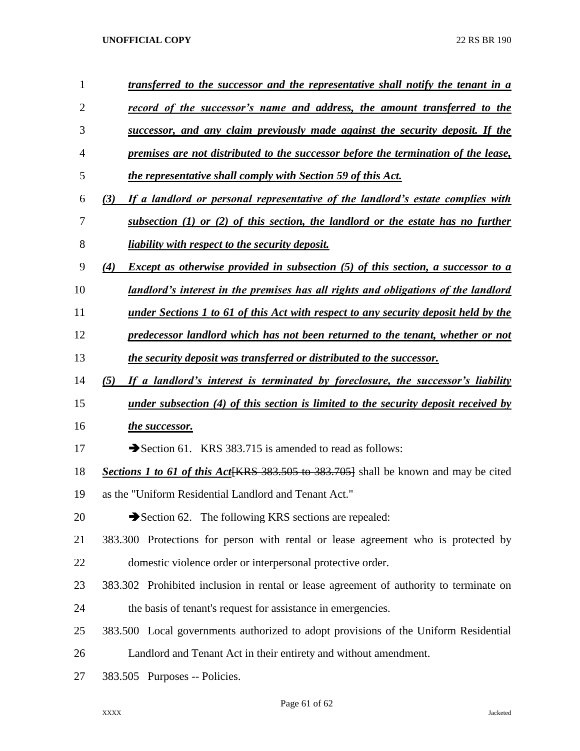***transferred to the successor and the representative shall notify the tenant in a record of the successor's name and address, the amount transferred to the successor, and any claim previously made against the security deposit. If the premises are not distributed to the successor before the termination of the lease, the representative shall comply with Section 59 of this Act.***

***(3) If a landlord or personal representative of the landlord's estate complies with subsection (1) or (2) of this section, the landlord or the estate has no further liability with respect to the security deposit.***

***(4) Except as otherwise provided in subsection (5) of this section, a successor to a landlord's interest in the premises has all rights and obligations of the landlord under Sections 1 to 61 of this Act with respect to any security deposit held by the predecessor landlord which has not been returned to the tenant, whether or not the security deposit was transferred or distributed to the successor.***

***(5) If a landlord's interest is terminated by foreclosure, the successor's liability under subsection (4) of this section is limited to the security deposit received by the successor.***

➔Section 61. KRS 383.715 is amended to read as follows:

***Sections 1 to 61 of this Act***~~[KRS 383.505 to 383.705]~~ shall be known and may be cited as the "Uniform Residential Landlord and Tenant Act."

➔Section 62. The following KRS sections are repealed:

383.300 Protections for person with rental or lease agreement who is protected by domestic violence order or interpersonal protective order.

383.302 Prohibited inclusion in rental or lease agreement of authority to terminate on the basis of tenant's request for assistance in emergencies.

383.500 Local governments authorized to adopt provisions of the Uniform Residential Landlord and Tenant Act in their entirety and without amendment.

383.505 Purposes -- Policies.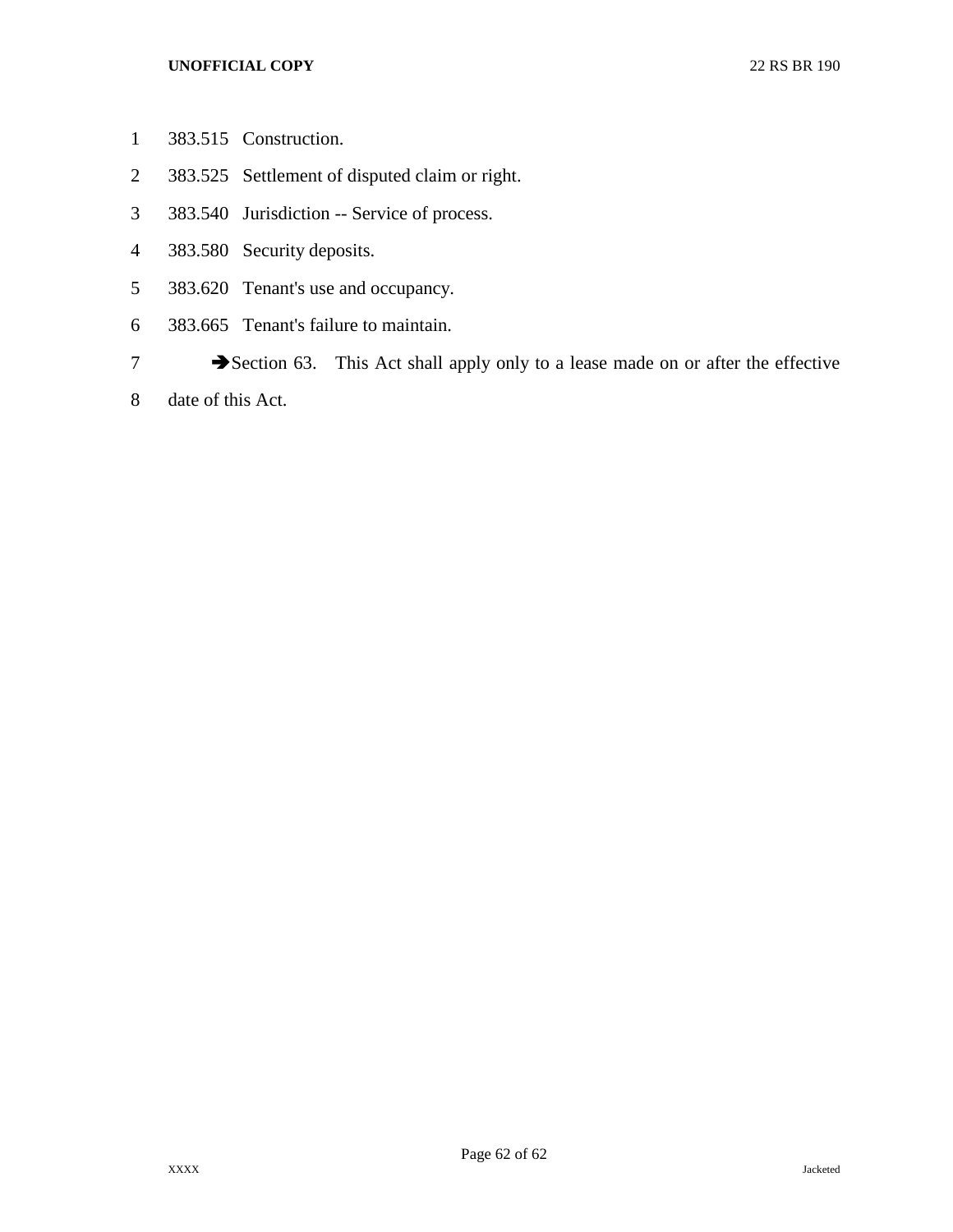383.515 Construction.

383.525 Settlement of disputed claim or right.

383.540 Jurisdiction -- Service of process.

383.580 Security deposits.

383.620 Tenant's use and occupancy.

383.665 Tenant's failure to maintain.

➔Section 63. This Act shall apply only to a lease made on or after the effective date of this Act.